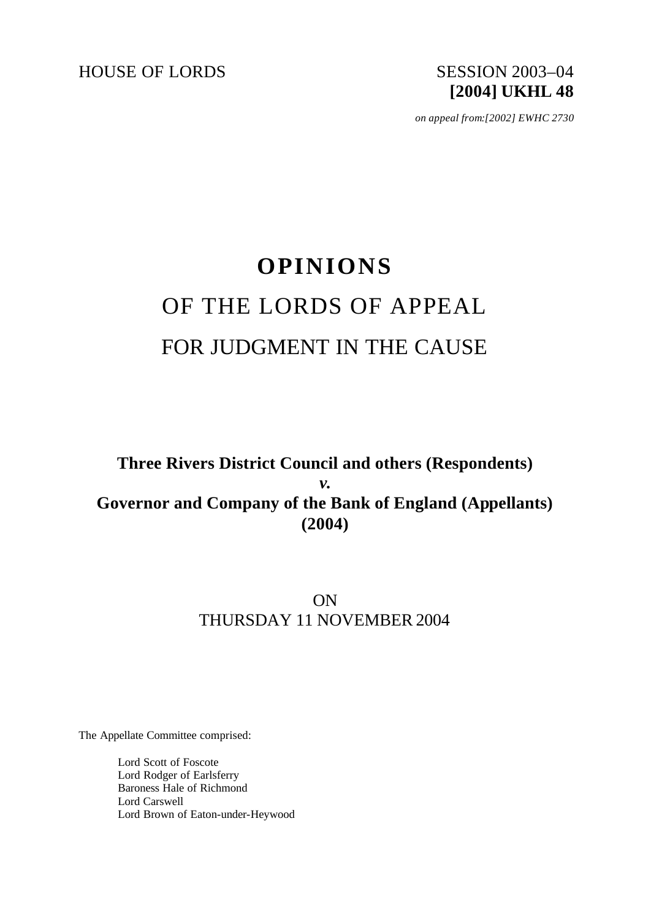HOUSE OF LORDS

SESSION 2003–04
**[2004] UKHL 48**

*on appeal from:[2002] EWHC 2730*

# OPINIONS

## OF THE LORDS OF APPEAL

## FOR JUDGMENT IN THE CAUSE

**Three Rivers District Council and others (Respondents)**
***v.***
**Governor and Company of the Bank of England (Appellants)**
**(2004)**

ON
THURSDAY 11 NOVEMBER 2004

The Appellate Committee comprised:

Lord Scott of Foscote
Lord Rodger of Earlsferry
Baroness Hale of Richmond
Lord Carswell
Lord Brown of Eaton-under-Heywood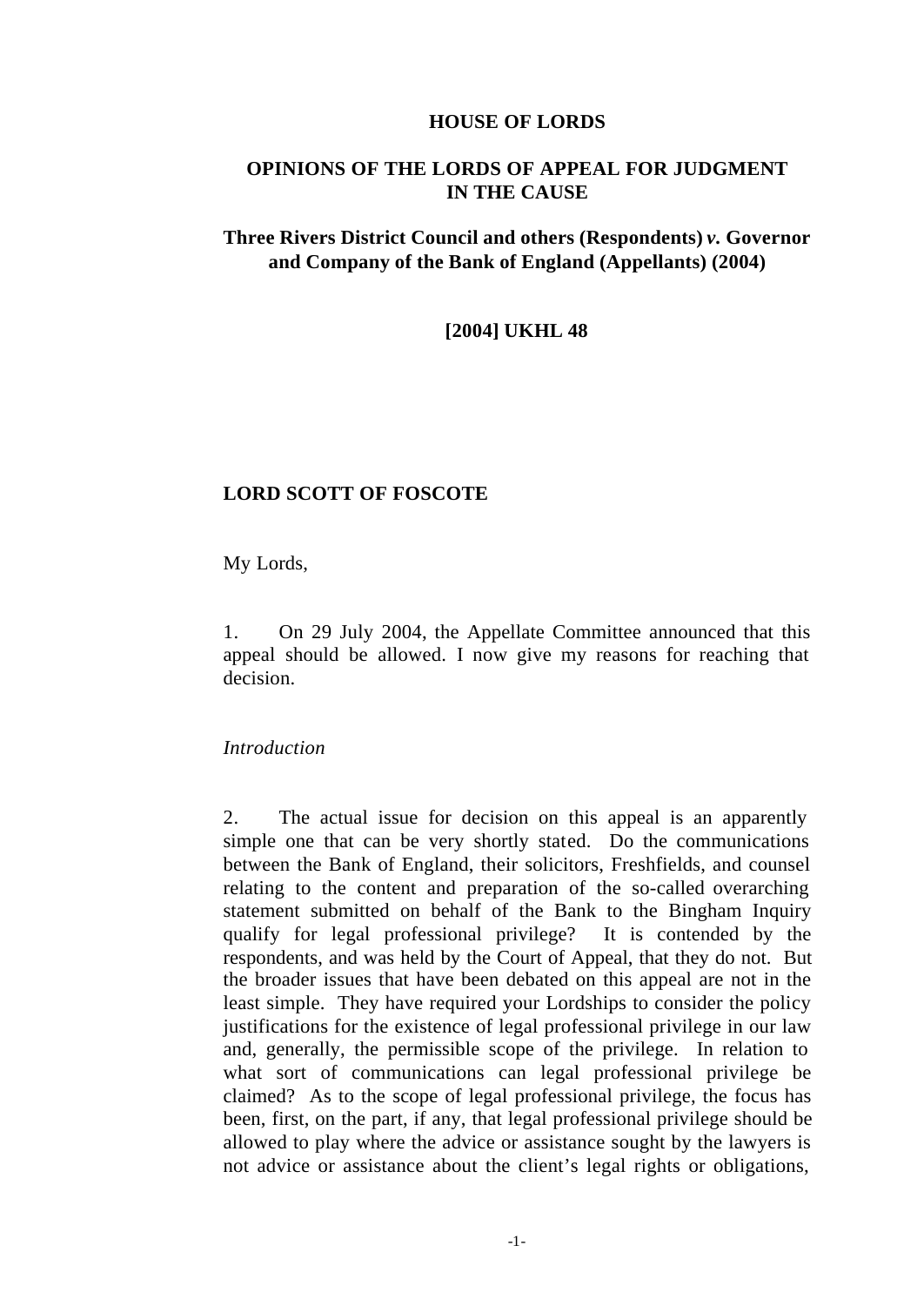**HOUSE OF LORDS**

**OPINIONS OF THE LORDS OF APPEAL FOR JUDGMENT IN THE CAUSE**

**Three Rivers District Council and others (Respondents) *v.* Governor and Company of the Bank of England (Appellants) (2004)**

**[2004] UKHL 48**

**LORD SCOTT OF FOSCOTE**

My Lords,

1. On 29 July 2004, the Appellate Committee announced that this appeal should be allowed. I now give my reasons for reaching that decision.

*Introduction*

2. The actual issue for decision on this appeal is an apparently simple one that can be very shortly stated. Do the communications between the Bank of England, their solicitors, Freshfields, and counsel relating to the content and preparation of the so-called overarching statement submitted on behalf of the Bank to the Bingham Inquiry qualify for legal professional privilege? It is contended by the respondents, and was held by the Court of Appeal, that they do not. But the broader issues that have been debated on this appeal are not in the least simple. They have required your Lordships to consider the policy justifications for the existence of legal professional privilege in our law and, generally, the permissible scope of the privilege. In relation to what sort of communications can legal professional privilege be claimed? As to the scope of legal professional privilege, the focus has been, first, on the part, if any, that legal professional privilege should be allowed to play where the advice or assistance sought by the lawyers is not advice or assistance about the client's legal rights or obligations,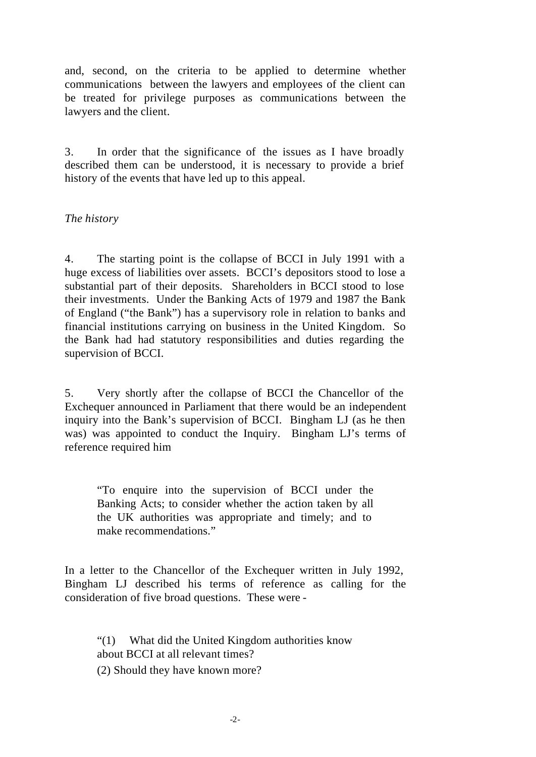and, second, on the criteria to be applied to determine whether communications between the lawyers and employees of the client can be treated for privilege purposes as communications between the lawyers and the client.

3. In order that the significance of the issues as I have broadly described them can be understood, it is necessary to provide a brief history of the events that have led up to this appeal.

*The history*

4. The starting point is the collapse of BCCI in July 1991 with a huge excess of liabilities over assets. BCCI's depositors stood to lose a substantial part of their deposits. Shareholders in BCCI stood to lose their investments. Under the Banking Acts of 1979 and 1987 the Bank of England ("the Bank") has a supervisory role in relation to banks and financial institutions carrying on business in the United Kingdom. So the Bank had had statutory responsibilities and duties regarding the supervision of BCCI.

5. Very shortly after the collapse of BCCI the Chancellor of the Exchequer announced in Parliament that there would be an independent inquiry into the Bank's supervision of BCCI. Bingham LJ (as he then was) was appointed to conduct the Inquiry. Bingham LJ's terms of reference required him

> "To enquire into the supervision of BCCI under the Banking Acts; to consider whether the action taken by all the UK authorities was appropriate and timely; and to make recommendations."

In a letter to the Chancellor of the Exchequer written in July 1992, Bingham LJ described his terms of reference as calling for the consideration of five broad questions. These were -

> "(1) What did the United Kingdom authorities know about BCCI at all relevant times?
>
> (2) Should they have known more?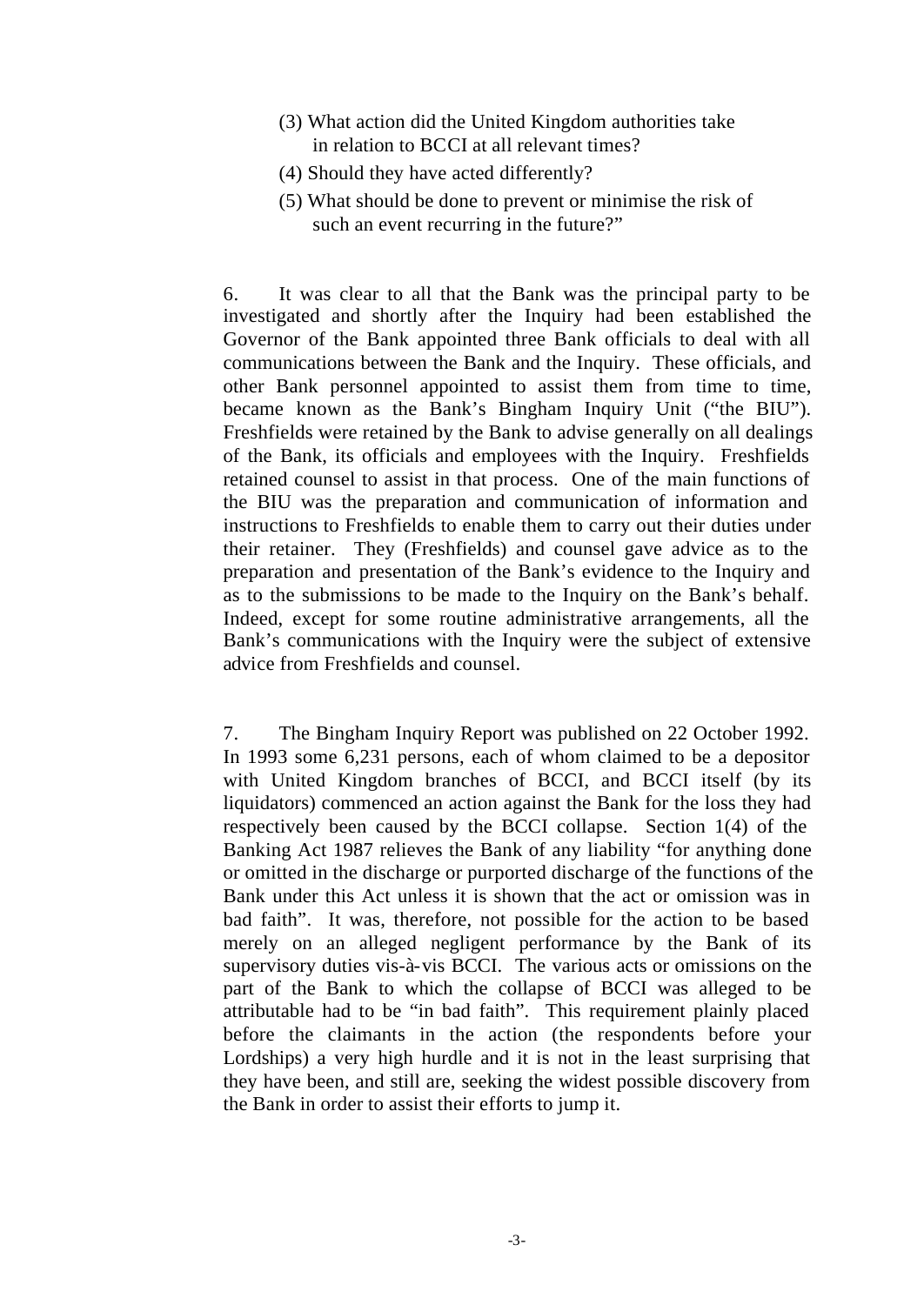> (3) What action did the United Kingdom authorities take in relation to BCCI at all relevant times?
>
> (4) Should they have acted differently?
>
> (5) What should be done to prevent or minimise the risk of such an event recurring in the future?"

6. It was clear to all that the Bank was the principal party to be investigated and shortly after the Inquiry had been established the Governor of the Bank appointed three Bank officials to deal with all communications between the Bank and the Inquiry. These officials, and other Bank personnel appointed to assist them from time to time, became known as the Bank's Bingham Inquiry Unit ("the BIU"). Freshfields were retained by the Bank to advise generally on all dealings of the Bank, its officials and employees with the Inquiry. Freshfields retained counsel to assist in that process. One of the main functions of the BIU was the preparation and communication of information and instructions to Freshfields to enable them to carry out their duties under their retainer. They (Freshfields) and counsel gave advice as to the preparation and presentation of the Bank's evidence to the Inquiry and as to the submissions to be made to the Inquiry on the Bank's behalf. Indeed, except for some routine administrative arrangements, all the Bank's communications with the Inquiry were the subject of extensive advice from Freshfields and counsel.

7. The Bingham Inquiry Report was published on 22 October 1992. In 1993 some 6,231 persons, each of whom claimed to be a depositor with United Kingdom branches of BCCI, and BCCI itself (by its liquidators) commenced an action against the Bank for the loss they had respectively been caused by the BCCI collapse. Section 1(4) of the Banking Act 1987 relieves the Bank of any liability "for anything done or omitted in the discharge or purported discharge of the functions of the Bank under this Act unless it is shown that the act or omission was in bad faith". It was, therefore, not possible for the action to be based merely on an alleged negligent performance by the Bank of its supervisory duties vis-à-vis BCCI. The various acts or omissions on the part of the Bank to which the collapse of BCCI was alleged to be attributable had to be "in bad faith". This requirement plainly placed before the claimants in the action (the respondents before your Lordships) a very high hurdle and it is not in the least surprising that they have been, and still are, seeking the widest possible discovery from the Bank in order to assist their efforts to jump it.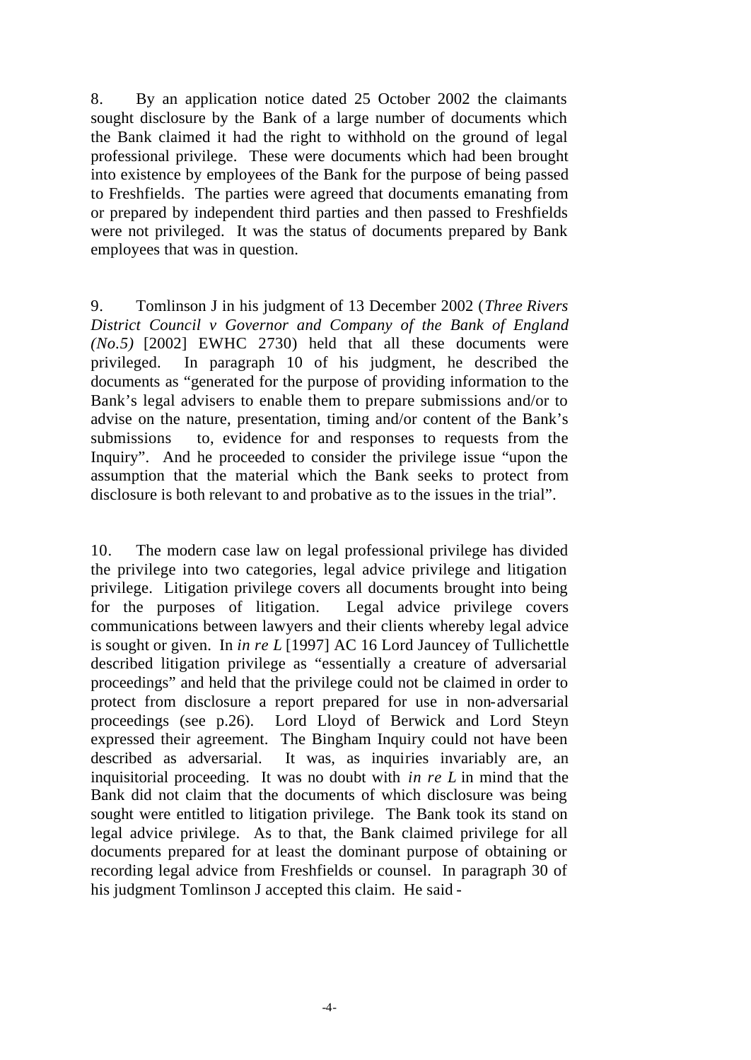8. By an application notice dated 25 October 2002 the claimants sought disclosure by the Bank of a large number of documents which the Bank claimed it had the right to withhold on the ground of legal professional privilege. These were documents which had been brought into existence by employees of the Bank for the purpose of being passed to Freshfields. The parties were agreed that documents emanating from or prepared by independent third parties and then passed to Freshfields were not privileged. It was the status of documents prepared by Bank employees that was in question.

9. Tomlinson J in his judgment of 13 December 2002 (*Three Rivers District Council v Governor and Company of the Bank of England (No.5)* [2002] EWHC 2730) held that all these documents were privileged. In paragraph 10 of his judgment, he described the documents as "generated for the purpose of providing information to the Bank's legal advisers to enable them to prepare submissions and/or to advise on the nature, presentation, timing and/or content of the Bank's submissions to, evidence for and responses to requests from the Inquiry". And he proceeded to consider the privilege issue "upon the assumption that the material which the Bank seeks to protect from disclosure is both relevant to and probative as to the issues in the trial".

10. The modern case law on legal professional privilege has divided the privilege into two categories, legal advice privilege and litigation privilege. Litigation privilege covers all documents brought into being for the purposes of litigation. Legal advice privilege covers communications between lawyers and their clients whereby legal advice is sought or given. In *in re L* [1997] AC 16 Lord Jauncey of Tullichettle described litigation privilege as "essentially a creature of adversarial proceedings" and held that the privilege could not be claimed in order to protect from disclosure a report prepared for use in non-adversarial proceedings (see p.26). Lord Lloyd of Berwick and Lord Steyn expressed their agreement. The Bingham Inquiry could not have been described as adversarial. It was, as inquiries invariably are, an inquisitorial proceeding. It was no doubt with *in re L* in mind that the Bank did not claim that the documents of which disclosure was being sought were entitled to litigation privilege. The Bank took its stand on legal advice privilege. As to that, the Bank claimed privilege for all documents prepared for at least the dominant purpose of obtaining or recording legal advice from Freshfields or counsel. In paragraph 30 of his judgment Tomlinson J accepted this claim. He said -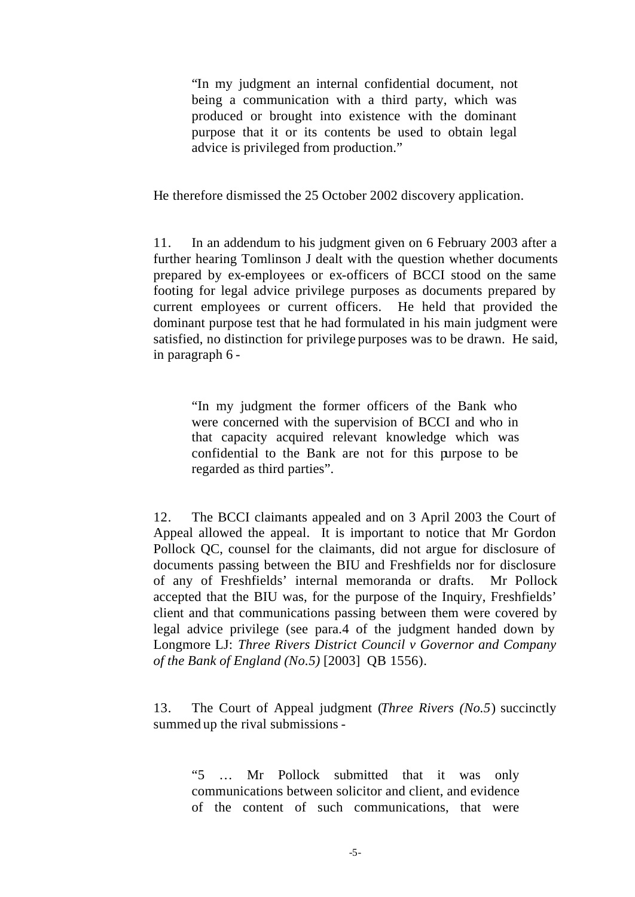> "In my judgment an internal confidential document, not being a communication with a third party, which was produced or brought into existence with the dominant purpose that it or its contents be used to obtain legal advice is privileged from production."

He therefore dismissed the 25 October 2002 discovery application.

11. In an addendum to his judgment given on 6 February 2003 after a further hearing Tomlinson J dealt with the question whether documents prepared by ex-employees or ex-officers of BCCI stood on the same footing for legal advice privilege purposes as documents prepared by current employees or current officers. He held that provided the dominant purpose test that he had formulated in his main judgment were satisfied, no distinction for privilege purposes was to be drawn. He said, in paragraph 6 -

> "In my judgment the former officers of the Bank who were concerned with the supervision of BCCI and who in that capacity acquired relevant knowledge which was confidential to the Bank are not for this purpose to be regarded as third parties".

12. The BCCI claimants appealed and on 3 April 2003 the Court of Appeal allowed the appeal. It is important to notice that Mr Gordon Pollock QC, counsel for the claimants, did not argue for disclosure of documents passing between the BIU and Freshfields nor for disclosure of any of Freshfields' internal memoranda or drafts. Mr Pollock accepted that the BIU was, for the purpose of the Inquiry, Freshfields' client and that communications passing between them were covered by legal advice privilege (see para.4 of the judgment handed down by Longmore LJ: *Three Rivers District Council v Governor and Company of the Bank of England (No.5)* [2003] QB 1556).

13. The Court of Appeal judgment (*Three Rivers (No.5)*) succinctly summed up the rival submissions -

> "5 … Mr Pollock submitted that it was only communications between solicitor and client, and evidence of the content of such communications, that were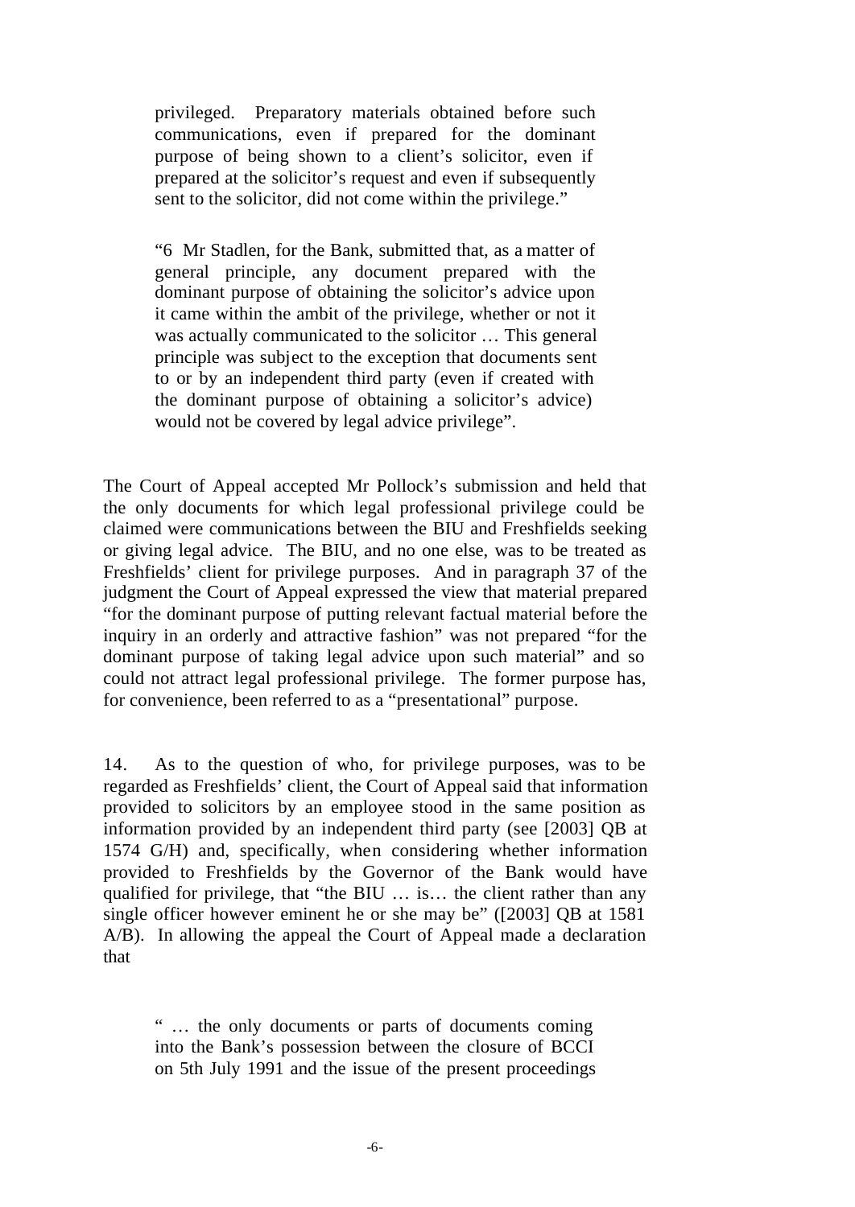> privileged. Preparatory materials obtained before such communications, even if prepared for the dominant purpose of being shown to a client's solicitor, even if prepared at the solicitor's request and even if subsequently sent to the solicitor, did not come within the privilege."

> "6 Mr Stadlen, for the Bank, submitted that, as a matter of general principle, any document prepared with the dominant purpose of obtaining the solicitor's advice upon it came within the ambit of the privilege, whether or not it was actually communicated to the solicitor … This general principle was subject to the exception that documents sent to or by an independent third party (even if created with the dominant purpose of obtaining a solicitor's advice) would not be covered by legal advice privilege".

The Court of Appeal accepted Mr Pollock's submission and held that the only documents for which legal professional privilege could be claimed were communications between the BIU and Freshfields seeking or giving legal advice. The BIU, and no one else, was to be treated as Freshfields' client for privilege purposes. And in paragraph 37 of the judgment the Court of Appeal expressed the view that material prepared "for the dominant purpose of putting relevant factual material before the inquiry in an orderly and attractive fashion" was not prepared "for the dominant purpose of taking legal advice upon such material" and so could not attract legal professional privilege. The former purpose has, for convenience, been referred to as a "presentational" purpose.

14. As to the question of who, for privilege purposes, was to be regarded as Freshfields' client, the Court of Appeal said that information provided to solicitors by an employee stood in the same position as information provided by an independent third party (see [2003] QB at 1574 G/H) and, specifically, when considering whether information provided to Freshfields by the Governor of the Bank would have qualified for privilege, that "the BIU … is… the client rather than any single officer however eminent he or she may be" ([2003] QB at 1581 A/B). In allowing the appeal the Court of Appeal made a declaration that

> " … the only documents or parts of documents coming into the Bank's possession between the closure of BCCI on 5th July 1991 and the issue of the present proceedings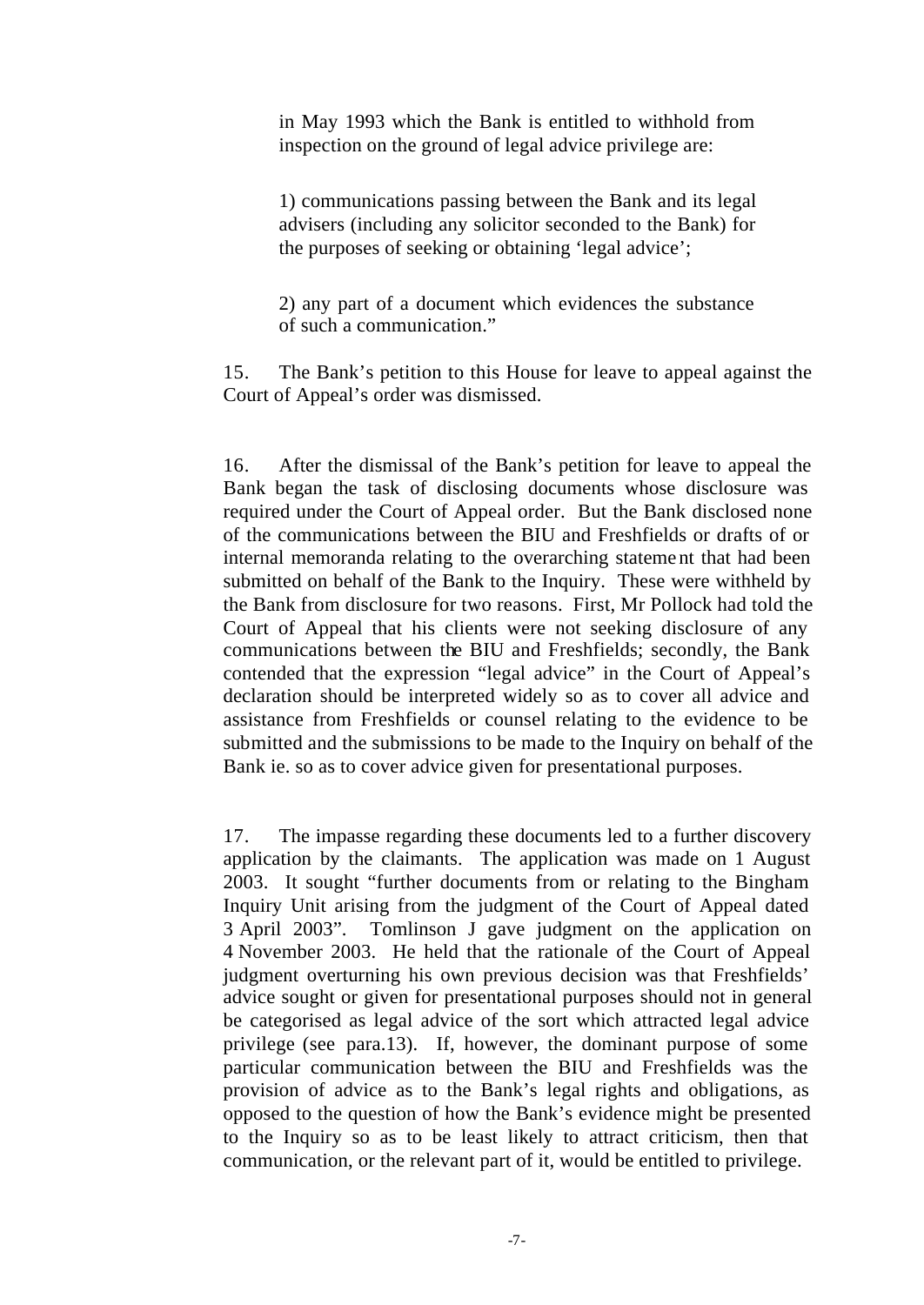in May 1993 which the Bank is entitled to withhold from inspection on the ground of legal advice privilege are:

1) communications passing between the Bank and its legal advisers (including any solicitor seconded to the Bank) for the purposes of seeking or obtaining 'legal advice';

2) any part of a document which evidences the substance of such a communication."

15. The Bank's petition to this House for leave to appeal against the Court of Appeal's order was dismissed.

16. After the dismissal of the Bank's petition for leave to appeal the Bank began the task of disclosing documents whose disclosure was required under the Court of Appeal order. But the Bank disclosed none of the communications between the BIU and Freshfields or drafts of or internal memoranda relating to the overarching statement that had been submitted on behalf of the Bank to the Inquiry. These were withheld by the Bank from disclosure for two reasons. First, Mr Pollock had told the Court of Appeal that his clients were not seeking disclosure of any communications between the BIU and Freshfields; secondly, the Bank contended that the expression "legal advice" in the Court of Appeal's declaration should be interpreted widely so as to cover all advice and assistance from Freshfields or counsel relating to the evidence to be submitted and the submissions to be made to the Inquiry on behalf of the Bank ie. so as to cover advice given for presentational purposes.

17. The impasse regarding these documents led to a further discovery application by the claimants. The application was made on 1 August 2003. It sought "further documents from or relating to the Bingham Inquiry Unit arising from the judgment of the Court of Appeal dated 3 April 2003". Tomlinson J gave judgment on the application on 4 November 2003. He held that the rationale of the Court of Appeal judgment overturning his own previous decision was that Freshfields' advice sought or given for presentational purposes should not in general be categorised as legal advice of the sort which attracted legal advice privilege (see para.13). If, however, the dominant purpose of some particular communication between the BIU and Freshfields was the provision of advice as to the Bank's legal rights and obligations, as opposed to the question of how the Bank's evidence might be presented to the Inquiry so as to be least likely to attract criticism, then that communication, or the relevant part of it, would be entitled to privilege.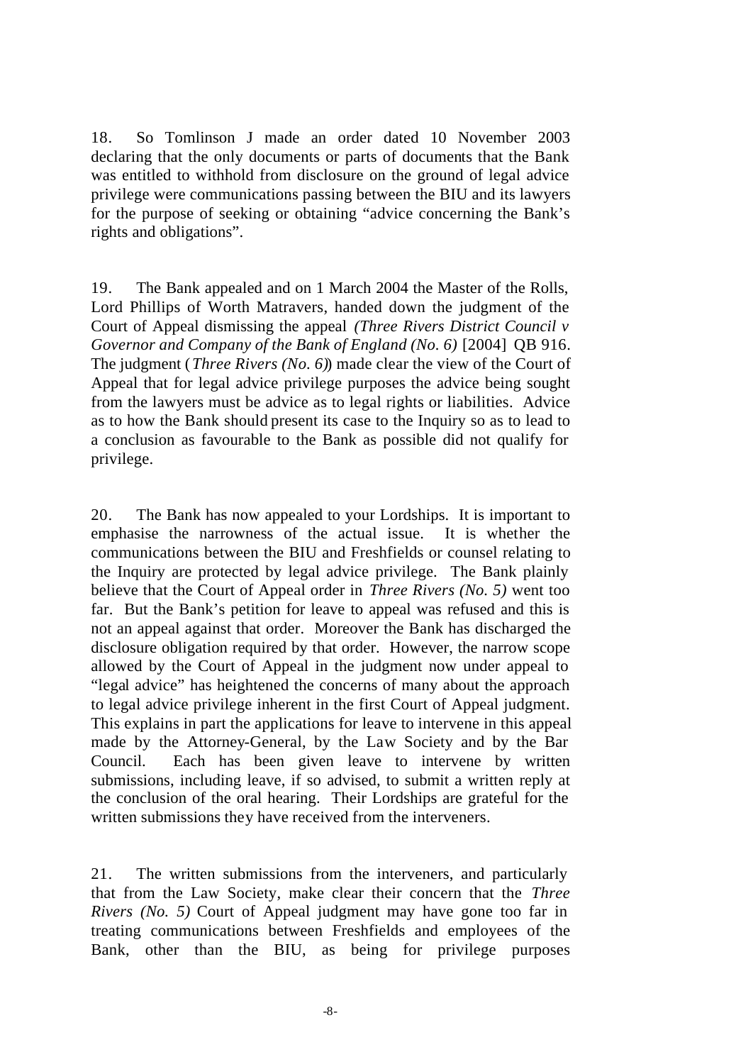18. So Tomlinson J made an order dated 10 November 2003 declaring that the only documents or parts of documents that the Bank was entitled to withhold from disclosure on the ground of legal advice privilege were communications passing between the BIU and its lawyers for the purpose of seeking or obtaining "advice concerning the Bank's rights and obligations".

19. The Bank appealed and on 1 March 2004 the Master of the Rolls, Lord Phillips of Worth Matravers, handed down the judgment of the Court of Appeal dismissing the appeal *(Three Rivers District Council v Governor and Company of the Bank of England (No. 6)* [2004] QB 916. The judgment (*Three Rivers (No. 6)*) made clear the view of the Court of Appeal that for legal advice privilege purposes the advice being sought from the lawyers must be advice as to legal rights or liabilities. Advice as to how the Bank should present its case to the Inquiry so as to lead to a conclusion as favourable to the Bank as possible did not qualify for privilege.

20. The Bank has now appealed to your Lordships. It is important to emphasise the narrowness of the actual issue. It is whether the communications between the BIU and Freshfields or counsel relating to the Inquiry are protected by legal advice privilege. The Bank plainly believe that the Court of Appeal order in *Three Rivers (No. 5)* went too far. But the Bank's petition for leave to appeal was refused and this is not an appeal against that order. Moreover the Bank has discharged the disclosure obligation required by that order. However, the narrow scope allowed by the Court of Appeal in the judgment now under appeal to "legal advice" has heightened the concerns of many about the approach to legal advice privilege inherent in the first Court of Appeal judgment. This explains in part the applications for leave to intervene in this appeal made by the Attorney-General, by the Law Society and by the Bar Council. Each has been given leave to intervene by written submissions, including leave, if so advised, to submit a written reply at the conclusion of the oral hearing. Their Lordships are grateful for the written submissions they have received from the interveners.

21. The written submissions from the interveners, and particularly that from the Law Society, make clear their concern that the *Three Rivers (No. 5)* Court of Appeal judgment may have gone too far in treating communications between Freshfields and employees of the Bank, other than the BIU, as being for privilege purposes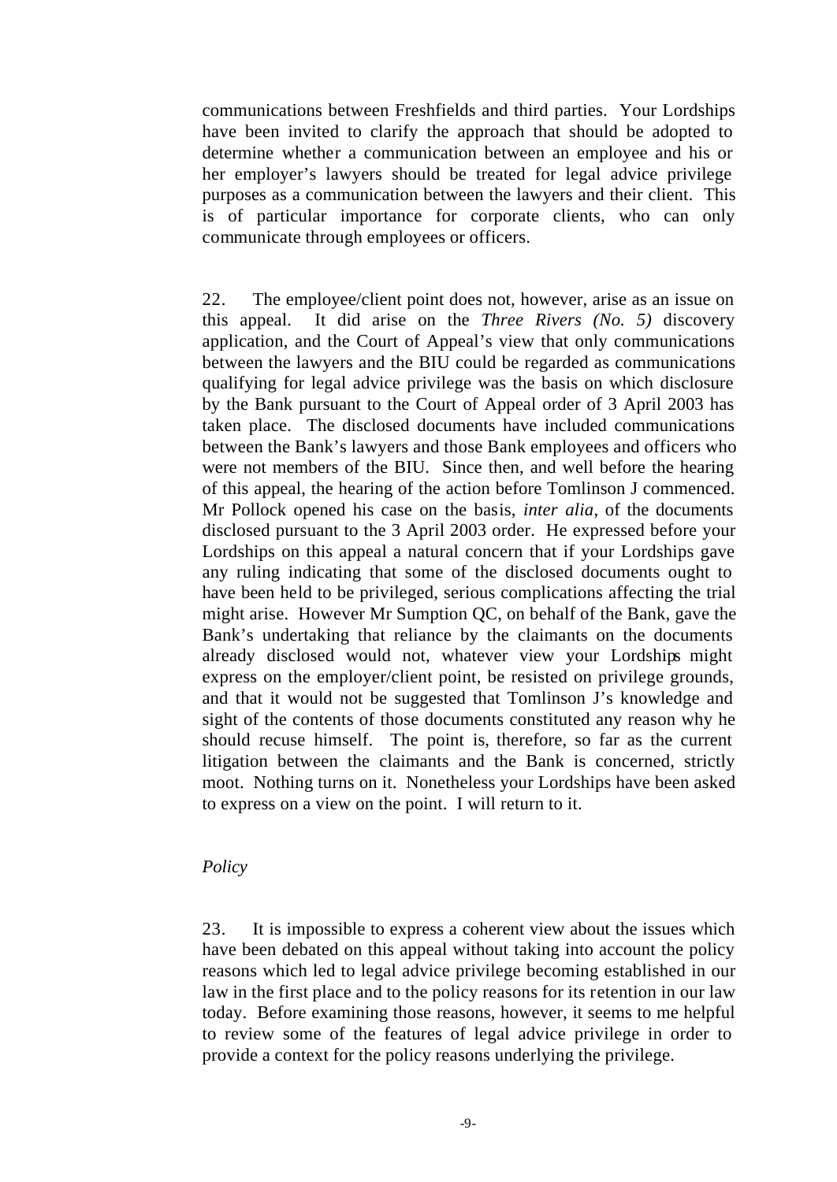communications between Freshfields and third parties. Your Lordships have been invited to clarify the approach that should be adopted to determine whether a communication between an employee and his or her employer's lawyers should be treated for legal advice privilege purposes as a communication between the lawyers and their client. This is of particular importance for corporate clients, who can only communicate through employees or officers.

22. The employee/client point does not, however, arise as an issue on this appeal. It did arise on the *Three Rivers (No. 5)* discovery application, and the Court of Appeal's view that only communications between the lawyers and the BIU could be regarded as communications qualifying for legal advice privilege was the basis on which disclosure by the Bank pursuant to the Court of Appeal order of 3 April 2003 has taken place. The disclosed documents have included communications between the Bank's lawyers and those Bank employees and officers who were not members of the BIU. Since then, and well before the hearing of this appeal, the hearing of the action before Tomlinson J commenced. Mr Pollock opened his case on the basis, *inter alia*, of the documents disclosed pursuant to the 3 April 2003 order. He expressed before your Lordships on this appeal a natural concern that if your Lordships gave any ruling indicating that some of the disclosed documents ought to have been held to be privileged, serious complications affecting the trial might arise. However Mr Sumption QC, on behalf of the Bank, gave the Bank's undertaking that reliance by the claimants on the documents already disclosed would not, whatever view your Lordships might express on the employer/client point, be resisted on privilege grounds, and that it would not be suggested that Tomlinson J's knowledge and sight of the contents of those documents constituted any reason why he should recuse himself. The point is, therefore, so far as the current litigation between the claimants and the Bank is concerned, strictly moot. Nothing turns on it. Nonetheless your Lordships have been asked to express on a view on the point. I will return to it.

*Policy*

23. It is impossible to express a coherent view about the issues which have been debated on this appeal without taking into account the policy reasons which led to legal advice privilege becoming established in our law in the first place and to the policy reasons for its retention in our law today. Before examining those reasons, however, it seems to me helpful to review some of the features of legal advice privilege in order to provide a context for the policy reasons underlying the privilege.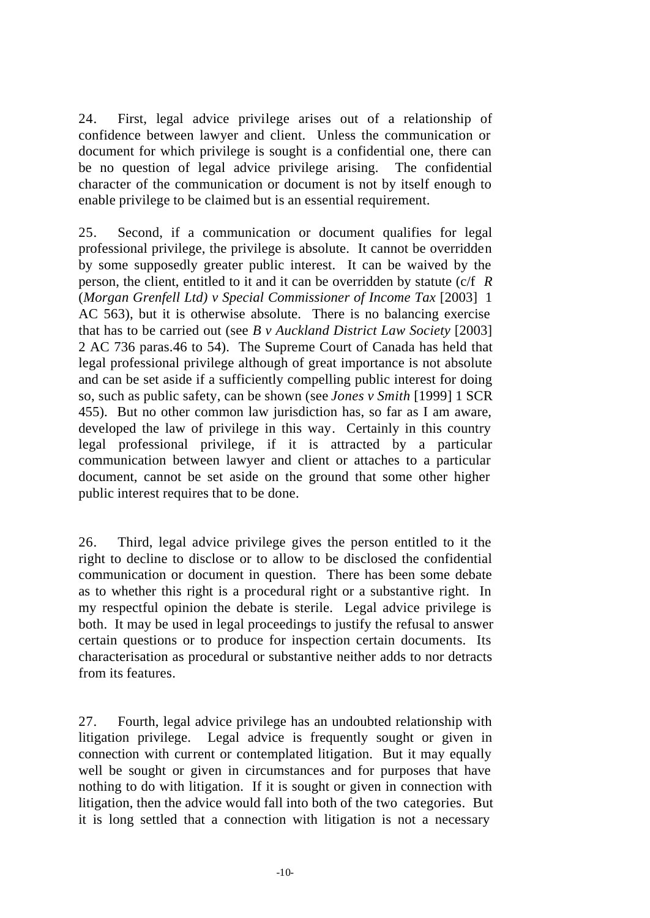24. First, legal advice privilege arises out of a relationship of confidence between lawyer and client. Unless the communication or document for which privilege is sought is a confidential one, there can be no question of legal advice privilege arising. The confidential character of the communication or document is not by itself enough to enable privilege to be claimed but is an essential requirement.

25. Second, if a communication or document qualifies for legal professional privilege, the privilege is absolute. It cannot be overridden by some supposedly greater public interest. It can be waived by the person, the client, entitled to it and it can be overridden by statute (c/f *R* (*Morgan Grenfell Ltd) v Special Commissioner of Income Tax* [2003] 1 AC 563), but it is otherwise absolute. There is no balancing exercise that has to be carried out (see *B v Auckland District Law Society* [2003] 2 AC 736 paras.46 to 54). The Supreme Court of Canada has held that legal professional privilege although of great importance is not absolute and can be set aside if a sufficiently compelling public interest for doing so, such as public safety, can be shown (see *Jones v Smith* [1999] 1 SCR 455). But no other common law jurisdiction has, so far as I am aware, developed the law of privilege in this way. Certainly in this country legal professional privilege, if it is attracted by a particular communication between lawyer and client or attaches to a particular document, cannot be set aside on the ground that some other higher public interest requires that to be done.

26. Third, legal advice privilege gives the person entitled to it the right to decline to disclose or to allow to be disclosed the confidential communication or document in question. There has been some debate as to whether this right is a procedural right or a substantive right. In my respectful opinion the debate is sterile. Legal advice privilege is both. It may be used in legal proceedings to justify the refusal to answer certain questions or to produce for inspection certain documents. Its characterisation as procedural or substantive neither adds to nor detracts from its features.

27. Fourth, legal advice privilege has an undoubted relationship with litigation privilege. Legal advice is frequently sought or given in connection with current or contemplated litigation. But it may equally well be sought or given in circumstances and for purposes that have nothing to do with litigation. If it is sought or given in connection with litigation, then the advice would fall into both of the two categories. But it is long settled that a connection with litigation is not a necessary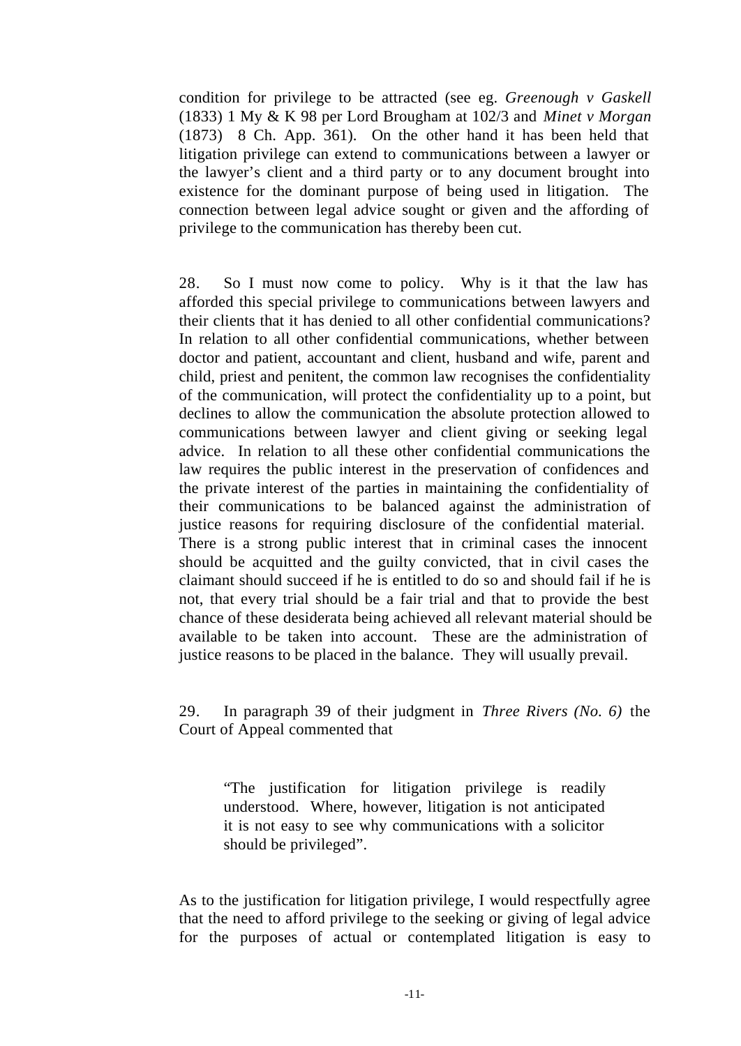condition for privilege to be attracted (see eg. *Greenough v Gaskell* (1833) 1 My & K 98 per Lord Brougham at 102/3 and *Minet v Morgan* (1873) 8 Ch. App. 361). On the other hand it has been held that litigation privilege can extend to communications between a lawyer or the lawyer's client and a third party or to any document brought into existence for the dominant purpose of being used in litigation. The connection between legal advice sought or given and the affording of privilege to the communication has thereby been cut.

28. So I must now come to policy. Why is it that the law has afforded this special privilege to communications between lawyers and their clients that it has denied to all other confidential communications? In relation to all other confidential communications, whether between doctor and patient, accountant and client, husband and wife, parent and child, priest and penitent, the common law recognises the confidentiality of the communication, will protect the confidentiality up to a point, but declines to allow the communication the absolute protection allowed to communications between lawyer and client giving or seeking legal advice. In relation to all these other confidential communications the law requires the public interest in the preservation of confidences and the private interest of the parties in maintaining the confidentiality of their communications to be balanced against the administration of justice reasons for requiring disclosure of the confidential material. There is a strong public interest that in criminal cases the innocent should be acquitted and the guilty convicted, that in civil cases the claimant should succeed if he is entitled to do so and should fail if he is not, that every trial should be a fair trial and that to provide the best chance of these desiderata being achieved all relevant material should be available to be taken into account. These are the administration of justice reasons to be placed in the balance. They will usually prevail.

29. In paragraph 39 of their judgment in *Three Rivers (No. 6)* the Court of Appeal commented that

> "The justification for litigation privilege is readily understood. Where, however, litigation is not anticipated it is not easy to see why communications with a solicitor should be privileged".

As to the justification for litigation privilege, I would respectfully agree that the need to afford privilege to the seeking or giving of legal advice for the purposes of actual or contemplated litigation is easy to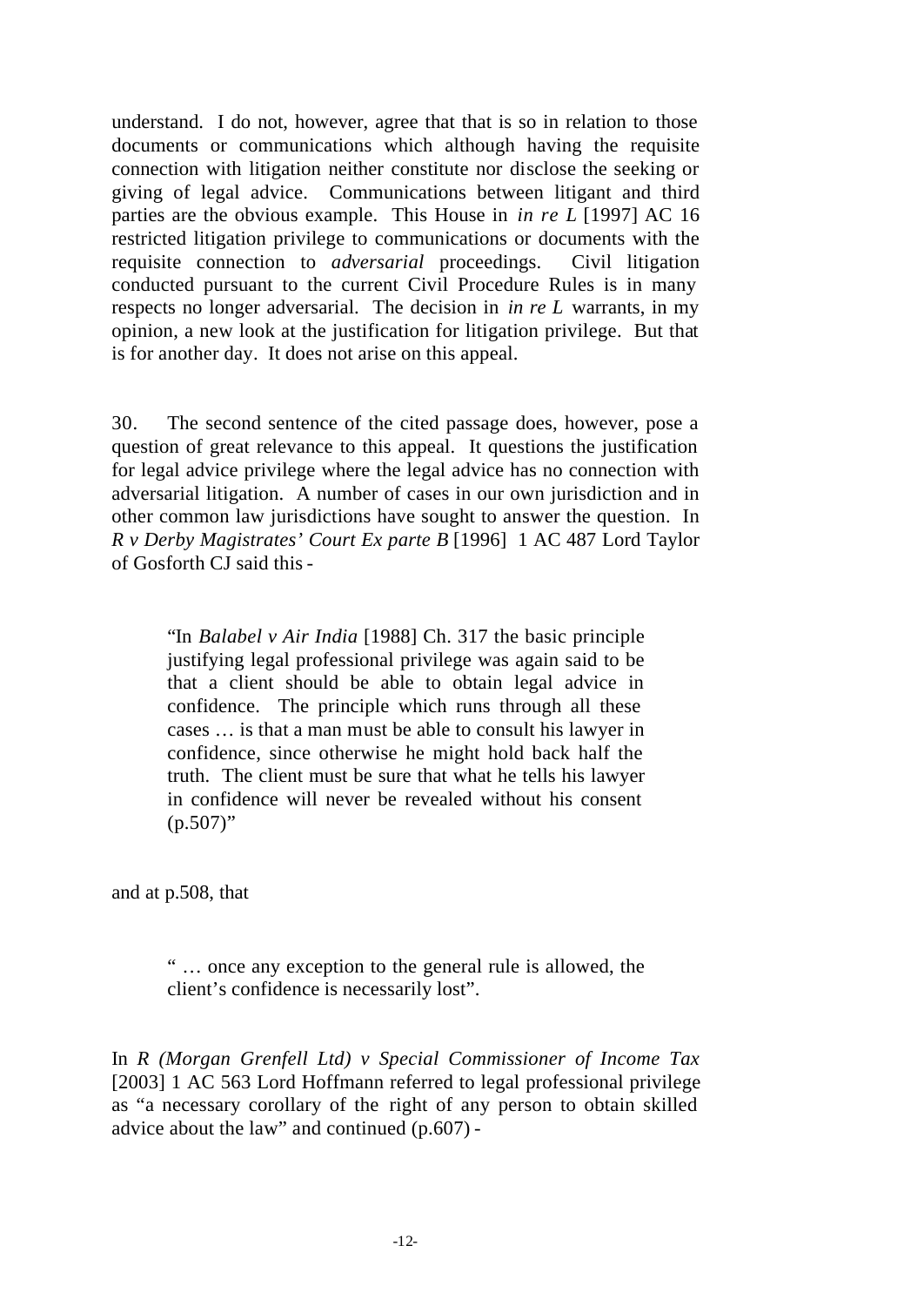understand. I do not, however, agree that that is so in relation to those documents or communications which although having the requisite connection with litigation neither constitute nor disclose the seeking or giving of legal advice. Communications between litigant and third parties are the obvious example. This House in *in re L* [1997] AC 16 restricted litigation privilege to communications or documents with the requisite connection to *adversarial* proceedings. Civil litigation conducted pursuant to the current Civil Procedure Rules is in many respects no longer adversarial. The decision in *in re L* warrants, in my opinion, a new look at the justification for litigation privilege. But that is for another day. It does not arise on this appeal.

30. The second sentence of the cited passage does, however, pose a question of great relevance to this appeal. It questions the justification for legal advice privilege where the legal advice has no connection with adversarial litigation. A number of cases in our own jurisdiction and in other common law jurisdictions have sought to answer the question. In *R v Derby Magistrates' Court Ex parte B* [1996] 1 AC 487 Lord Taylor of Gosforth CJ said this -

> "In *Balabel v Air India* [1988] Ch. 317 the basic principle justifying legal professional privilege was again said to be that a client should be able to obtain legal advice in confidence. The principle which runs through all these cases … is that a man must be able to consult his lawyer in confidence, since otherwise he might hold back half the truth. The client must be sure that what he tells his lawyer in confidence will never be revealed without his consent (p.507)"

and at p.508, that

> " … once any exception to the general rule is allowed, the client's confidence is necessarily lost".

In *R (Morgan Grenfell Ltd) v Special Commissioner of Income Tax* [2003] 1 AC 563 Lord Hoffmann referred to legal professional privilege as "a necessary corollary of the right of any person to obtain skilled advice about the law" and continued (p.607) -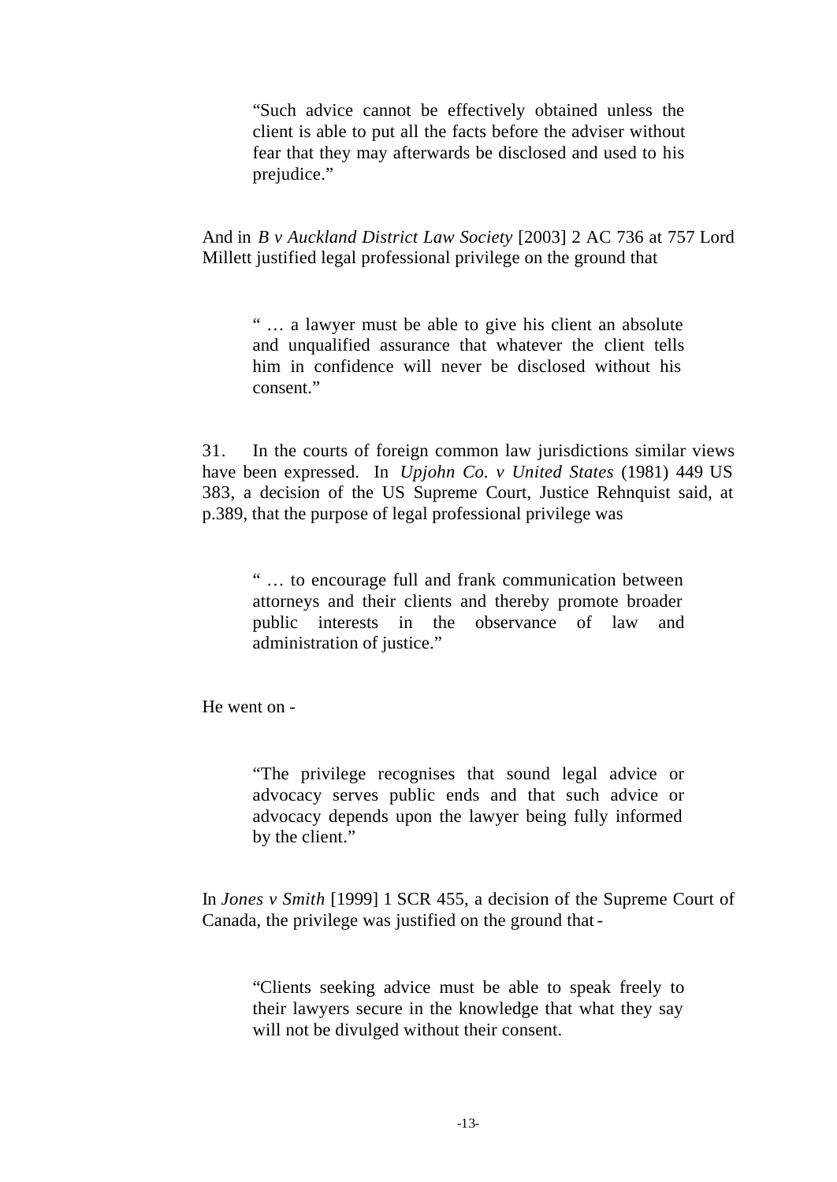> "Such advice cannot be effectively obtained unless the client is able to put all the facts before the adviser without fear that they may afterwards be disclosed and used to his prejudice."

And in *B v Auckland District Law Society* [2003] 2 AC 736 at 757 Lord Millett justified legal professional privilege on the ground that

> " … a lawyer must be able to give his client an absolute and unqualified assurance that whatever the client tells him in confidence will never be disclosed without his consent."

31. In the courts of foreign common law jurisdictions similar views have been expressed. In *Upjohn Co. v United States* (1981) 449 US 383, a decision of the US Supreme Court, Justice Rehnquist said, at p.389, that the purpose of legal professional privilege was

> " … to encourage full and frank communication between attorneys and their clients and thereby promote broader public interests in the observance of law and administration of justice."

He went on -

> "The privilege recognises that sound legal advice or advocacy serves public ends and that such advice or advocacy depends upon the lawyer being fully informed by the client."

In *Jones v Smith* [1999] 1 SCR 455, a decision of the Supreme Court of Canada, the privilege was justified on the ground that -

> "Clients seeking advice must be able to speak freely to their lawyers secure in the knowledge that what they say will not be divulged without their consent.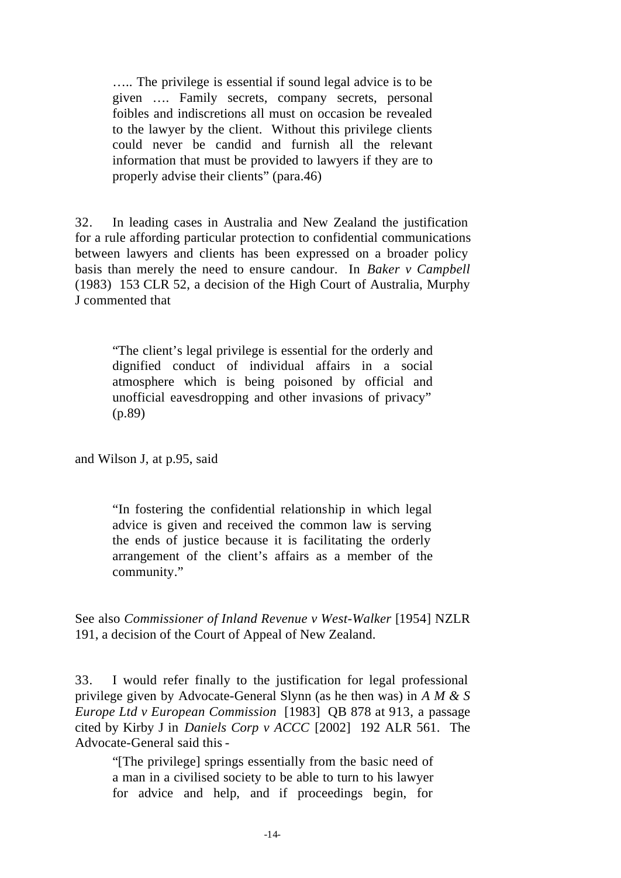> ….. The privilege is essential if sound legal advice is to be given …. Family secrets, company secrets, personal foibles and indiscretions all must on occasion be revealed to the lawyer by the client. Without this privilege clients could never be candid and furnish all the relevant information that must be provided to lawyers if they are to properly advise their clients" (para.46)

32. In leading cases in Australia and New Zealand the justification for a rule affording particular protection to confidential communications between lawyers and clients has been expressed on a broader policy basis than merely the need to ensure candour. In *Baker v Campbell* (1983) 153 CLR 52, a decision of the High Court of Australia, Murphy J commented that

> "The client's legal privilege is essential for the orderly and dignified conduct of individual affairs in a social atmosphere which is being poisoned by official and unofficial eavesdropping and other invasions of privacy" (p.89)

and Wilson J, at p.95, said

> "In fostering the confidential relationship in which legal advice is given and received the common law is serving the ends of justice because it is facilitating the orderly arrangement of the client's affairs as a member of the community."

See also *Commissioner of Inland Revenue v West-Walker* [1954] NZLR 191, a decision of the Court of Appeal of New Zealand.

33. I would refer finally to the justification for legal professional privilege given by Advocate-General Slynn (as he then was) in *A M & S Europe Ltd v European Commission* [1983] QB 878 at 913, a passage cited by Kirby J in *Daniels Corp v ACCC* [2002] 192 ALR 561. The Advocate-General said this -

> "[The privilege] springs essentially from the basic need of a man in a civilised society to be able to turn to his lawyer for advice and help, and if proceedings begin, for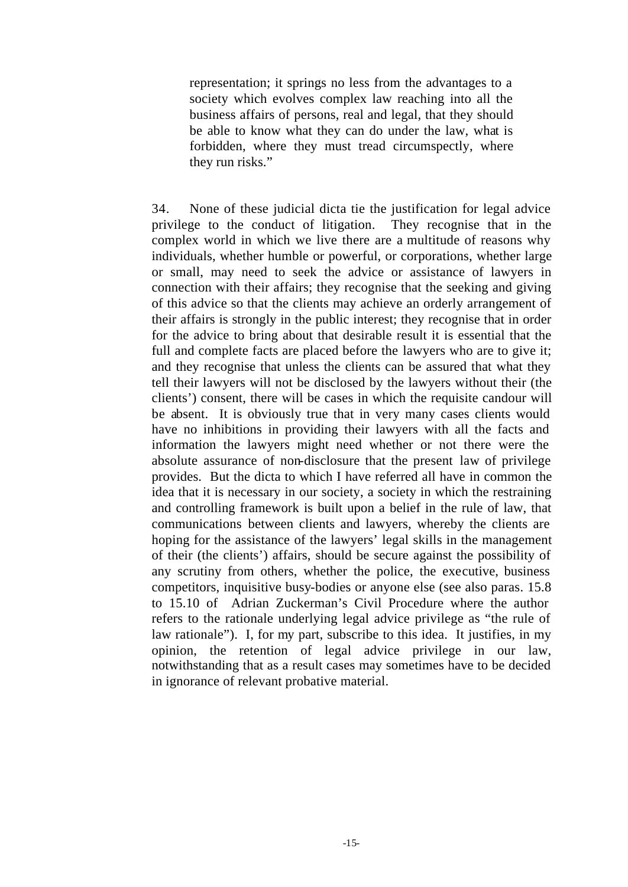> representation; it springs no less from the advantages to a society which evolves complex law reaching into all the business affairs of persons, real and legal, that they should be able to know what they can do under the law, what is forbidden, where they must tread circumspectly, where they run risks."

34. None of these judicial dicta tie the justification for legal advice privilege to the conduct of litigation. They recognise that in the complex world in which we live there are a multitude of reasons why individuals, whether humble or powerful, or corporations, whether large or small, may need to seek the advice or assistance of lawyers in connection with their affairs; they recognise that the seeking and giving of this advice so that the clients may achieve an orderly arrangement of their affairs is strongly in the public interest; they recognise that in order for the advice to bring about that desirable result it is essential that the full and complete facts are placed before the lawyers who are to give it; and they recognise that unless the clients can be assured that what they tell their lawyers will not be disclosed by the lawyers without their (the clients') consent, there will be cases in which the requisite candour will be absent. It is obviously true that in very many cases clients would have no inhibitions in providing their lawyers with all the facts and information the lawyers might need whether or not there were the absolute assurance of non-disclosure that the present law of privilege provides. But the dicta to which I have referred all have in common the idea that it is necessary in our society, a society in which the restraining and controlling framework is built upon a belief in the rule of law, that communications between clients and lawyers, whereby the clients are hoping for the assistance of the lawyers' legal skills in the management of their (the clients') affairs, should be secure against the possibility of any scrutiny from others, whether the police, the executive, business competitors, inquisitive busy-bodies or anyone else (see also paras. 15.8 to 15.10 of Adrian Zuckerman's Civil Procedure where the author refers to the rationale underlying legal advice privilege as "the rule of law rationale"). I, for my part, subscribe to this idea. It justifies, in my opinion, the retention of legal advice privilege in our law, notwithstanding that as a result cases may sometimes have to be decided in ignorance of relevant probative material.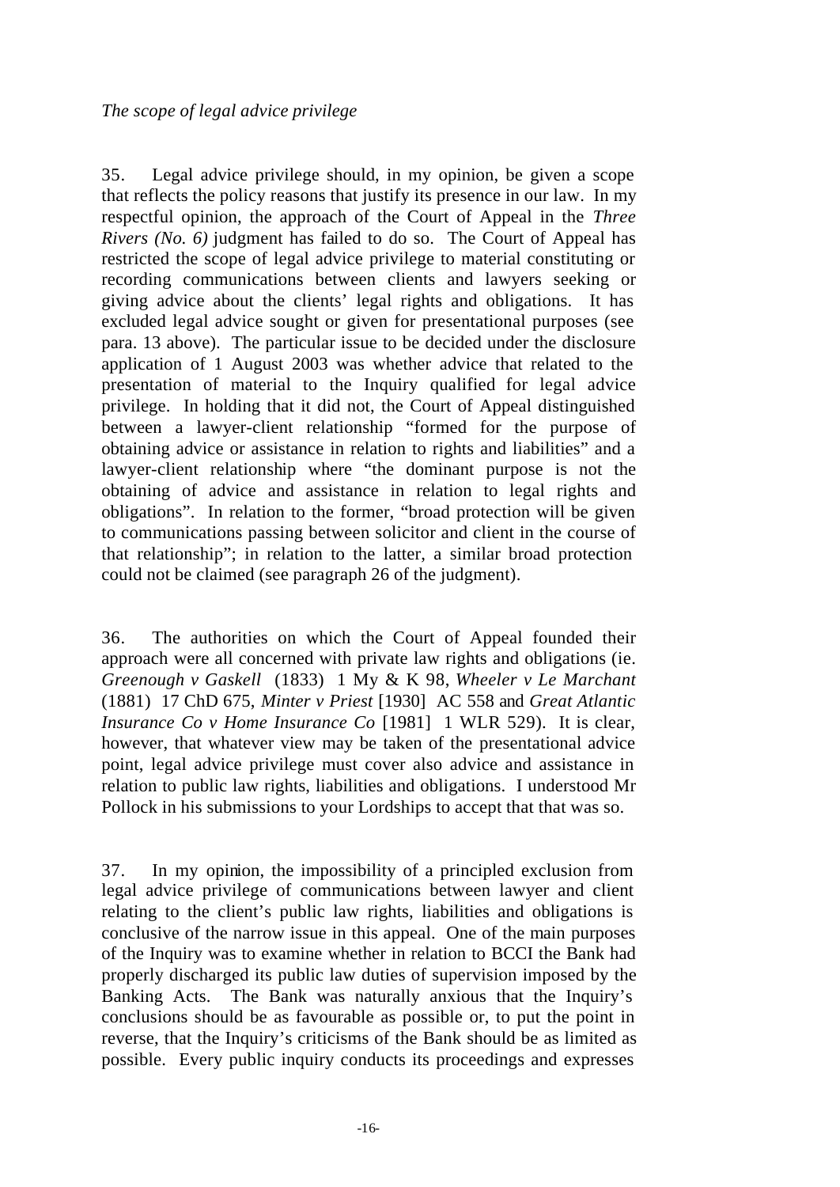*The scope of legal advice privilege*

35. Legal advice privilege should, in my opinion, be given a scope that reflects the policy reasons that justify its presence in our law. In my respectful opinion, the approach of the Court of Appeal in the *Three Rivers (No. 6)* judgment has failed to do so. The Court of Appeal has restricted the scope of legal advice privilege to material constituting or recording communications between clients and lawyers seeking or giving advice about the clients' legal rights and obligations. It has excluded legal advice sought or given for presentational purposes (see para. 13 above). The particular issue to be decided under the disclosure application of 1 August 2003 was whether advice that related to the presentation of material to the Inquiry qualified for legal advice privilege. In holding that it did not, the Court of Appeal distinguished between a lawyer-client relationship "formed for the purpose of obtaining advice or assistance in relation to rights and liabilities" and a lawyer-client relationship where "the dominant purpose is not the obtaining of advice and assistance in relation to legal rights and obligations". In relation to the former, "broad protection will be given to communications passing between solicitor and client in the course of that relationship"; in relation to the latter, a similar broad protection could not be claimed (see paragraph 26 of the judgment).

36. The authorities on which the Court of Appeal founded their approach were all concerned with private law rights and obligations (ie. *Greenough v Gaskell* (1833) 1 My & K 98, *Wheeler v Le Marchant* (1881) 17 ChD 675, *Minter v Priest* [1930] AC 558 and *Great Atlantic Insurance Co v Home Insurance Co* [1981] 1 WLR 529). It is clear, however, that whatever view may be taken of the presentational advice point, legal advice privilege must cover also advice and assistance in relation to public law rights, liabilities and obligations. I understood Mr Pollock in his submissions to your Lordships to accept that that was so.

37. In my opinion, the impossibility of a principled exclusion from legal advice privilege of communications between lawyer and client relating to the client's public law rights, liabilities and obligations is conclusive of the narrow issue in this appeal. One of the main purposes of the Inquiry was to examine whether in relation to BCCI the Bank had properly discharged its public law duties of supervision imposed by the Banking Acts. The Bank was naturally anxious that the Inquiry's conclusions should be as favourable as possible or, to put the point in reverse, that the Inquiry's criticisms of the Bank should be as limited as possible. Every public inquiry conducts its proceedings and expresses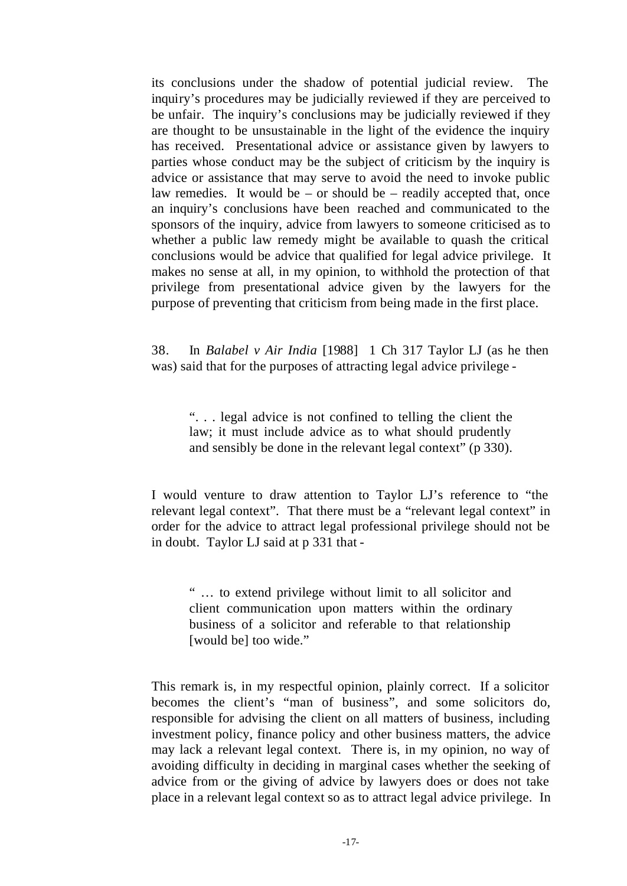its conclusions under the shadow of potential judicial review. The inquiry's procedures may be judicially reviewed if they are perceived to be unfair. The inquiry's conclusions may be judicially reviewed if they are thought to be unsustainable in the light of the evidence the inquiry has received. Presentational advice or assistance given by lawyers to parties whose conduct may be the subject of criticism by the inquiry is advice or assistance that may serve to avoid the need to invoke public law remedies. It would be – or should be – readily accepted that, once an inquiry's conclusions have been reached and communicated to the sponsors of the inquiry, advice from lawyers to someone criticised as to whether a public law remedy might be available to quash the critical conclusions would be advice that qualified for legal advice privilege. It makes no sense at all, in my opinion, to withhold the protection of that privilege from presentational advice given by the lawyers for the purpose of preventing that criticism from being made in the first place.

38. In *Balabel v Air India* [1988] 1 Ch 317 Taylor LJ (as he then was) said that for the purposes of attracting legal advice privilege -

> ". . . legal advice is not confined to telling the client the law; it must include advice as to what should prudently and sensibly be done in the relevant legal context" (p 330).

I would venture to draw attention to Taylor LJ's reference to "the relevant legal context". That there must be a "relevant legal context" in order for the advice to attract legal professional privilege should not be in doubt. Taylor LJ said at p 331 that -

> " … to extend privilege without limit to all solicitor and client communication upon matters within the ordinary business of a solicitor and referable to that relationship [would be] too wide."

This remark is, in my respectful opinion, plainly correct. If a solicitor becomes the client's "man of business", and some solicitors do, responsible for advising the client on all matters of business, including investment policy, finance policy and other business matters, the advice may lack a relevant legal context. There is, in my opinion, no way of avoiding difficulty in deciding in marginal cases whether the seeking of advice from or the giving of advice by lawyers does or does not take place in a relevant legal context so as to attract legal advice privilege. In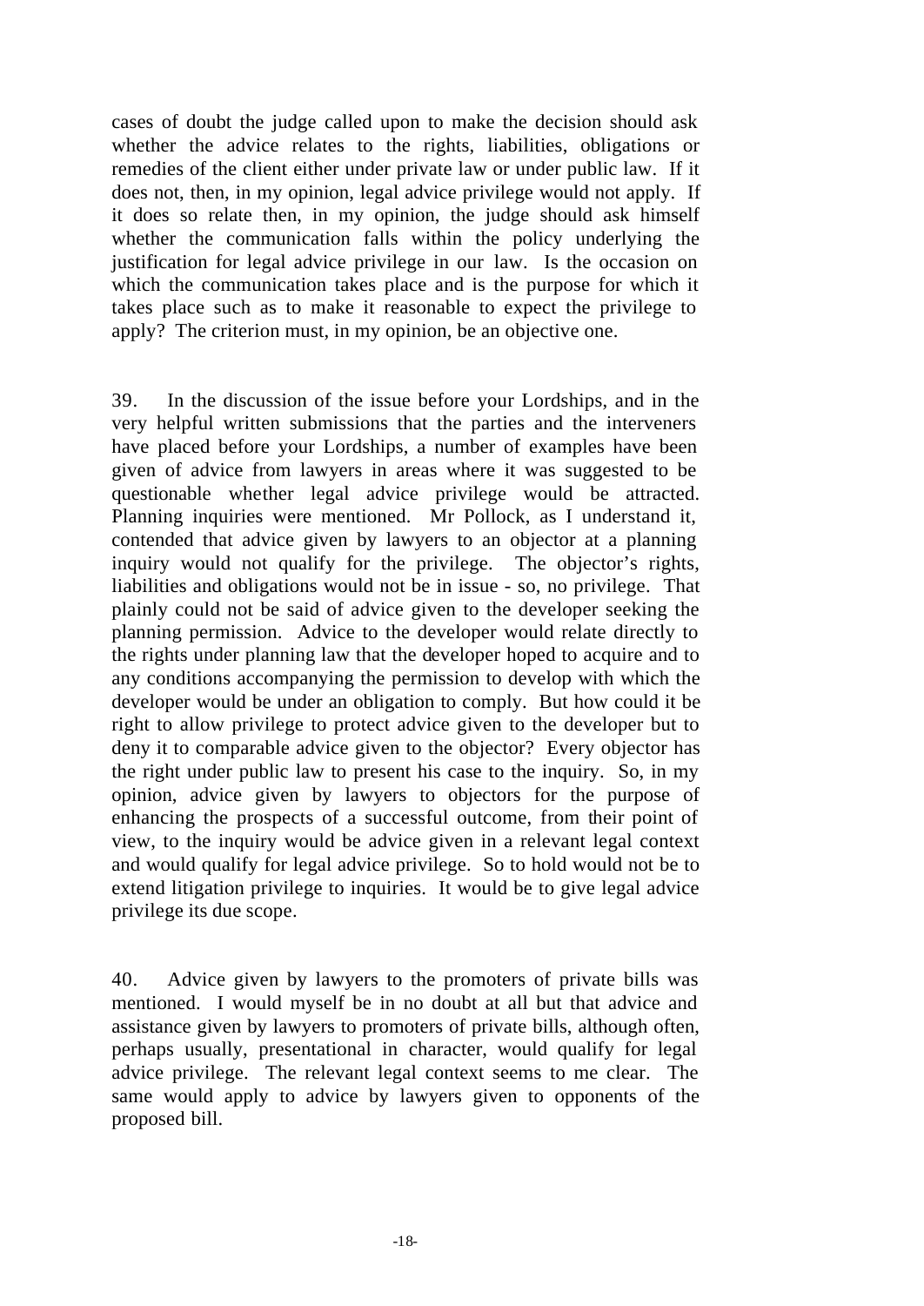cases of doubt the judge called upon to make the decision should ask whether the advice relates to the rights, liabilities, obligations or remedies of the client either under private law or under public law. If it does not, then, in my opinion, legal advice privilege would not apply. If it does so relate then, in my opinion, the judge should ask himself whether the communication falls within the policy underlying the justification for legal advice privilege in our law. Is the occasion on which the communication takes place and is the purpose for which it takes place such as to make it reasonable to expect the privilege to apply? The criterion must, in my opinion, be an objective one.

39. In the discussion of the issue before your Lordships, and in the very helpful written submissions that the parties and the interveners have placed before your Lordships, a number of examples have been given of advice from lawyers in areas where it was suggested to be questionable whether legal advice privilege would be attracted. Planning inquiries were mentioned. Mr Pollock, as I understand it, contended that advice given by lawyers to an objector at a planning inquiry would not qualify for the privilege. The objector's rights, liabilities and obligations would not be in issue - so, no privilege. That plainly could not be said of advice given to the developer seeking the planning permission. Advice to the developer would relate directly to the rights under planning law that the developer hoped to acquire and to any conditions accompanying the permission to develop with which the developer would be under an obligation to comply. But how could it be right to allow privilege to protect advice given to the developer but to deny it to comparable advice given to the objector? Every objector has the right under public law to present his case to the inquiry. So, in my opinion, advice given by lawyers to objectors for the purpose of enhancing the prospects of a successful outcome, from their point of view, to the inquiry would be advice given in a relevant legal context and would qualify for legal advice privilege. So to hold would not be to extend litigation privilege to inquiries. It would be to give legal advice privilege its due scope.

40. Advice given by lawyers to the promoters of private bills was mentioned. I would myself be in no doubt at all but that advice and assistance given by lawyers to promoters of private bills, although often, perhaps usually, presentational in character, would qualify for legal advice privilege. The relevant legal context seems to me clear. The same would apply to advice by lawyers given to opponents of the proposed bill.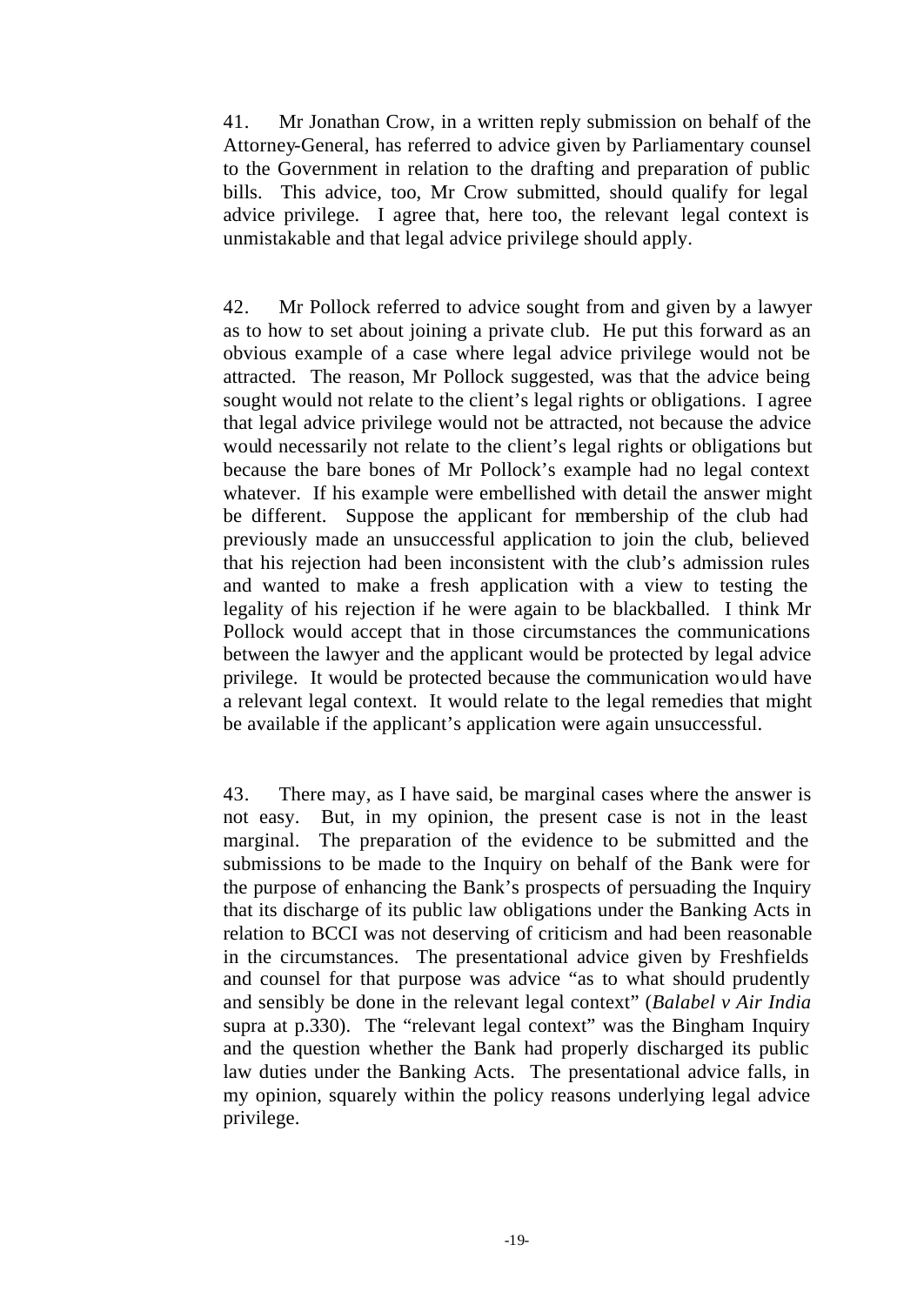41. Mr Jonathan Crow, in a written reply submission on behalf of the Attorney-General, has referred to advice given by Parliamentary counsel to the Government in relation to the drafting and preparation of public bills. This advice, too, Mr Crow submitted, should qualify for legal advice privilege. I agree that, here too, the relevant legal context is unmistakable and that legal advice privilege should apply.

42. Mr Pollock referred to advice sought from and given by a lawyer as to how to set about joining a private club. He put this forward as an obvious example of a case where legal advice privilege would not be attracted. The reason, Mr Pollock suggested, was that the advice being sought would not relate to the client's legal rights or obligations. I agree that legal advice privilege would not be attracted, not because the advice would necessarily not relate to the client's legal rights or obligations but because the bare bones of Mr Pollock's example had no legal context whatever. If his example were embellished with detail the answer might be different. Suppose the applicant for membership of the club had previously made an unsuccessful application to join the club, believed that his rejection had been inconsistent with the club's admission rules and wanted to make a fresh application with a view to testing the legality of his rejection if he were again to be blackballed. I think Mr Pollock would accept that in those circumstances the communications between the lawyer and the applicant would be protected by legal advice privilege. It would be protected because the communication would have a relevant legal context. It would relate to the legal remedies that might be available if the applicant's application were again unsuccessful.

43. There may, as I have said, be marginal cases where the answer is not easy. But, in my opinion, the present case is not in the least marginal. The preparation of the evidence to be submitted and the submissions to be made to the Inquiry on behalf of the Bank were for the purpose of enhancing the Bank's prospects of persuading the Inquiry that its discharge of its public law obligations under the Banking Acts in relation to BCCI was not deserving of criticism and had been reasonable in the circumstances. The presentational advice given by Freshfields and counsel for that purpose was advice "as to what should prudently and sensibly be done in the relevant legal context" (*Balabel v Air India* supra at p.330). The "relevant legal context" was the Bingham Inquiry and the question whether the Bank had properly discharged its public law duties under the Banking Acts. The presentational advice falls, in my opinion, squarely within the policy reasons underlying legal advice privilege.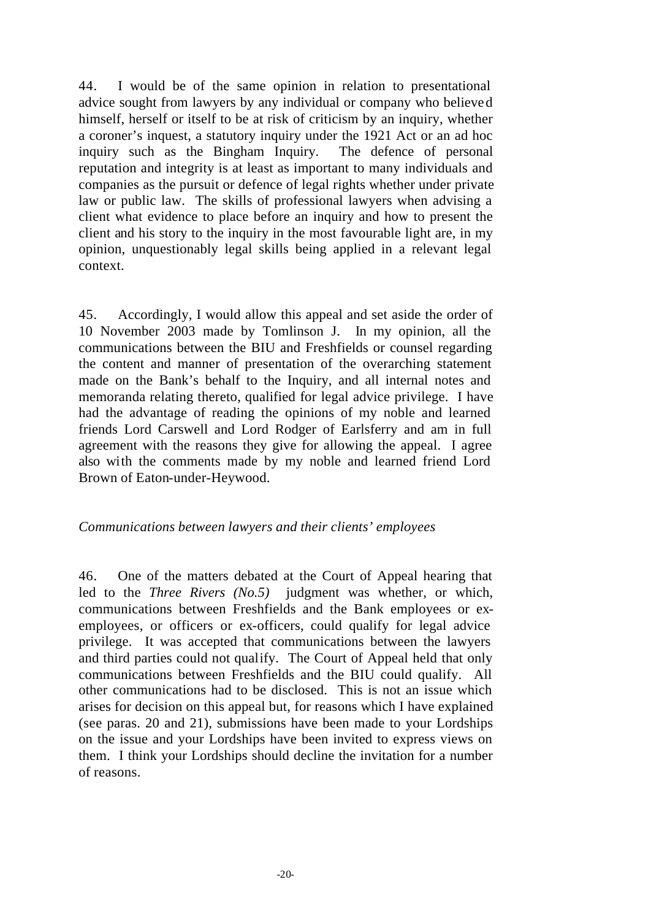44. I would be of the same opinion in relation to presentational advice sought from lawyers by any individual or company who believed himself, herself or itself to be at risk of criticism by an inquiry, whether a coroner's inquest, a statutory inquiry under the 1921 Act or an ad hoc inquiry such as the Bingham Inquiry. The defence of personal reputation and integrity is at least as important to many individuals and companies as the pursuit or defence of legal rights whether under private law or public law. The skills of professional lawyers when advising a client what evidence to place before an inquiry and how to present the client and his story to the inquiry in the most favourable light are, in my opinion, unquestionably legal skills being applied in a relevant legal context.

45. Accordingly, I would allow this appeal and set aside the order of 10 November 2003 made by Tomlinson J. In my opinion, all the communications between the BIU and Freshfields or counsel regarding the content and manner of presentation of the overarching statement made on the Bank's behalf to the Inquiry, and all internal notes and memoranda relating thereto, qualified for legal advice privilege. I have had the advantage of reading the opinions of my noble and learned friends Lord Carswell and Lord Rodger of Earlsferry and am in full agreement with the reasons they give for allowing the appeal. I agree also with the comments made by my noble and learned friend Lord Brown of Eaton-under-Heywood.

*Communications between lawyers and their clients' employees*

46. One of the matters debated at the Court of Appeal hearing that led to the *Three Rivers (No.5)* judgment was whether, or which, communications between Freshfields and the Bank employees or ex-employees, or officers or ex-officers, could qualify for legal advice privilege. It was accepted that communications between the lawyers and third parties could not qualify. The Court of Appeal held that only communications between Freshfields and the BIU could qualify. All other communications had to be disclosed. This is not an issue which arises for decision on this appeal but, for reasons which I have explained (see paras. 20 and 21), submissions have been made to your Lordships on the issue and your Lordships have been invited to express views on them. I think your Lordships should decline the invitation for a number of reasons.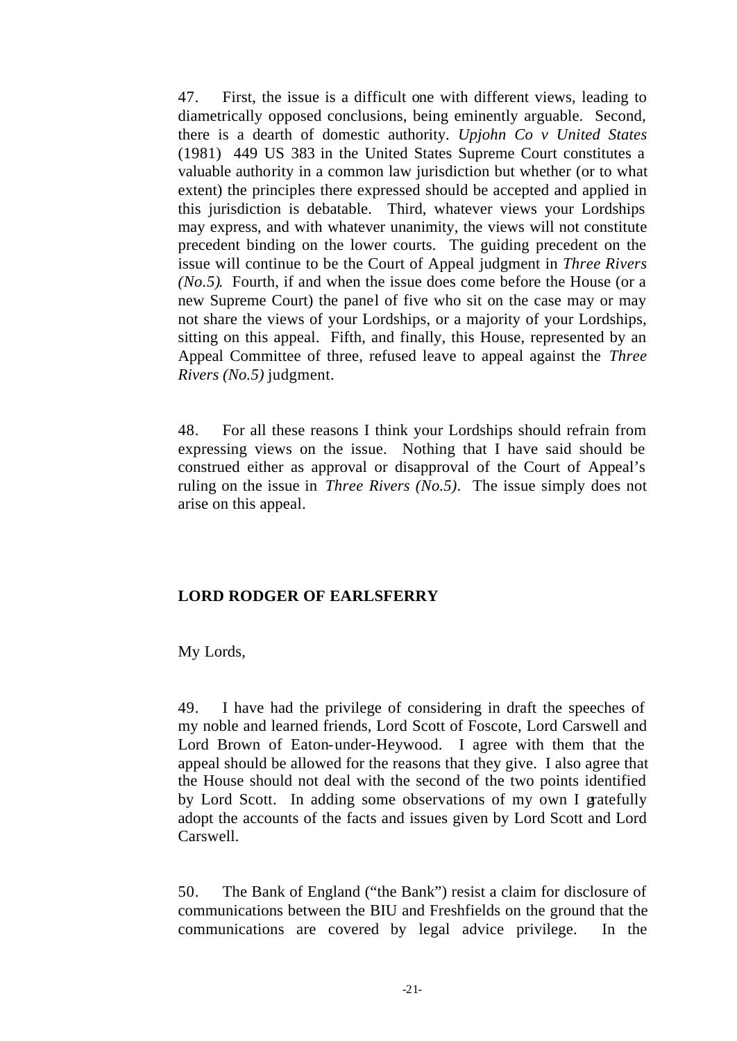47. First, the issue is a difficult one with different views, leading to diametrically opposed conclusions, being eminently arguable. Second, there is a dearth of domestic authority. *Upjohn Co v United States* (1981) 449 US 383 in the United States Supreme Court constitutes a valuable authority in a common law jurisdiction but whether (or to what extent) the principles there expressed should be accepted and applied in this jurisdiction is debatable. Third, whatever views your Lordships may express, and with whatever unanimity, the views will not constitute precedent binding on the lower courts. The guiding precedent on the issue will continue to be the Court of Appeal judgment in *Three Rivers (No.5)*. Fourth, if and when the issue does come before the House (or a new Supreme Court) the panel of five who sit on the case may or may not share the views of your Lordships, or a majority of your Lordships, sitting on this appeal. Fifth, and finally, this House, represented by an Appeal Committee of three, refused leave to appeal against the *Three Rivers (No.5)* judgment.

48. For all these reasons I think your Lordships should refrain from expressing views on the issue. Nothing that I have said should be construed either as approval or disapproval of the Court of Appeal's ruling on the issue in *Three Rivers (No.5)*. The issue simply does not arise on this appeal.

**LORD RODGER OF EARLSFERRY**

My Lords,

49. I have had the privilege of considering in draft the speeches of my noble and learned friends, Lord Scott of Foscote, Lord Carswell and Lord Brown of Eaton-under-Heywood. I agree with them that the appeal should be allowed for the reasons that they give. I also agree that the House should not deal with the second of the two points identified by Lord Scott. In adding some observations of my own I gratefully adopt the accounts of the facts and issues given by Lord Scott and Lord Carswell.

50. The Bank of England ("the Bank") resist a claim for disclosure of communications between the BIU and Freshfields on the ground that the communications are covered by legal advice privilege. In the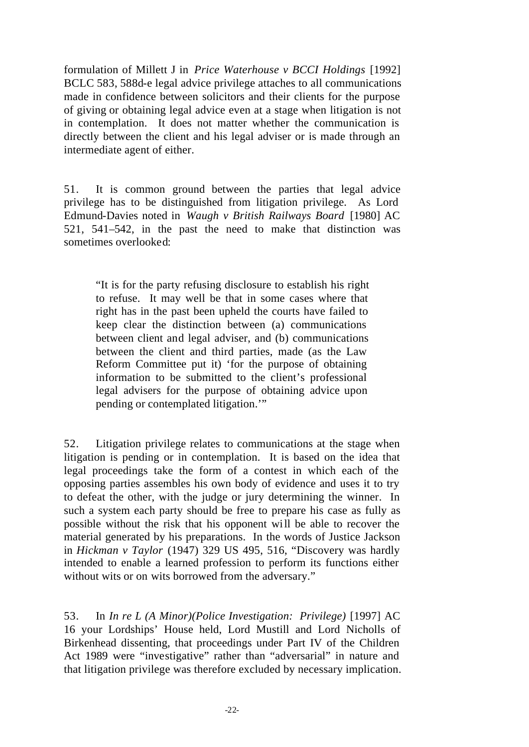formulation of Millett J in *Price Waterhouse v BCCI Holdings* [1992] BCLC 583, 588d-e legal advice privilege attaches to all communications made in confidence between solicitors and their clients for the purpose of giving or obtaining legal advice even at a stage when litigation is not in contemplation. It does not matter whether the communication is directly between the client and his legal adviser or is made through an intermediate agent of either.

51. It is common ground between the parties that legal advice privilege has to be distinguished from litigation privilege. As Lord Edmund-Davies noted in *Waugh v British Railways Board* [1980] AC 521, 541–542, in the past the need to make that distinction was sometimes overlooked:

> "It is for the party refusing disclosure to establish his right to refuse. It may well be that in some cases where that right has in the past been upheld the courts have failed to keep clear the distinction between (a) communications between client and legal adviser, and (b) communications between the client and third parties, made (as the Law Reform Committee put it) 'for the purpose of obtaining information to be submitted to the client's professional legal advisers for the purpose of obtaining advice upon pending or contemplated litigation.'"

52. Litigation privilege relates to communications at the stage when litigation is pending or in contemplation. It is based on the idea that legal proceedings take the form of a contest in which each of the opposing parties assembles his own body of evidence and uses it to try to defeat the other, with the judge or jury determining the winner. In such a system each party should be free to prepare his case as fully as possible without the risk that his opponent will be able to recover the material generated by his preparations. In the words of Justice Jackson in *Hickman v Taylor* (1947) 329 US 495, 516, "Discovery was hardly intended to enable a learned profession to perform its functions either without wits or on wits borrowed from the adversary."

53. In *In re L (A Minor)(Police Investigation: Privilege)* [1997] AC 16 your Lordships' House held, Lord Mustill and Lord Nicholls of Birkenhead dissenting, that proceedings under Part IV of the Children Act 1989 were "investigative" rather than "adversarial" in nature and that litigation privilege was therefore excluded by necessary implication.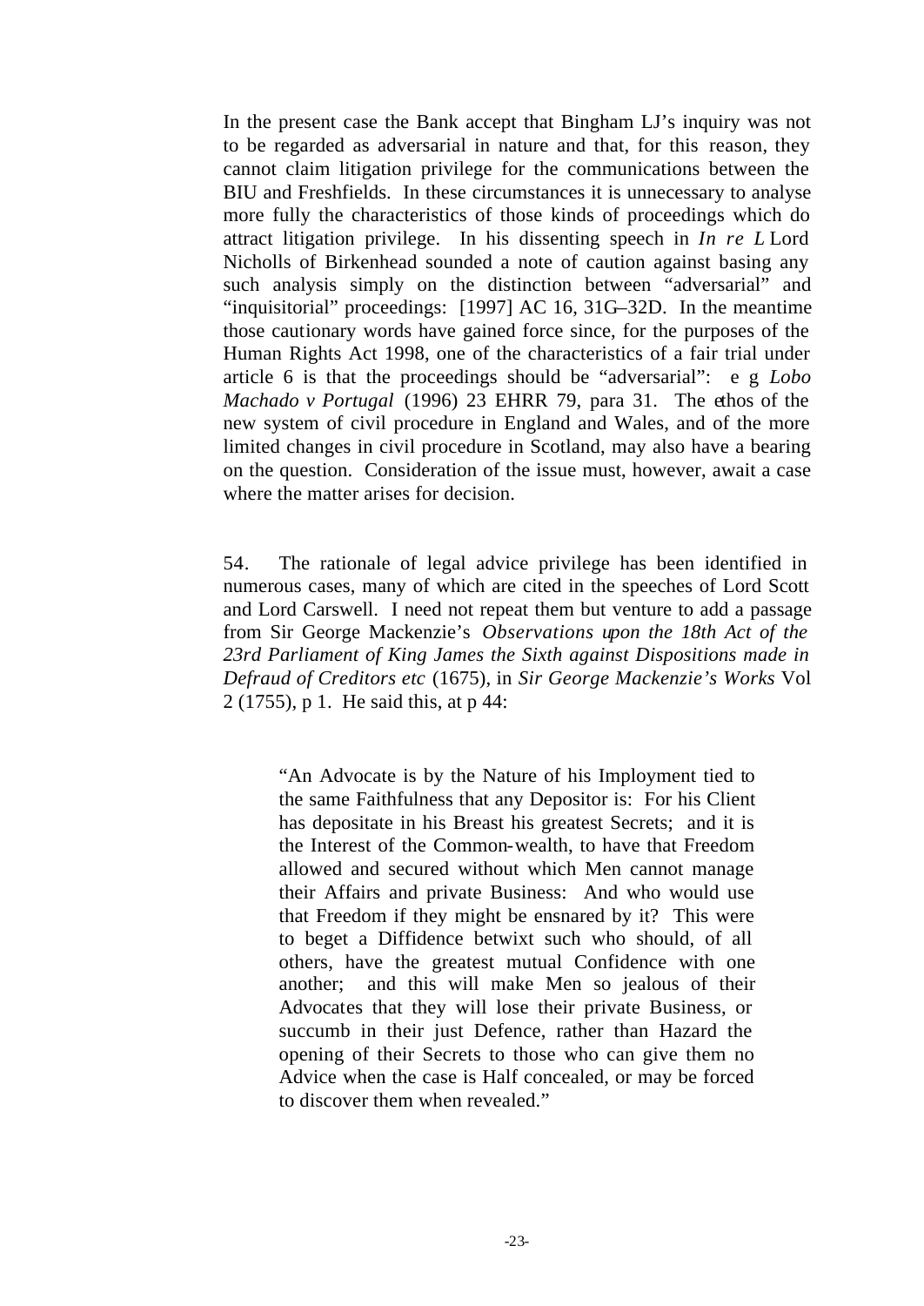In the present case the Bank accept that Bingham LJ's inquiry was not to be regarded as adversarial in nature and that, for this reason, they cannot claim litigation privilege for the communications between the BIU and Freshfields. In these circumstances it is unnecessary to analyse more fully the characteristics of those kinds of proceedings which do attract litigation privilege. In his dissenting speech in *In re L* Lord Nicholls of Birkenhead sounded a note of caution against basing any such analysis simply on the distinction between "adversarial" and "inquisitorial" proceedings: [1997] AC 16, 31G–32D. In the meantime those cautionary words have gained force since, for the purposes of the Human Rights Act 1998, one of the characteristics of a fair trial under article 6 is that the proceedings should be "adversarial": e g *Lobo Machado v Portugal* (1996) 23 EHRR 79, para 31. The ethos of the new system of civil procedure in England and Wales, and of the more limited changes in civil procedure in Scotland, may also have a bearing on the question. Consideration of the issue must, however, await a case where the matter arises for decision.

54. The rationale of legal advice privilege has been identified in numerous cases, many of which are cited in the speeches of Lord Scott and Lord Carswell. I need not repeat them but venture to add a passage from Sir George Mackenzie's *Observations upon the 18th Act of the 23rd Parliament of King James the Sixth against Dispositions made in Defraud of Creditors etc* (1675), in *Sir George Mackenzie's Works* Vol 2 (1755), p 1. He said this, at p 44:

> "An Advocate is by the Nature of his Imployment tied to the same Faithfulness that any Depositor is: For his Client has depositate in his Breast his greatest Secrets; and it is the Interest of the Common-wealth, to have that Freedom allowed and secured without which Men cannot manage their Affairs and private Business: And who would use that Freedom if they might be ensnared by it? This were to beget a Diffidence betwixt such who should, of all others, have the greatest mutual Confidence with one another; and this will make Men so jealous of their Advocates that they will lose their private Business, or succumb in their just Defence, rather than Hazard the opening of their Secrets to those who can give them no Advice when the case is Half concealed, or may be forced to discover them when revealed."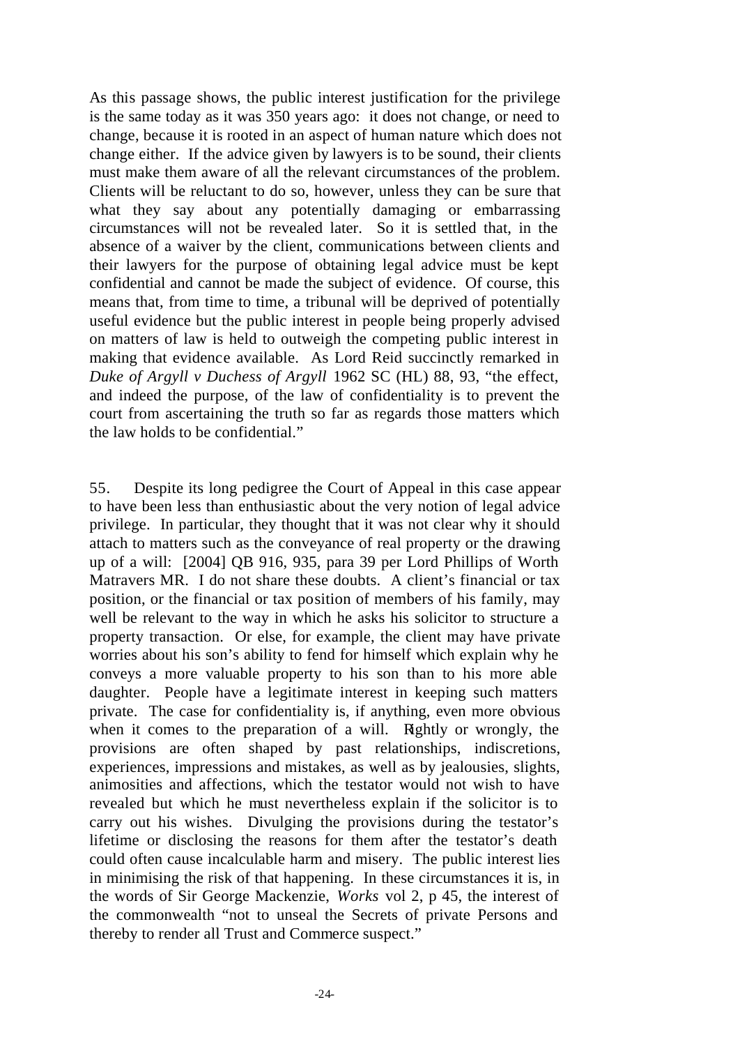As this passage shows, the public interest justification for the privilege is the same today as it was 350 years ago: it does not change, or need to change, because it is rooted in an aspect of human nature which does not change either. If the advice given by lawyers is to be sound, their clients must make them aware of all the relevant circumstances of the problem. Clients will be reluctant to do so, however, unless they can be sure that what they say about any potentially damaging or embarrassing circumstances will not be revealed later. So it is settled that, in the absence of a waiver by the client, communications between clients and their lawyers for the purpose of obtaining legal advice must be kept confidential and cannot be made the subject of evidence. Of course, this means that, from time to time, a tribunal will be deprived of potentially useful evidence but the public interest in people being properly advised on matters of law is held to outweigh the competing public interest in making that evidence available. As Lord Reid succinctly remarked in *Duke of Argyll v Duchess of Argyll* 1962 SC (HL) 88, 93, "the effect, and indeed the purpose, of the law of confidentiality is to prevent the court from ascertaining the truth so far as regards those matters which the law holds to be confidential."

55. Despite its long pedigree the Court of Appeal in this case appear to have been less than enthusiastic about the very notion of legal advice privilege. In particular, they thought that it was not clear why it should attach to matters such as the conveyance of real property or the drawing up of a will: [2004] QB 916, 935, para 39 per Lord Phillips of Worth Matravers MR. I do not share these doubts. A client's financial or tax position, or the financial or tax position of members of his family, may well be relevant to the way in which he asks his solicitor to structure a property transaction. Or else, for example, the client may have private worries about his son's ability to fend for himself which explain why he conveys a more valuable property to his son than to his more able daughter. People have a legitimate interest in keeping such matters private. The case for confidentiality is, if anything, even more obvious when it comes to the preparation of a will. Rightly or wrongly, the provisions are often shaped by past relationships, indiscretions, experiences, impressions and mistakes, as well as by jealousies, slights, animosities and affections, which the testator would not wish to have revealed but which he must nevertheless explain if the solicitor is to carry out his wishes. Divulging the provisions during the testator's lifetime or disclosing the reasons for them after the testator's death could often cause incalculable harm and misery. The public interest lies in minimising the risk of that happening. In these circumstances it is, in the words of Sir George Mackenzie, *Works* vol 2, p 45, the interest of the commonwealth "not to unseal the Secrets of private Persons and thereby to render all Trust and Commerce suspect."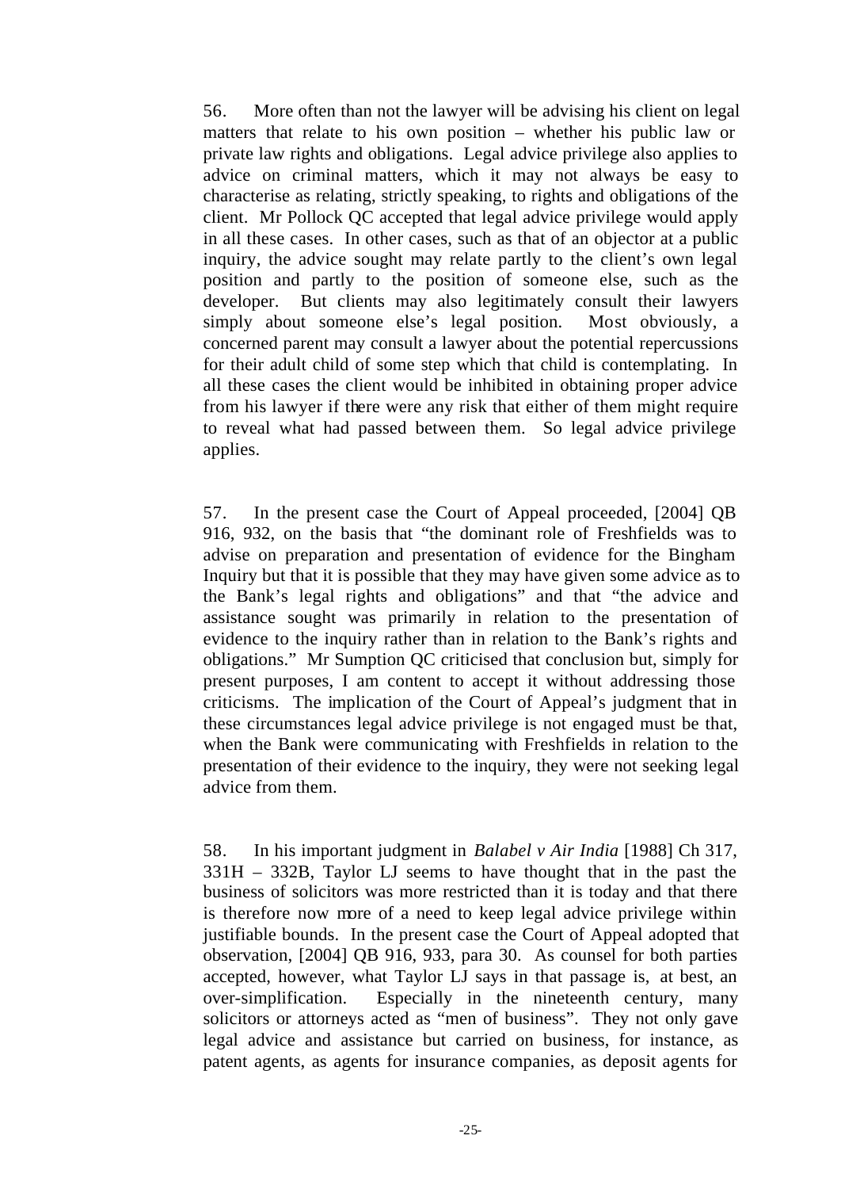56. More often than not the lawyer will be advising his client on legal matters that relate to his own position – whether his public law or private law rights and obligations. Legal advice privilege also applies to advice on criminal matters, which it may not always be easy to characterise as relating, strictly speaking, to rights and obligations of the client. Mr Pollock QC accepted that legal advice privilege would apply in all these cases. In other cases, such as that of an objector at a public inquiry, the advice sought may relate partly to the client's own legal position and partly to the position of someone else, such as the developer. But clients may also legitimately consult their lawyers simply about someone else's legal position. Most obviously, a concerned parent may consult a lawyer about the potential repercussions for their adult child of some step which that child is contemplating. In all these cases the client would be inhibited in obtaining proper advice from his lawyer if there were any risk that either of them might require to reveal what had passed between them. So legal advice privilege applies.

57. In the present case the Court of Appeal proceeded, [2004] QB 916, 932, on the basis that "the dominant role of Freshfields was to advise on preparation and presentation of evidence for the Bingham Inquiry but that it is possible that they may have given some advice as to the Bank's legal rights and obligations" and that "the advice and assistance sought was primarily in relation to the presentation of evidence to the inquiry rather than in relation to the Bank's rights and obligations." Mr Sumption QC criticised that conclusion but, simply for present purposes, I am content to accept it without addressing those criticisms. The implication of the Court of Appeal's judgment that in these circumstances legal advice privilege is not engaged must be that, when the Bank were communicating with Freshfields in relation to the presentation of their evidence to the inquiry, they were not seeking legal advice from them.

58. In his important judgment in *Balabel v Air India* [1988] Ch 317, 331H – 332B, Taylor LJ seems to have thought that in the past the business of solicitors was more restricted than it is today and that there is therefore now more of a need to keep legal advice privilege within justifiable bounds. In the present case the Court of Appeal adopted that observation, [2004] QB 916, 933, para 30. As counsel for both parties accepted, however, what Taylor LJ says in that passage is, at best, an over-simplification. Especially in the nineteenth century, many solicitors or attorneys acted as "men of business". They not only gave legal advice and assistance but carried on business, for instance, as patent agents, as agents for insurance companies, as deposit agents for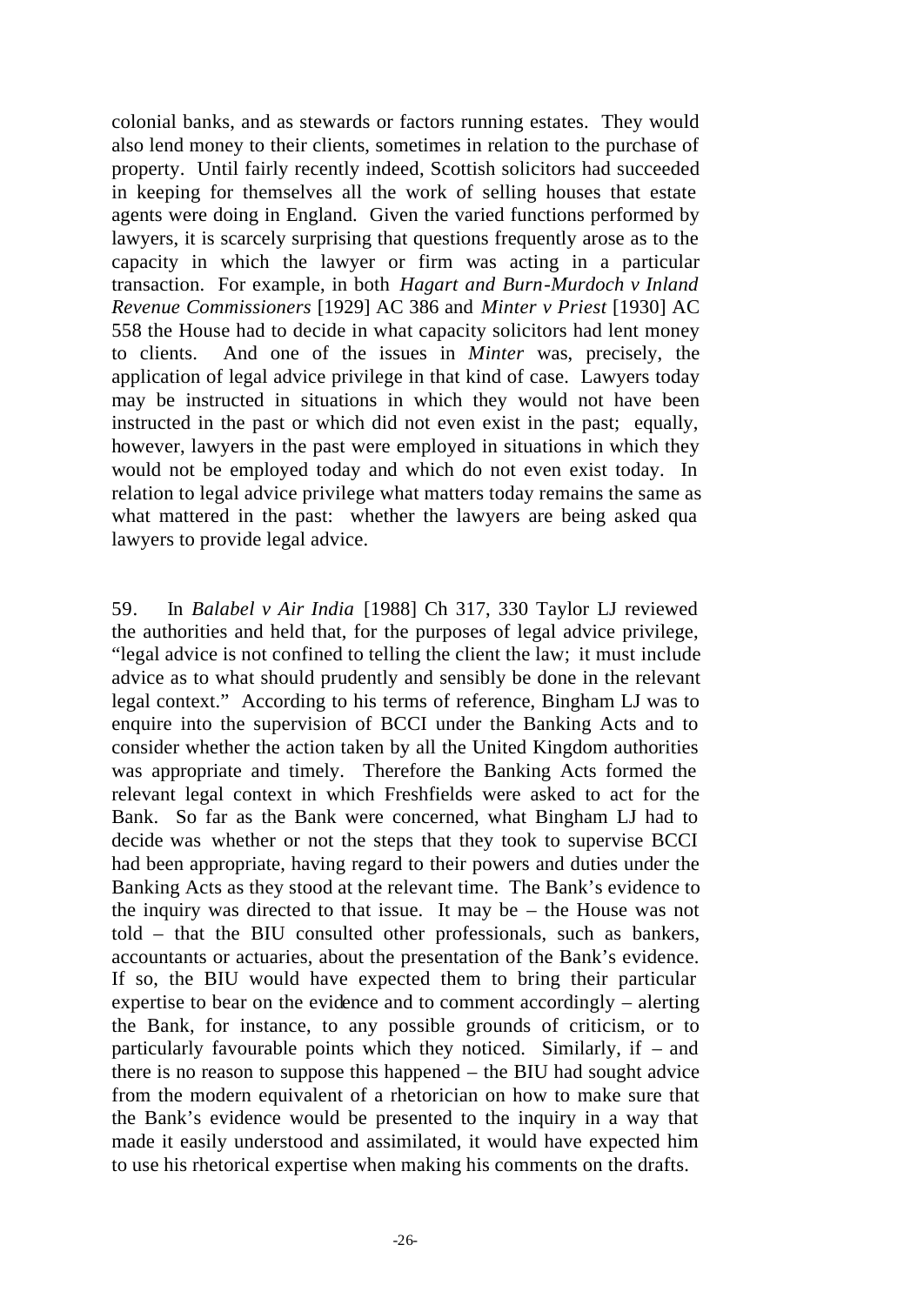colonial banks, and as stewards or factors running estates. They would also lend money to their clients, sometimes in relation to the purchase of property. Until fairly recently indeed, Scottish solicitors had succeeded in keeping for themselves all the work of selling houses that estate agents were doing in England. Given the varied functions performed by lawyers, it is scarcely surprising that questions frequently arose as to the capacity in which the lawyer or firm was acting in a particular transaction. For example, in both *Hagart and Burn-Murdoch v Inland Revenue Commissioners* [1929] AC 386 and *Minter v Priest* [1930] AC 558 the House had to decide in what capacity solicitors had lent money to clients. And one of the issues in *Minter* was, precisely, the application of legal advice privilege in that kind of case. Lawyers today may be instructed in situations in which they would not have been instructed in the past or which did not even exist in the past; equally, however, lawyers in the past were employed in situations in which they would not be employed today and which do not even exist today. In relation to legal advice privilege what matters today remains the same as what mattered in the past: whether the lawyers are being asked qua lawyers to provide legal advice.

59. In *Balabel v Air India* [1988] Ch 317, 330 Taylor LJ reviewed the authorities and held that, for the purposes of legal advice privilege, "legal advice is not confined to telling the client the law; it must include advice as to what should prudently and sensibly be done in the relevant legal context." According to his terms of reference, Bingham LJ was to enquire into the supervision of BCCI under the Banking Acts and to consider whether the action taken by all the United Kingdom authorities was appropriate and timely. Therefore the Banking Acts formed the relevant legal context in which Freshfields were asked to act for the Bank. So far as the Bank were concerned, what Bingham LJ had to decide was whether or not the steps that they took to supervise BCCI had been appropriate, having regard to their powers and duties under the Banking Acts as they stood at the relevant time. The Bank's evidence to the inquiry was directed to that issue. It may be – the House was not told – that the BIU consulted other professionals, such as bankers, accountants or actuaries, about the presentation of the Bank's evidence. If so, the BIU would have expected them to bring their particular expertise to bear on the evidence and to comment accordingly – alerting the Bank, for instance, to any possible grounds of criticism, or to particularly favourable points which they noticed. Similarly, if – and there is no reason to suppose this happened – the BIU had sought advice from the modern equivalent of a rhetorician on how to make sure that the Bank's evidence would be presented to the inquiry in a way that made it easily understood and assimilated, it would have expected him to use his rhetorical expertise when making his comments on the drafts.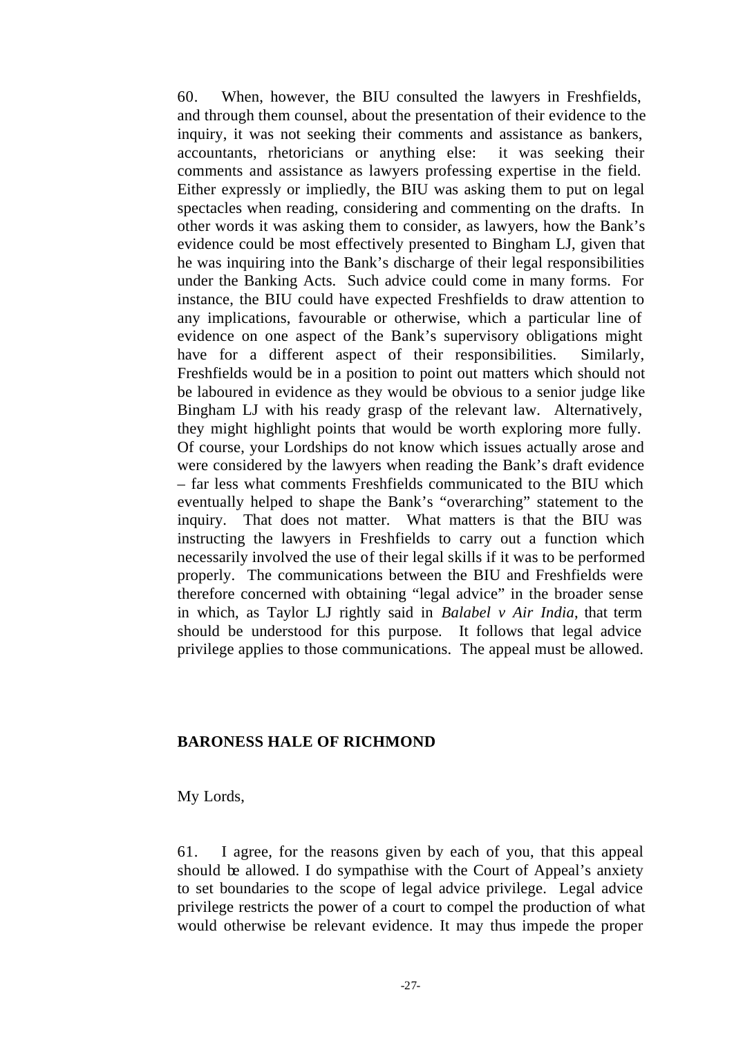60. When, however, the BIU consulted the lawyers in Freshfields, and through them counsel, about the presentation of their evidence to the inquiry, it was not seeking their comments and assistance as bankers, accountants, rhetoricians or anything else: it was seeking their comments and assistance as lawyers professing expertise in the field. Either expressly or impliedly, the BIU was asking them to put on legal spectacles when reading, considering and commenting on the drafts. In other words it was asking them to consider, as lawyers, how the Bank's evidence could be most effectively presented to Bingham LJ, given that he was inquiring into the Bank's discharge of their legal responsibilities under the Banking Acts. Such advice could come in many forms. For instance, the BIU could have expected Freshfields to draw attention to any implications, favourable or otherwise, which a particular line of evidence on one aspect of the Bank's supervisory obligations might have for a different aspect of their responsibilities. Similarly, Freshfields would be in a position to point out matters which should not be laboured in evidence as they would be obvious to a senior judge like Bingham LJ with his ready grasp of the relevant law. Alternatively, they might highlight points that would be worth exploring more fully. Of course, your Lordships do not know which issues actually arose and were considered by the lawyers when reading the Bank's draft evidence – far less what comments Freshfields communicated to the BIU which eventually helped to shape the Bank's "overarching" statement to the inquiry. That does not matter. What matters is that the BIU was instructing the lawyers in Freshfields to carry out a function which necessarily involved the use of their legal skills if it was to be performed properly. The communications between the BIU and Freshfields were therefore concerned with obtaining "legal advice" in the broader sense in which, as Taylor LJ rightly said in *Balabel v Air India*, that term should be understood for this purpose. It follows that legal advice privilege applies to those communications. The appeal must be allowed.

**BARONESS HALE OF RICHMOND**

My Lords,

61. I agree, for the reasons given by each of you, that this appeal should be allowed. I do sympathise with the Court of Appeal's anxiety to set boundaries to the scope of legal advice privilege. Legal advice privilege restricts the power of a court to compel the production of what would otherwise be relevant evidence. It may thus impede the proper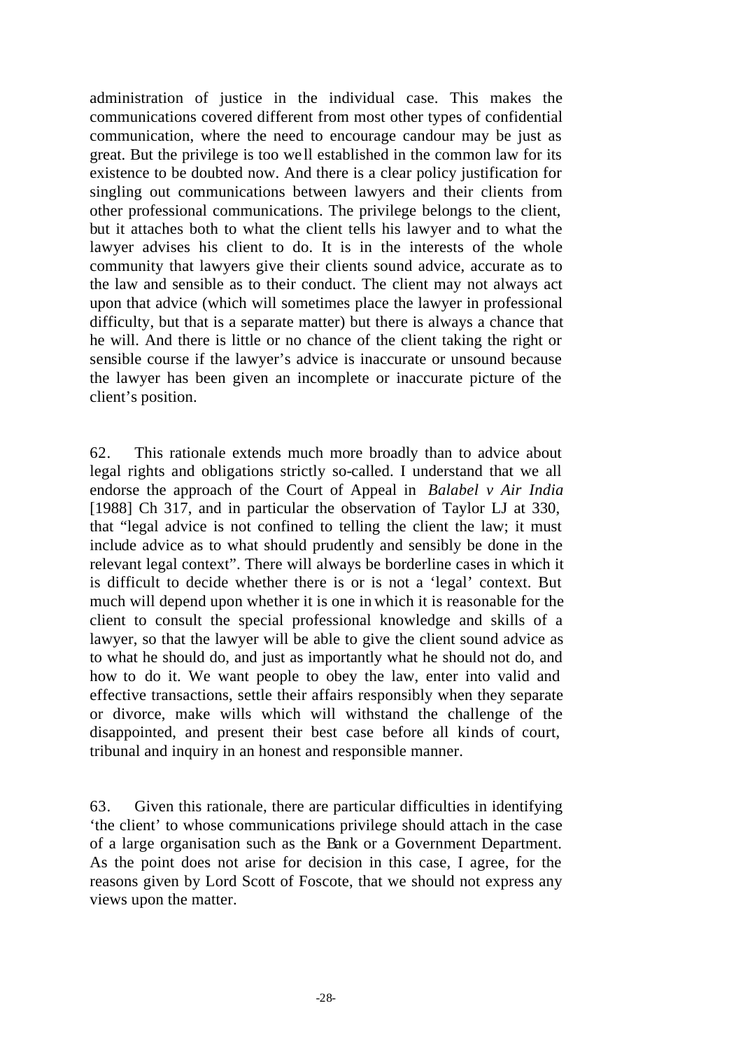administration of justice in the individual case. This makes the communications covered different from most other types of confidential communication, where the need to encourage candour may be just as great. But the privilege is too well established in the common law for its existence to be doubted now. And there is a clear policy justification for singling out communications between lawyers and their clients from other professional communications. The privilege belongs to the client, but it attaches both to what the client tells his lawyer and to what the lawyer advises his client to do. It is in the interests of the whole community that lawyers give their clients sound advice, accurate as to the law and sensible as to their conduct. The client may not always act upon that advice (which will sometimes place the lawyer in professional difficulty, but that is a separate matter) but there is always a chance that he will. And there is little or no chance of the client taking the right or sensible course if the lawyer's advice is inaccurate or unsound because the lawyer has been given an incomplete or inaccurate picture of the client's position.

62. This rationale extends much more broadly than to advice about legal rights and obligations strictly so-called. I understand that we all endorse the approach of the Court of Appeal in *Balabel v Air India* [1988] Ch 317, and in particular the observation of Taylor LJ at 330, that "legal advice is not confined to telling the client the law; it must include advice as to what should prudently and sensibly be done in the relevant legal context". There will always be borderline cases in which it is difficult to decide whether there is or is not a 'legal' context. But much will depend upon whether it is one in which it is reasonable for the client to consult the special professional knowledge and skills of a lawyer, so that the lawyer will be able to give the client sound advice as to what he should do, and just as importantly what he should not do, and how to do it. We want people to obey the law, enter into valid and effective transactions, settle their affairs responsibly when they separate or divorce, make wills which will withstand the challenge of the disappointed, and present their best case before all kinds of court, tribunal and inquiry in an honest and responsible manner.

63. Given this rationale, there are particular difficulties in identifying 'the client' to whose communications privilege should attach in the case of a large organisation such as the Bank or a Government Department. As the point does not arise for decision in this case, I agree, for the reasons given by Lord Scott of Foscote, that we should not express any views upon the matter.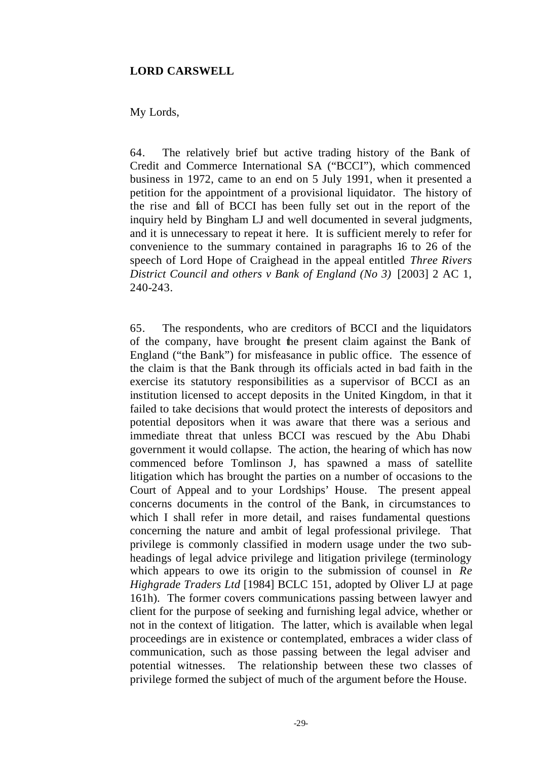**LORD CARSWELL**

My Lords,

64. The relatively brief but active trading history of the Bank of Credit and Commerce International SA ("BCCI"), which commenced business in 1972, came to an end on 5 July 1991, when it presented a petition for the appointment of a provisional liquidator. The history of the rise and fall of BCCI has been fully set out in the report of the inquiry held by Bingham LJ and well documented in several judgments, and it is unnecessary to repeat it here. It is sufficient merely to refer for convenience to the summary contained in paragraphs 16 to 26 of the speech of Lord Hope of Craighead in the appeal entitled *Three Rivers District Council and others v Bank of England (No 3)* [2003] 2 AC 1, 240-243.

65. The respondents, who are creditors of BCCI and the liquidators of the company, have brought the present claim against the Bank of England ("the Bank") for misfeasance in public office. The essence of the claim is that the Bank through its officials acted in bad faith in the exercise its statutory responsibilities as a supervisor of BCCI as an institution licensed to accept deposits in the United Kingdom, in that it failed to take decisions that would protect the interests of depositors and potential depositors when it was aware that there was a serious and immediate threat that unless BCCI was rescued by the Abu Dhabi government it would collapse. The action, the hearing of which has now commenced before Tomlinson J, has spawned a mass of satellite litigation which has brought the parties on a number of occasions to the Court of Appeal and to your Lordships' House. The present appeal concerns documents in the control of the Bank, in circumstances to which I shall refer in more detail, and raises fundamental questions concerning the nature and ambit of legal professional privilege. That privilege is commonly classified in modern usage under the two sub-headings of legal advice privilege and litigation privilege (terminology which appears to owe its origin to the submission of counsel in *Re Highgrade Traders Ltd* [1984] BCLC 151, adopted by Oliver LJ at page 161h). The former covers communications passing between lawyer and client for the purpose of seeking and furnishing legal advice, whether or not in the context of litigation. The latter, which is available when legal proceedings are in existence or contemplated, embraces a wider class of communication, such as those passing between the legal adviser and potential witnesses. The relationship between these two classes of privilege formed the subject of much of the argument before the House.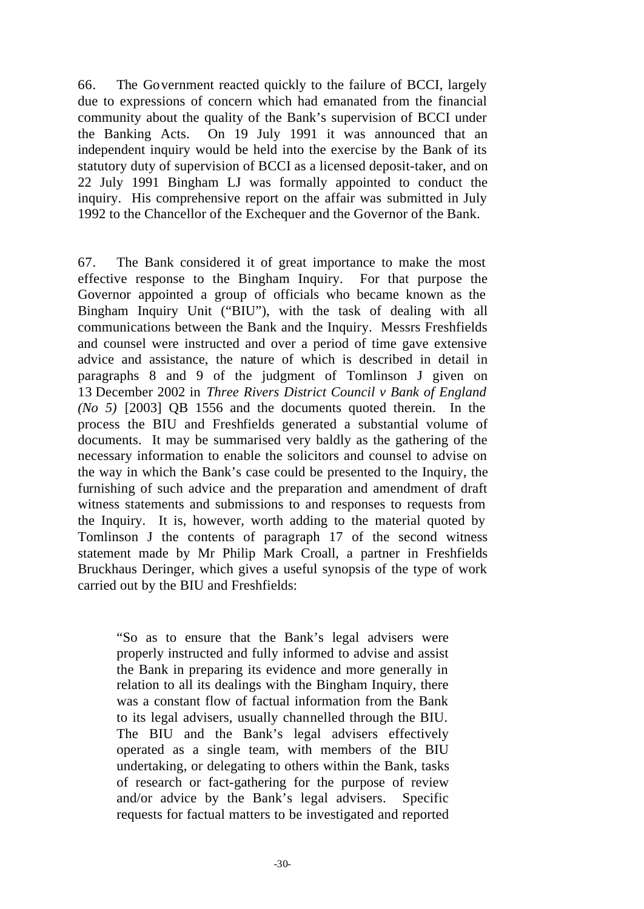66. The Government reacted quickly to the failure of BCCI, largely due to expressions of concern which had emanated from the financial community about the quality of the Bank's supervision of BCCI under the Banking Acts. On 19 July 1991 it was announced that an independent inquiry would be held into the exercise by the Bank of its statutory duty of supervision of BCCI as a licensed deposit-taker, and on 22 July 1991 Bingham LJ was formally appointed to conduct the inquiry. His comprehensive report on the affair was submitted in July 1992 to the Chancellor of the Exchequer and the Governor of the Bank.

67. The Bank considered it of great importance to make the most effective response to the Bingham Inquiry. For that purpose the Governor appointed a group of officials who became known as the Bingham Inquiry Unit ("BIU"), with the task of dealing with all communications between the Bank and the Inquiry. Messrs Freshfields and counsel were instructed and over a period of time gave extensive advice and assistance, the nature of which is described in detail in paragraphs 8 and 9 of the judgment of Tomlinson J given on 13 December 2002 in *Three Rivers District Council v Bank of England (No 5)* [2003] QB 1556 and the documents quoted therein. In the process the BIU and Freshfields generated a substantial volume of documents. It may be summarised very baldly as the gathering of the necessary information to enable the solicitors and counsel to advise on the way in which the Bank's case could be presented to the Inquiry, the furnishing of such advice and the preparation and amendment of draft witness statements and submissions to and responses to requests from the Inquiry. It is, however, worth adding to the material quoted by Tomlinson J the contents of paragraph 17 of the second witness statement made by Mr Philip Mark Croall, a partner in Freshfields Bruckhaus Deringer, which gives a useful synopsis of the type of work carried out by the BIU and Freshfields:

> "So as to ensure that the Bank's legal advisers were properly instructed and fully informed to advise and assist the Bank in preparing its evidence and more generally in relation to all its dealings with the Bingham Inquiry, there was a constant flow of factual information from the Bank to its legal advisers, usually channelled through the BIU. The BIU and the Bank's legal advisers effectively operated as a single team, with members of the BIU undertaking, or delegating to others within the Bank, tasks of research or fact-gathering for the purpose of review and/or advice by the Bank's legal advisers. Specific requests for factual matters to be investigated and reported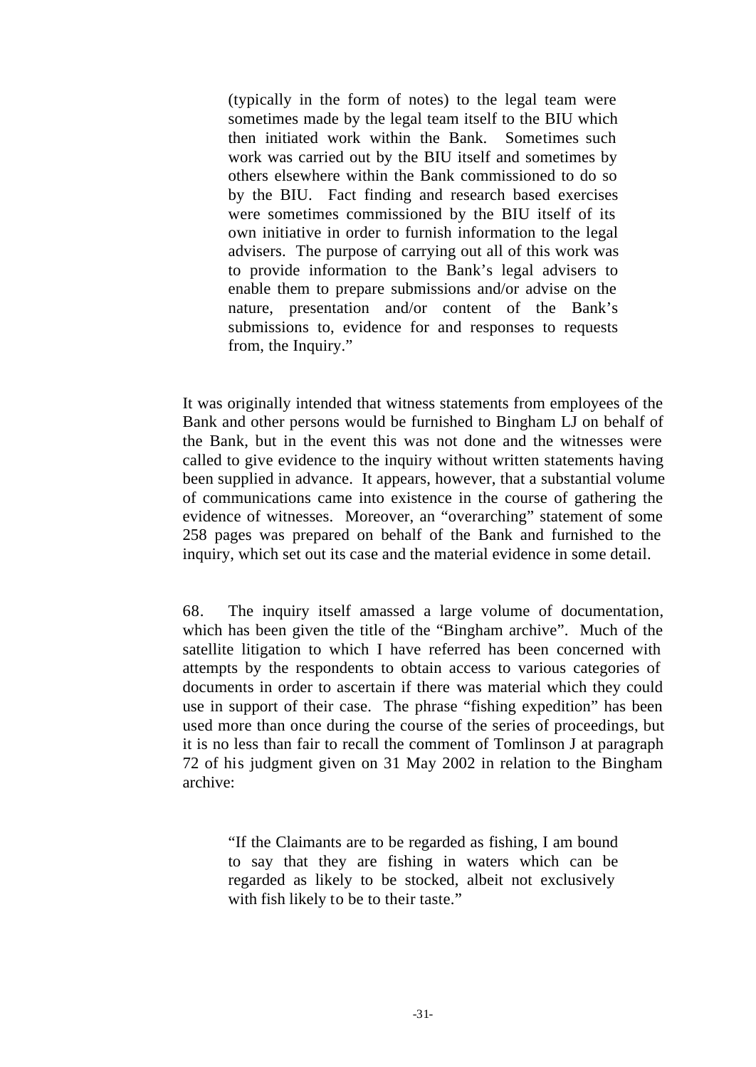> (typically in the form of notes) to the legal team were sometimes made by the legal team itself to the BIU which then initiated work within the Bank. Sometimes such work was carried out by the BIU itself and sometimes by others elsewhere within the Bank commissioned to do so by the BIU. Fact finding and research based exercises were sometimes commissioned by the BIU itself of its own initiative in order to furnish information to the legal advisers. The purpose of carrying out all of this work was to provide information to the Bank's legal advisers to enable them to prepare submissions and/or advise on the nature, presentation and/or content of the Bank's submissions to, evidence for and responses to requests from, the Inquiry."

It was originally intended that witness statements from employees of the Bank and other persons would be furnished to Bingham LJ on behalf of the Bank, but in the event this was not done and the witnesses were called to give evidence to the inquiry without written statements having been supplied in advance. It appears, however, that a substantial volume of communications came into existence in the course of gathering the evidence of witnesses. Moreover, an "overarching" statement of some 258 pages was prepared on behalf of the Bank and furnished to the inquiry, which set out its case and the material evidence in some detail.

68. The inquiry itself amassed a large volume of documentation, which has been given the title of the "Bingham archive". Much of the satellite litigation to which I have referred has been concerned with attempts by the respondents to obtain access to various categories of documents in order to ascertain if there was material which they could use in support of their case. The phrase "fishing expedition" has been used more than once during the course of the series of proceedings, but it is no less than fair to recall the comment of Tomlinson J at paragraph 72 of his judgment given on 31 May 2002 in relation to the Bingham archive:

> "If the Claimants are to be regarded as fishing, I am bound to say that they are fishing in waters which can be regarded as likely to be stocked, albeit not exclusively with fish likely to be to their taste."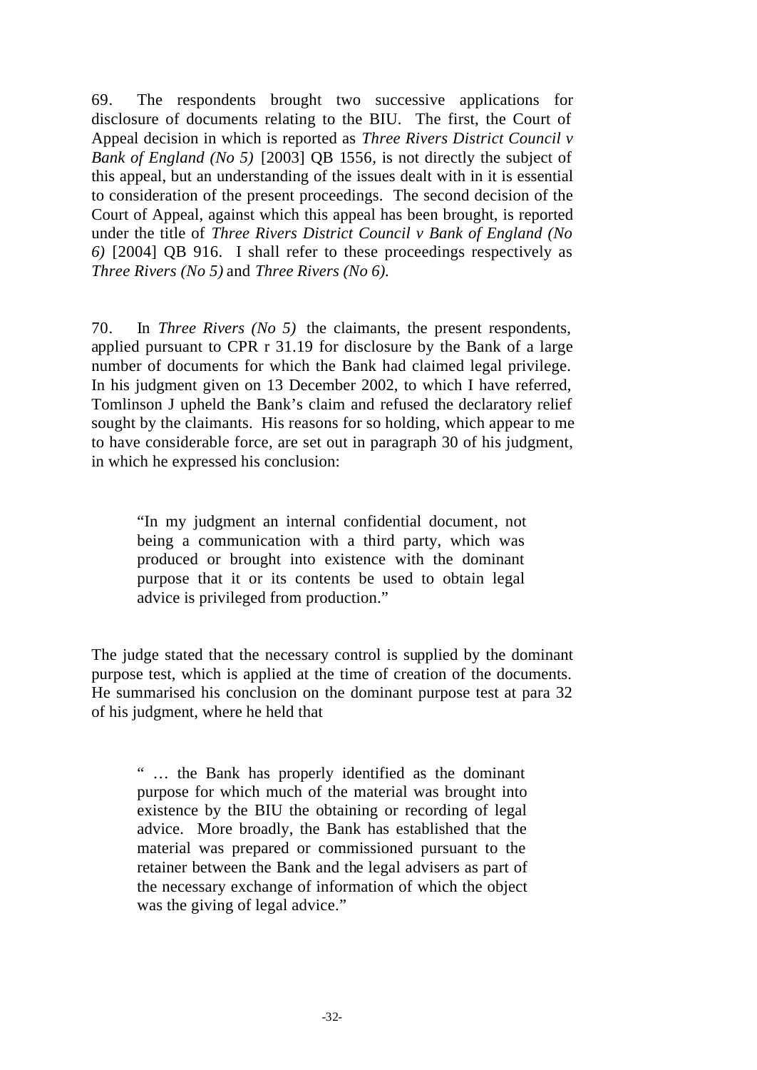69. The respondents brought two successive applications for disclosure of documents relating to the BIU. The first, the Court of Appeal decision in which is reported as *Three Rivers District Council v Bank of England (No 5)* [2003] QB 1556, is not directly the subject of this appeal, but an understanding of the issues dealt with in it is essential to consideration of the present proceedings. The second decision of the Court of Appeal, against which this appeal has been brought, is reported under the title of *Three Rivers District Council v Bank of England (No 6)* [2004] QB 916. I shall refer to these proceedings respectively as *Three Rivers (No 5)* and *Three Rivers (No 6).*

70. In *Three Rivers (No 5)* the claimants, the present respondents, applied pursuant to CPR r 31.19 for disclosure by the Bank of a large number of documents for which the Bank had claimed legal privilege. In his judgment given on 13 December 2002, to which I have referred, Tomlinson J upheld the Bank's claim and refused the declaratory relief sought by the claimants. His reasons for so holding, which appear to me to have considerable force, are set out in paragraph 30 of his judgment, in which he expressed his conclusion:

> "In my judgment an internal confidential document, not being a communication with a third party, which was produced or brought into existence with the dominant purpose that it or its contents be used to obtain legal advice is privileged from production."

The judge stated that the necessary control is supplied by the dominant purpose test, which is applied at the time of creation of the documents. He summarised his conclusion on the dominant purpose test at para 32 of his judgment, where he held that

> " … the Bank has properly identified as the dominant purpose for which much of the material was brought into existence by the BIU the obtaining or recording of legal advice. More broadly, the Bank has established that the material was prepared or commissioned pursuant to the retainer between the Bank and the legal advisers as part of the necessary exchange of information of which the object was the giving of legal advice."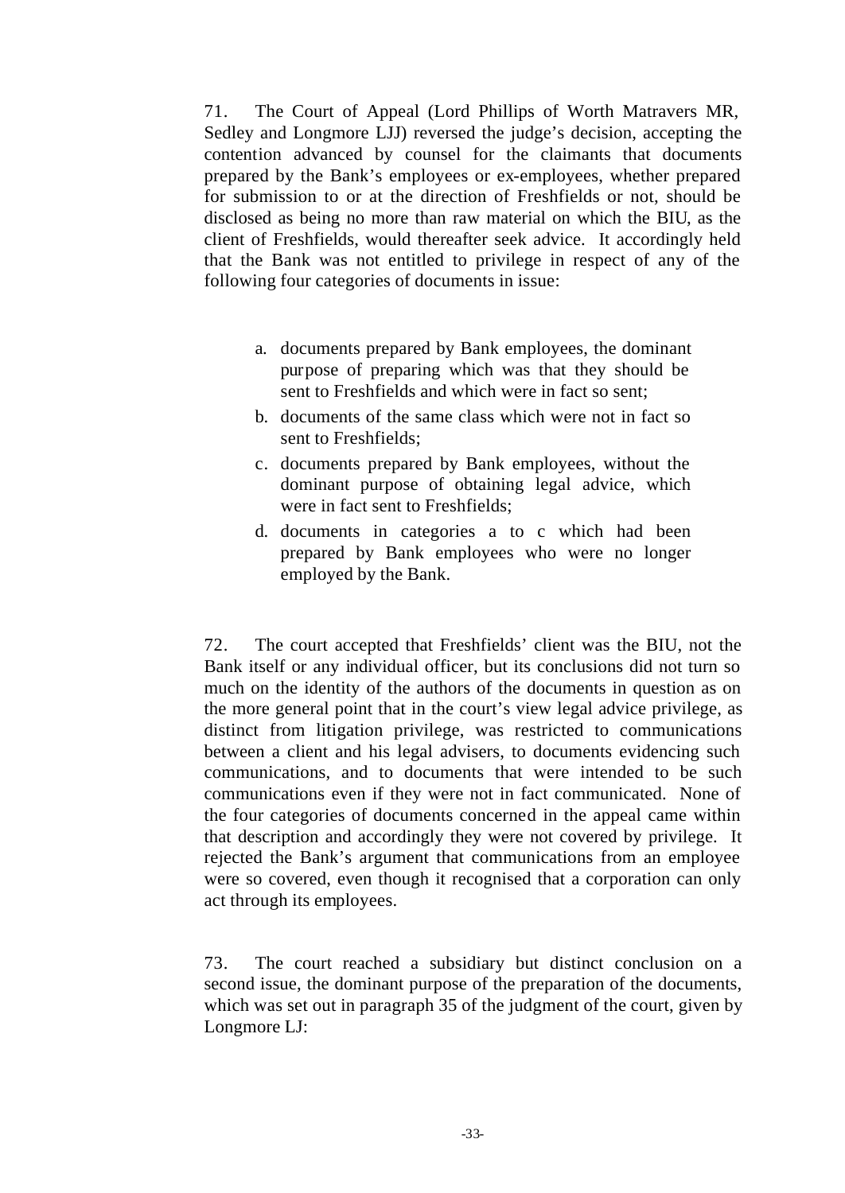71. The Court of Appeal (Lord Phillips of Worth Matravers MR, Sedley and Longmore LJJ) reversed the judge's decision, accepting the contention advanced by counsel for the claimants that documents prepared by the Bank's employees or ex-employees, whether prepared for submission to or at the direction of Freshfields or not, should be disclosed as being no more than raw material on which the BIU, as the client of Freshfields, would thereafter seek advice. It accordingly held that the Bank was not entitled to privilege in respect of any of the following four categories of documents in issue:

a. documents prepared by Bank employees, the dominant purpose of preparing which was that they should be sent to Freshfields and which were in fact so sent;
b. documents of the same class which were not in fact so sent to Freshfields;
c. documents prepared by Bank employees, without the dominant purpose of obtaining legal advice, which were in fact sent to Freshfields;
d. documents in categories a to c which had been prepared by Bank employees who were no longer employed by the Bank.

72. The court accepted that Freshfields' client was the BIU, not the Bank itself or any individual officer, but its conclusions did not turn so much on the identity of the authors of the documents in question as on the more general point that in the court's view legal advice privilege, as distinct from litigation privilege, was restricted to communications between a client and his legal advisers, to documents evidencing such communications, and to documents that were intended to be such communications even if they were not in fact communicated. None of the four categories of documents concerned in the appeal came within that description and accordingly they were not covered by privilege. It rejected the Bank's argument that communications from an employee were so covered, even though it recognised that a corporation can only act through its employees.

73. The court reached a subsidiary but distinct conclusion on a second issue, the dominant purpose of the preparation of the documents, which was set out in paragraph 35 of the judgment of the court, given by Longmore LJ: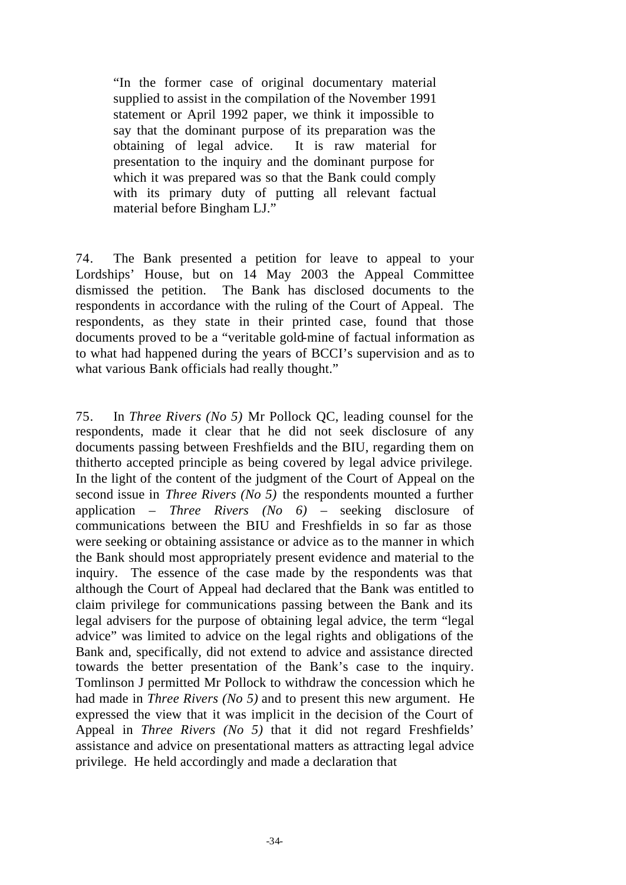> "In the former case of original documentary material supplied to assist in the compilation of the November 1991 statement or April 1992 paper, we think it impossible to say that the dominant purpose of its preparation was the obtaining of legal advice. It is raw material for presentation to the inquiry and the dominant purpose for which it was prepared was so that the Bank could comply with its primary duty of putting all relevant factual material before Bingham LJ."

74. The Bank presented a petition for leave to appeal to your Lordships' House, but on 14 May 2003 the Appeal Committee dismissed the petition. The Bank has disclosed documents to the respondents in accordance with the ruling of the Court of Appeal. The respondents, as they state in their printed case, found that those documents proved to be a "veritable gold-mine of factual information as to what had happened during the years of BCCI's supervision and as to what various Bank officials had really thought."

75. In *Three Rivers (No 5)* Mr Pollock QC, leading counsel for the respondents, made it clear that he did not seek disclosure of any documents passing between Freshfields and the BIU, regarding them on thitherto accepted principle as being covered by legal advice privilege. In the light of the content of the judgment of the Court of Appeal on the second issue in *Three Rivers (No 5)* the respondents mounted a further application – *Three Rivers (No 6)* – seeking disclosure of communications between the BIU and Freshfields in so far as those were seeking or obtaining assistance or advice as to the manner in which the Bank should most appropriately present evidence and material to the inquiry. The essence of the case made by the respondents was that although the Court of Appeal had declared that the Bank was entitled to claim privilege for communications passing between the Bank and its legal advisers for the purpose of obtaining legal advice, the term "legal advice" was limited to advice on the legal rights and obligations of the Bank and, specifically, did not extend to advice and assistance directed towards the better presentation of the Bank's case to the inquiry. Tomlinson J permitted Mr Pollock to withdraw the concession which he had made in *Three Rivers (No 5)* and to present this new argument. He expressed the view that it was implicit in the decision of the Court of Appeal in *Three Rivers (No 5)* that it did not regard Freshfields' assistance and advice on presentational matters as attracting legal advice privilege. He held accordingly and made a declaration that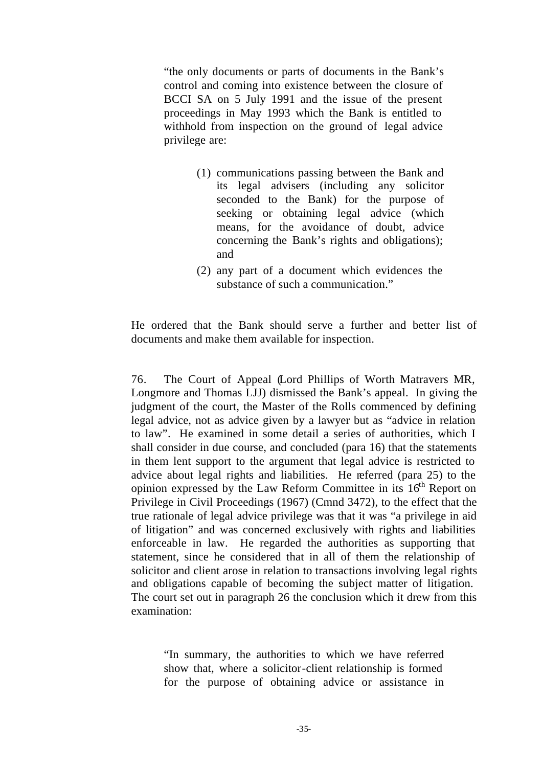> "the only documents or parts of documents in the Bank's control and coming into existence between the closure of BCCI SA on 5 July 1991 and the issue of the present proceedings in May 1993 which the Bank is entitled to withhold from inspection on the ground of legal advice privilege are:
>
> (1) communications passing between the Bank and its legal advisers (including any solicitor seconded to the Bank) for the purpose of seeking or obtaining legal advice (which means, for the avoidance of doubt, advice concerning the Bank's rights and obligations); and
>
> (2) any part of a document which evidences the substance of such a communication."

He ordered that the Bank should serve a further and better list of documents and make them available for inspection.

76. The Court of Appeal (Lord Phillips of Worth Matravers MR, Longmore and Thomas LJJ) dismissed the Bank's appeal. In giving the judgment of the court, the Master of the Rolls commenced by defining legal advice, not as advice given by a lawyer but as "advice in relation to law". He examined in some detail a series of authorities, which I shall consider in due course, and concluded (para 16) that the statements in them lent support to the argument that legal advice is restricted to advice about legal rights and liabilities. He referred (para 25) to the opinion expressed by the Law Reform Committee in its 16th Report on Privilege in Civil Proceedings (1967) (Cmnd 3472), to the effect that the true rationale of legal advice privilege was that it was "a privilege in aid of litigation" and was concerned exclusively with rights and liabilities enforceable in law. He regarded the authorities as supporting that statement, since he considered that in all of them the relationship of solicitor and client arose in relation to transactions involving legal rights and obligations capable of becoming the subject matter of litigation. The court set out in paragraph 26 the conclusion which it drew from this examination:

> "In summary, the authorities to which we have referred show that, where a solicitor-client relationship is formed for the purpose of obtaining advice or assistance in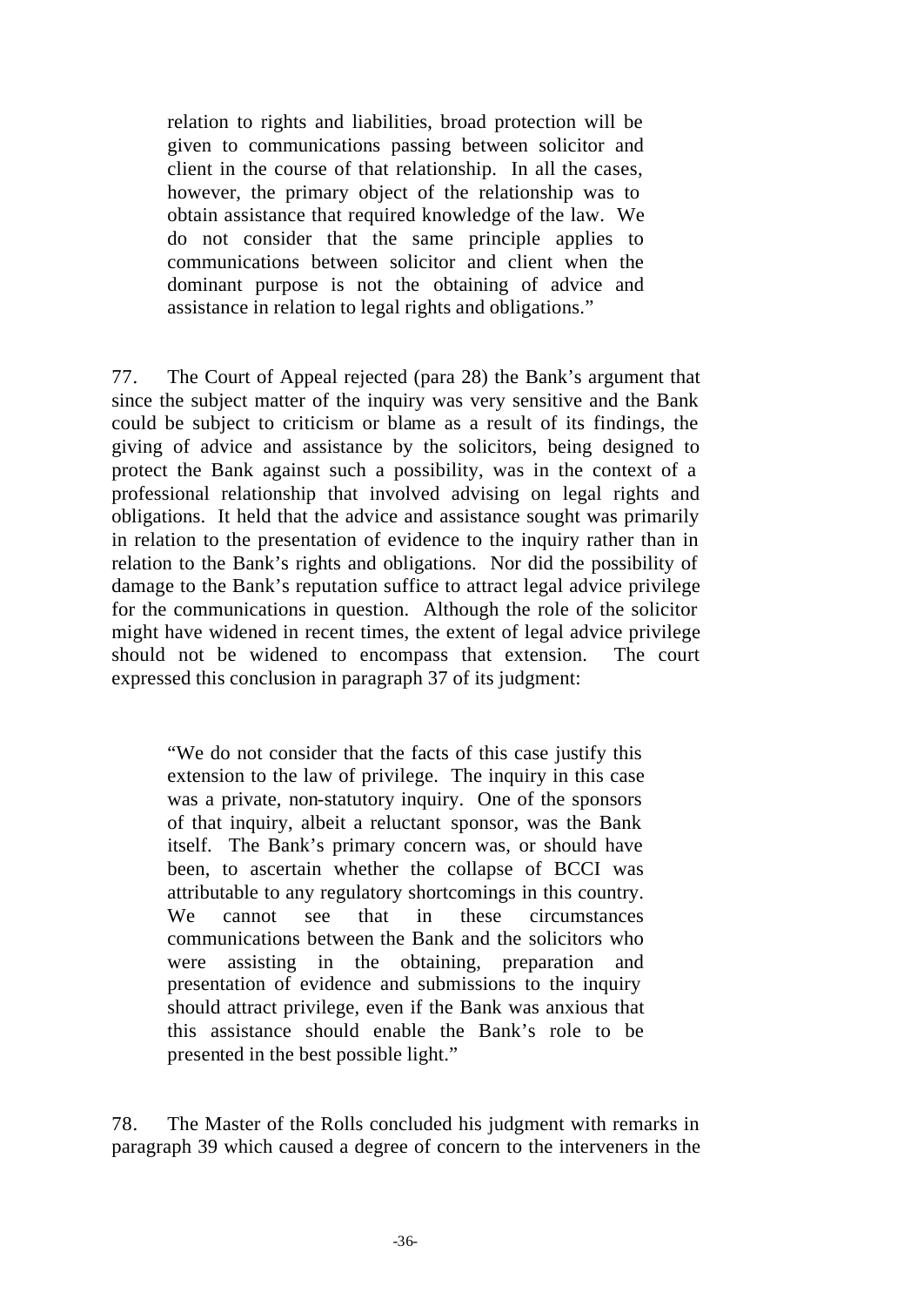> relation to rights and liabilities, broad protection will be given to communications passing between solicitor and client in the course of that relationship. In all the cases, however, the primary object of the relationship was to obtain assistance that required knowledge of the law. We do not consider that the same principle applies to communications between solicitor and client when the dominant purpose is not the obtaining of advice and assistance in relation to legal rights and obligations."

77. The Court of Appeal rejected (para 28) the Bank's argument that since the subject matter of the inquiry was very sensitive and the Bank could be subject to criticism or blame as a result of its findings, the giving of advice and assistance by the solicitors, being designed to protect the Bank against such a possibility, was in the context of a professional relationship that involved advising on legal rights and obligations. It held that the advice and assistance sought was primarily in relation to the presentation of evidence to the inquiry rather than in relation to the Bank's rights and obligations. Nor did the possibility of damage to the Bank's reputation suffice to attract legal advice privilege for the communications in question. Although the role of the solicitor might have widened in recent times, the extent of legal advice privilege should not be widened to encompass that extension. The court expressed this conclusion in paragraph 37 of its judgment:

> "We do not consider that the facts of this case justify this extension to the law of privilege. The inquiry in this case was a private, non-statutory inquiry. One of the sponsors of that inquiry, albeit a reluctant sponsor, was the Bank itself. The Bank's primary concern was, or should have been, to ascertain whether the collapse of BCCI was attributable to any regulatory shortcomings in this country. We cannot see that in these circumstances communications between the Bank and the solicitors who were assisting in the obtaining, preparation and presentation of evidence and submissions to the inquiry should attract privilege, even if the Bank was anxious that this assistance should enable the Bank's role to be presented in the best possible light."

78. The Master of the Rolls concluded his judgment with remarks in paragraph 39 which caused a degree of concern to the interveners in the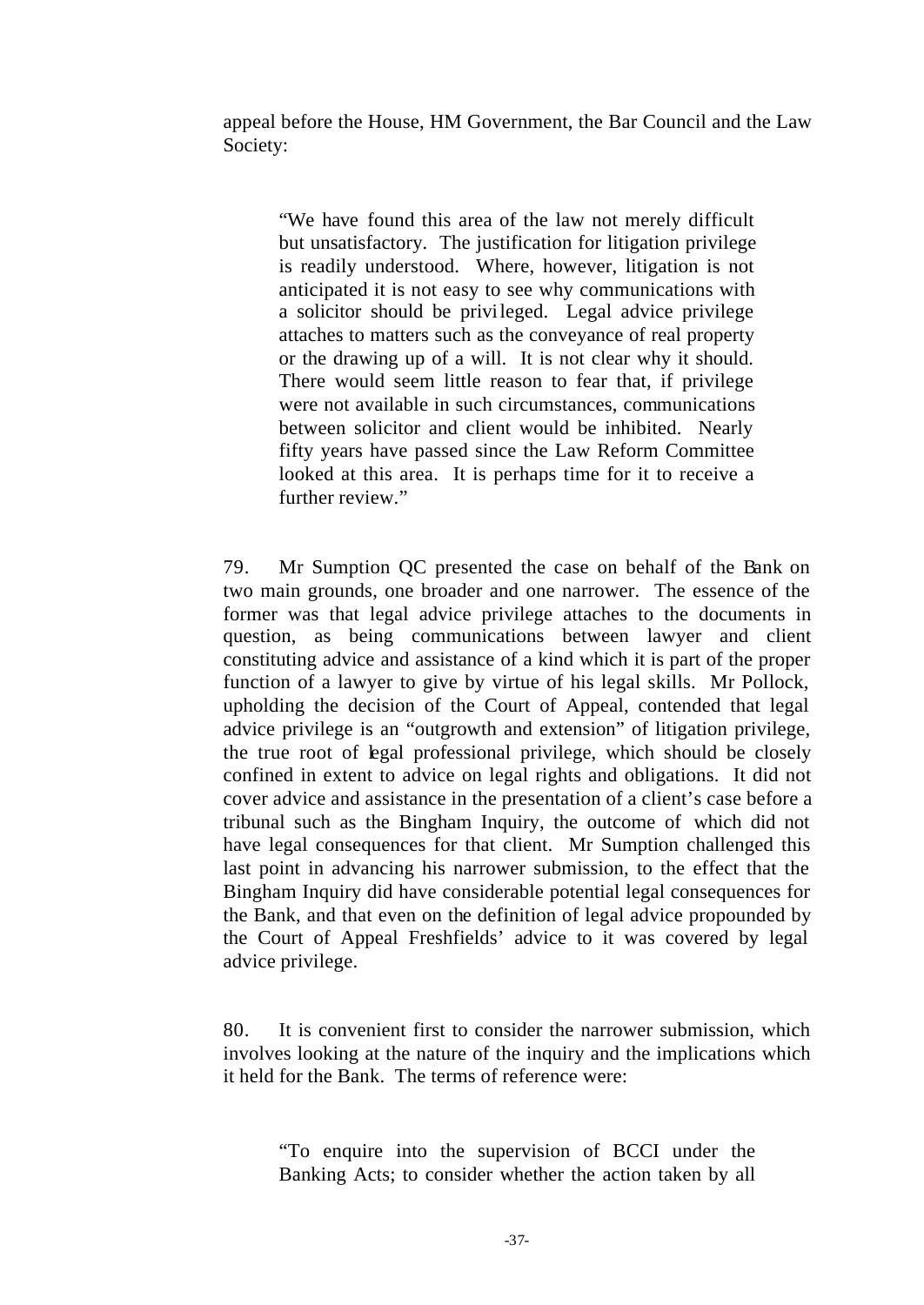appeal before the House, HM Government, the Bar Council and the Law Society:

> "We have found this area of the law not merely difficult but unsatisfactory. The justification for litigation privilege is readily understood. Where, however, litigation is not anticipated it is not easy to see why communications with a solicitor should be privileged. Legal advice privilege attaches to matters such as the conveyance of real property or the drawing up of a will. It is not clear why it should. There would seem little reason to fear that, if privilege were not available in such circumstances, communications between solicitor and client would be inhibited. Nearly fifty years have passed since the Law Reform Committee looked at this area. It is perhaps time for it to receive a further review."

79. Mr Sumption QC presented the case on behalf of the Bank on two main grounds, one broader and one narrower. The essence of the former was that legal advice privilege attaches to the documents in question, as being communications between lawyer and client constituting advice and assistance of a kind which it is part of the proper function of a lawyer to give by virtue of his legal skills. Mr Pollock, upholding the decision of the Court of Appeal, contended that legal advice privilege is an "outgrowth and extension" of litigation privilege, the true root of legal professional privilege, which should be closely confined in extent to advice on legal rights and obligations. It did not cover advice and assistance in the presentation of a client's case before a tribunal such as the Bingham Inquiry, the outcome of which did not have legal consequences for that client. Mr Sumption challenged this last point in advancing his narrower submission, to the effect that the Bingham Inquiry did have considerable potential legal consequences for the Bank, and that even on the definition of legal advice propounded by the Court of Appeal Freshfields' advice to it was covered by legal advice privilege.

80. It is convenient first to consider the narrower submission, which involves looking at the nature of the inquiry and the implications which it held for the Bank. The terms of reference were:

> "To enquire into the supervision of BCCI under the Banking Acts; to consider whether the action taken by all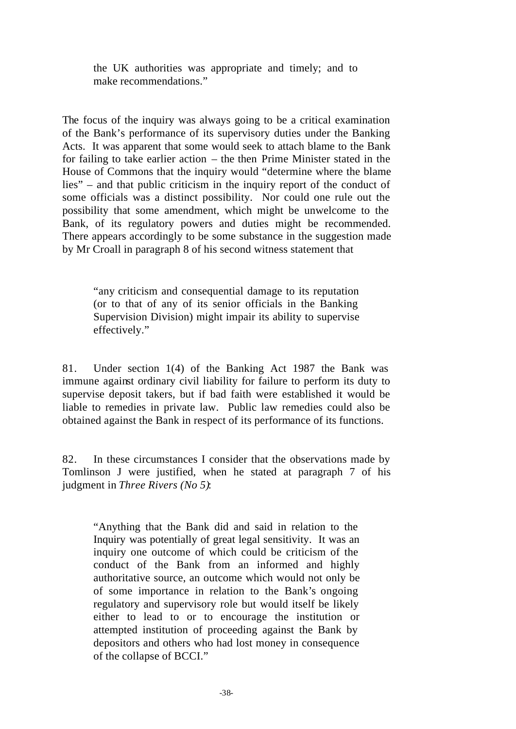> the UK authorities was appropriate and timely; and to make recommendations."

The focus of the inquiry was always going to be a critical examination of the Bank's performance of its supervisory duties under the Banking Acts. It was apparent that some would seek to attach blame to the Bank for failing to take earlier action – the then Prime Minister stated in the House of Commons that the inquiry would "determine where the blame lies" – and that public criticism in the inquiry report of the conduct of some officials was a distinct possibility. Nor could one rule out the possibility that some amendment, which might be unwelcome to the Bank, of its regulatory powers and duties might be recommended. There appears accordingly to be some substance in the suggestion made by Mr Croall in paragraph 8 of his second witness statement that

> "any criticism and consequential damage to its reputation (or to that of any of its senior officials in the Banking Supervision Division) might impair its ability to supervise effectively."

81. Under section 1(4) of the Banking Act 1987 the Bank was immune against ordinary civil liability for failure to perform its duty to supervise deposit takers, but if bad faith were established it would be liable to remedies in private law. Public law remedies could also be obtained against the Bank in respect of its performance of its functions.

82. In these circumstances I consider that the observations made by Tomlinson J were justified, when he stated at paragraph 7 of his judgment in *Three Rivers (No 5)*:

> "Anything that the Bank did and said in relation to the Inquiry was potentially of great legal sensitivity. It was an inquiry one outcome of which could be criticism of the conduct of the Bank from an informed and highly authoritative source, an outcome which would not only be of some importance in relation to the Bank's ongoing regulatory and supervisory role but would itself be likely either to lead to or to encourage the institution or attempted institution of proceeding against the Bank by depositors and others who had lost money in consequence of the collapse of BCCI."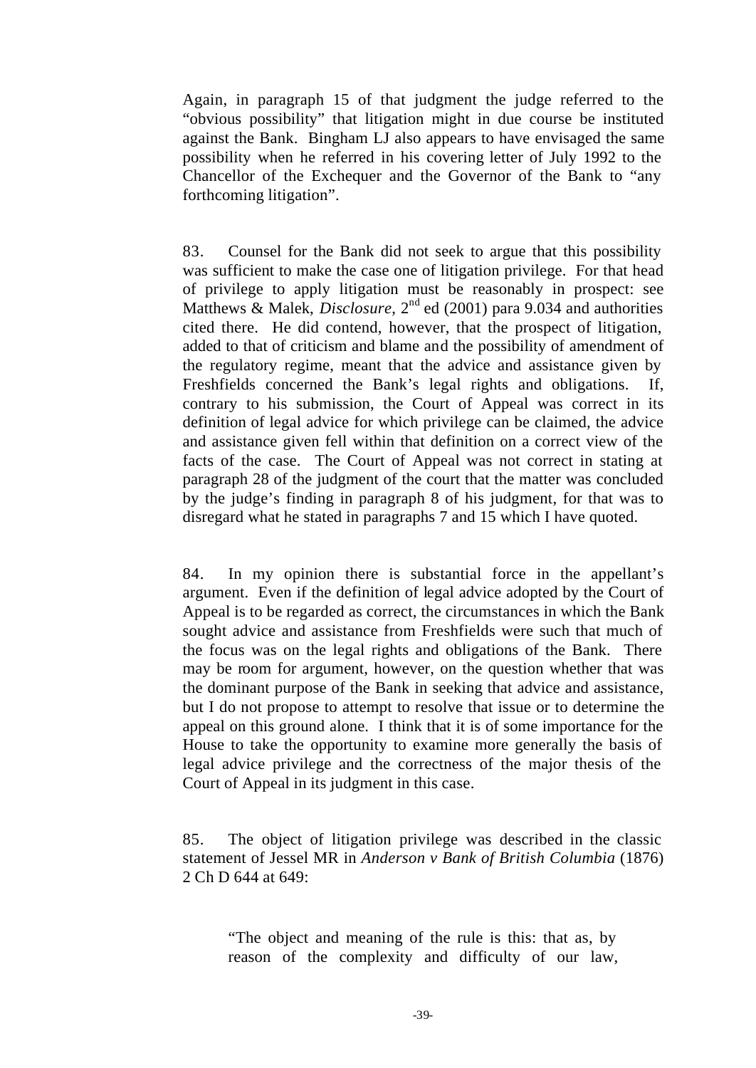Again, in paragraph 15 of that judgment the judge referred to the "obvious possibility" that litigation might in due course be instituted against the Bank. Bingham LJ also appears to have envisaged the same possibility when he referred in his covering letter of July 1992 to the Chancellor of the Exchequer and the Governor of the Bank to "any forthcoming litigation".

83. Counsel for the Bank did not seek to argue that this possibility was sufficient to make the case one of litigation privilege. For that head of privilege to apply litigation must be reasonably in prospect: see Matthews & Malek, *Disclosure*, 2nd ed (2001) para 9.034 and authorities cited there. He did contend, however, that the prospect of litigation, added to that of criticism and blame and the possibility of amendment of the regulatory regime, meant that the advice and assistance given by Freshfields concerned the Bank's legal rights and obligations. If, contrary to his submission, the Court of Appeal was correct in its definition of legal advice for which privilege can be claimed, the advice and assistance given fell within that definition on a correct view of the facts of the case. The Court of Appeal was not correct in stating at paragraph 28 of the judgment of the court that the matter was concluded by the judge's finding in paragraph 8 of his judgment, for that was to disregard what he stated in paragraphs 7 and 15 which I have quoted.

84. In my opinion there is substantial force in the appellant's argument. Even if the definition of legal advice adopted by the Court of Appeal is to be regarded as correct, the circumstances in which the Bank sought advice and assistance from Freshfields were such that much of the focus was on the legal rights and obligations of the Bank. There may be room for argument, however, on the question whether that was the dominant purpose of the Bank in seeking that advice and assistance, but I do not propose to attempt to resolve that issue or to determine the appeal on this ground alone. I think that it is of some importance for the House to take the opportunity to examine more generally the basis of legal advice privilege and the correctness of the major thesis of the Court of Appeal in its judgment in this case.

85. The object of litigation privilege was described in the classic statement of Jessel MR in *Anderson v Bank of British Columbia* (1876) 2 Ch D 644 at 649:

> "The object and meaning of the rule is this: that as, by reason of the complexity and difficulty of our law,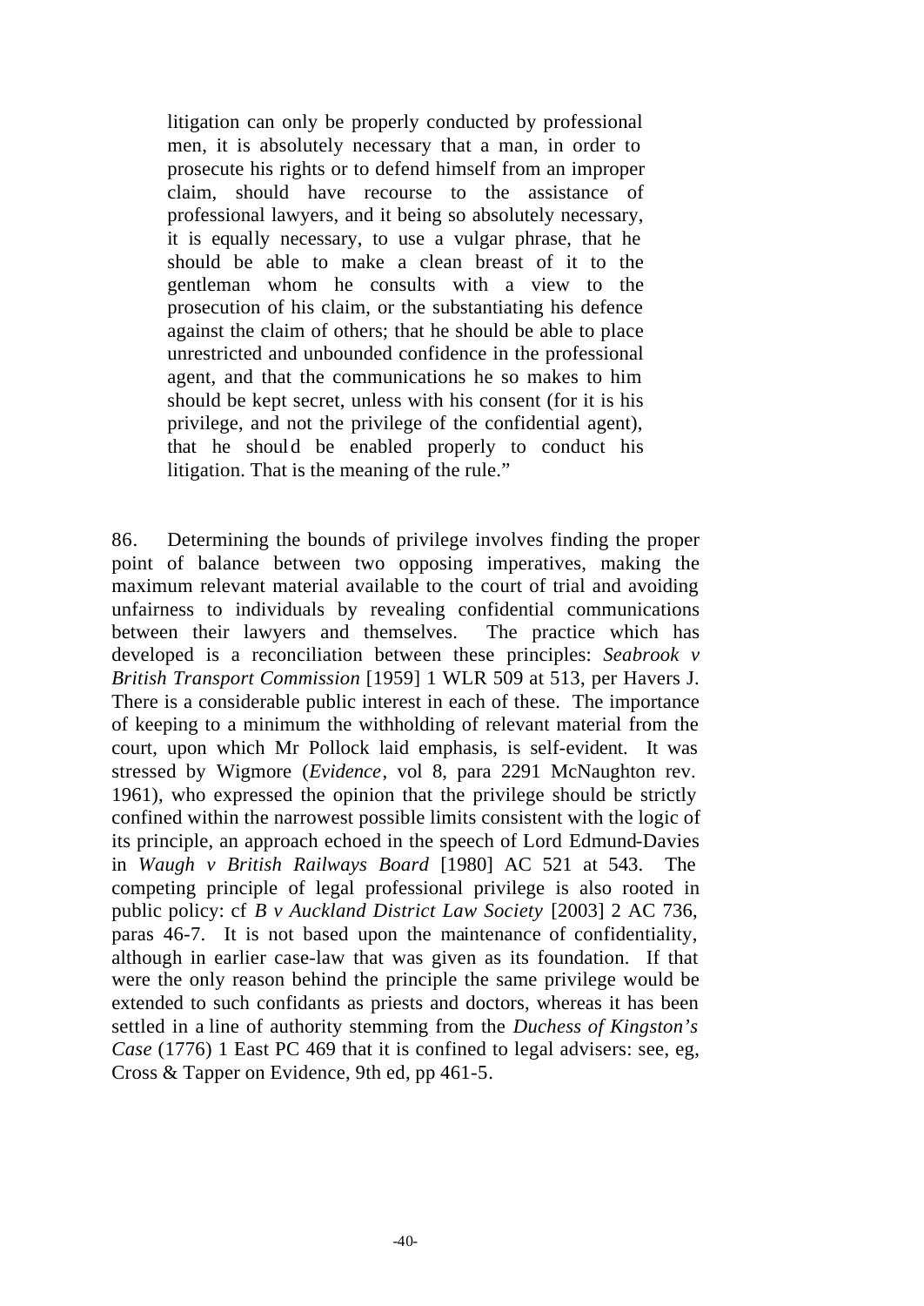> litigation can only be properly conducted by professional men, it is absolutely necessary that a man, in order to prosecute his rights or to defend himself from an improper claim, should have recourse to the assistance of professional lawyers, and it being so absolutely necessary, it is equally necessary, to use a vulgar phrase, that he should be able to make a clean breast of it to the gentleman whom he consults with a view to the prosecution of his claim, or the substantiating his defence against the claim of others; that he should be able to place unrestricted and unbounded confidence in the professional agent, and that the communications he so makes to him should be kept secret, unless with his consent (for it is his privilege, and not the privilege of the confidential agent), that he should be enabled properly to conduct his litigation. That is the meaning of the rule."

86. Determining the bounds of privilege involves finding the proper point of balance between two opposing imperatives, making the maximum relevant material available to the court of trial and avoiding unfairness to individuals by revealing confidential communications between their lawyers and themselves. The practice which has developed is a reconciliation between these principles: *Seabrook v British Transport Commission* [1959] 1 WLR 509 at 513, per Havers J. There is a considerable public interest in each of these. The importance of keeping to a minimum the withholding of relevant material from the court, upon which Mr Pollock laid emphasis, is self-evident. It was stressed by Wigmore (*Evidence*, vol 8, para 2291 McNaughton rev. 1961), who expressed the opinion that the privilege should be strictly confined within the narrowest possible limits consistent with the logic of its principle, an approach echoed in the speech of Lord Edmund-Davies in *Waugh v British Railways Board* [1980] AC 521 at 543. The competing principle of legal professional privilege is also rooted in public policy: cf *B v Auckland District Law Society* [2003] 2 AC 736, paras 46-7. It is not based upon the maintenance of confidentiality, although in earlier case-law that was given as its foundation. If that were the only reason behind the principle the same privilege would be extended to such confidants as priests and doctors, whereas it has been settled in a line of authority stemming from the *Duchess of Kingston's Case* (1776) 1 East PC 469 that it is confined to legal advisers: see, eg, Cross & Tapper on Evidence, 9th ed, pp 461-5.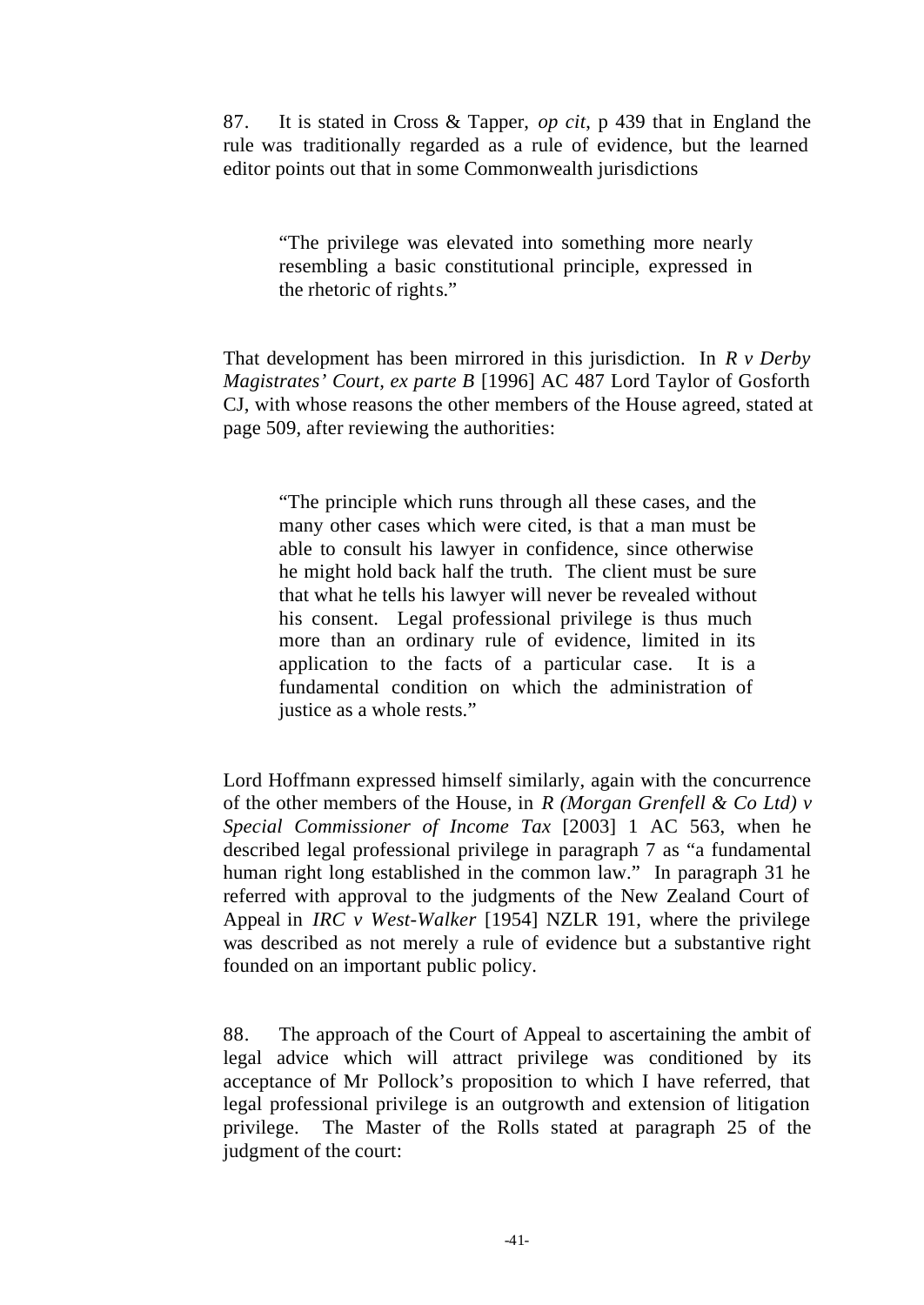87. It is stated in Cross & Tapper, *op cit*, p 439 that in England the rule was traditionally regarded as a rule of evidence, but the learned editor points out that in some Commonwealth jurisdictions

> "The privilege was elevated into something more nearly resembling a basic constitutional principle, expressed in the rhetoric of rights."

That development has been mirrored in this jurisdiction. In *R v Derby Magistrates' Court, ex parte B* [1996] AC 487 Lord Taylor of Gosforth CJ, with whose reasons the other members of the House agreed, stated at page 509, after reviewing the authorities:

> "The principle which runs through all these cases, and the many other cases which were cited, is that a man must be able to consult his lawyer in confidence, since otherwise he might hold back half the truth. The client must be sure that what he tells his lawyer will never be revealed without his consent. Legal professional privilege is thus much more than an ordinary rule of evidence, limited in its application to the facts of a particular case. It is a fundamental condition on which the administration of justice as a whole rests."

Lord Hoffmann expressed himself similarly, again with the concurrence of the other members of the House, in *R (Morgan Grenfell & Co Ltd) v Special Commissioner of Income Tax* [2003] 1 AC 563, when he described legal professional privilege in paragraph 7 as "a fundamental human right long established in the common law." In paragraph 31 he referred with approval to the judgments of the New Zealand Court of Appeal in *IRC v West-Walker* [1954] NZLR 191, where the privilege was described as not merely a rule of evidence but a substantive right founded on an important public policy.

88. The approach of the Court of Appeal to ascertaining the ambit of legal advice which will attract privilege was conditioned by its acceptance of Mr Pollock's proposition to which I have referred, that legal professional privilege is an outgrowth and extension of litigation privilege. The Master of the Rolls stated at paragraph 25 of the judgment of the court: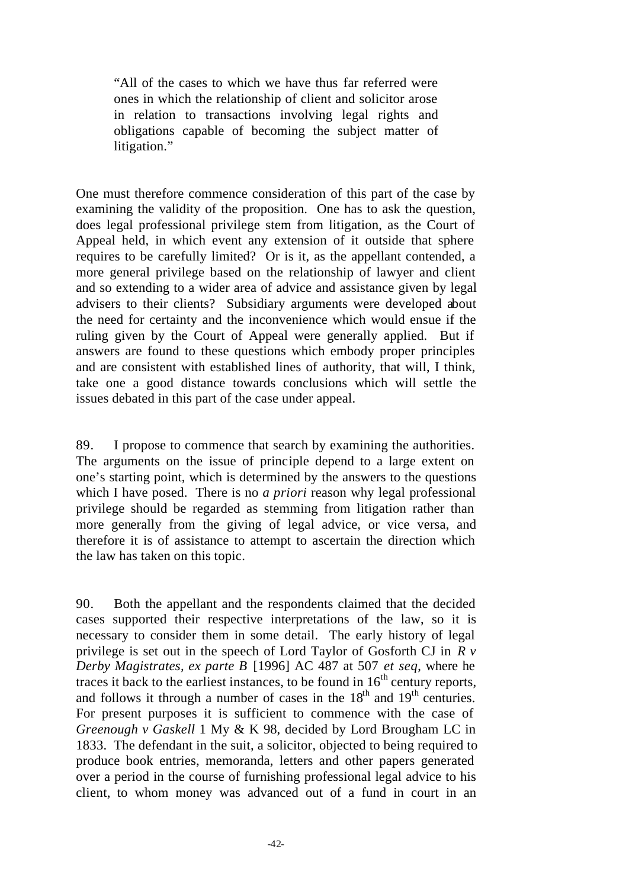> "All of the cases to which we have thus far referred were ones in which the relationship of client and solicitor arose in relation to transactions involving legal rights and obligations capable of becoming the subject matter of litigation."

One must therefore commence consideration of this part of the case by examining the validity of the proposition. One has to ask the question, does legal professional privilege stem from litigation, as the Court of Appeal held, in which event any extension of it outside that sphere requires to be carefully limited? Or is it, as the appellant contended, a more general privilege based on the relationship of lawyer and client and so extending to a wider area of advice and assistance given by legal advisers to their clients? Subsidiary arguments were developed about the need for certainty and the inconvenience which would ensue if the ruling given by the Court of Appeal were generally applied. But if answers are found to these questions which embody proper principles and are consistent with established lines of authority, that will, I think, take one a good distance towards conclusions which will settle the issues debated in this part of the case under appeal.

89. I propose to commence that search by examining the authorities. The arguments on the issue of principle depend to a large extent on one's starting point, which is determined by the answers to the questions which I have posed. There is no *a priori* reason why legal professional privilege should be regarded as stemming from litigation rather than more generally from the giving of legal advice, or vice versa, and therefore it is of assistance to attempt to ascertain the direction which the law has taken on this topic.

90. Both the appellant and the respondents claimed that the decided cases supported their respective interpretations of the law, so it is necessary to consider them in some detail. The early history of legal privilege is set out in the speech of Lord Taylor of Gosforth CJ in *R v Derby Magistrates, ex parte B* [1996] AC 487 at 507 *et seq*, where he traces it back to the earliest instances, to be found in 16th century reports, and follows it through a number of cases in the 18th and 19th centuries. For present purposes it is sufficient to commence with the case of *Greenough v Gaskell* 1 My & K 98, decided by Lord Brougham LC in 1833. The defendant in the suit, a solicitor, objected to being required to produce book entries, memoranda, letters and other papers generated over a period in the course of furnishing professional legal advice to his client, to whom money was advanced out of a fund in court in an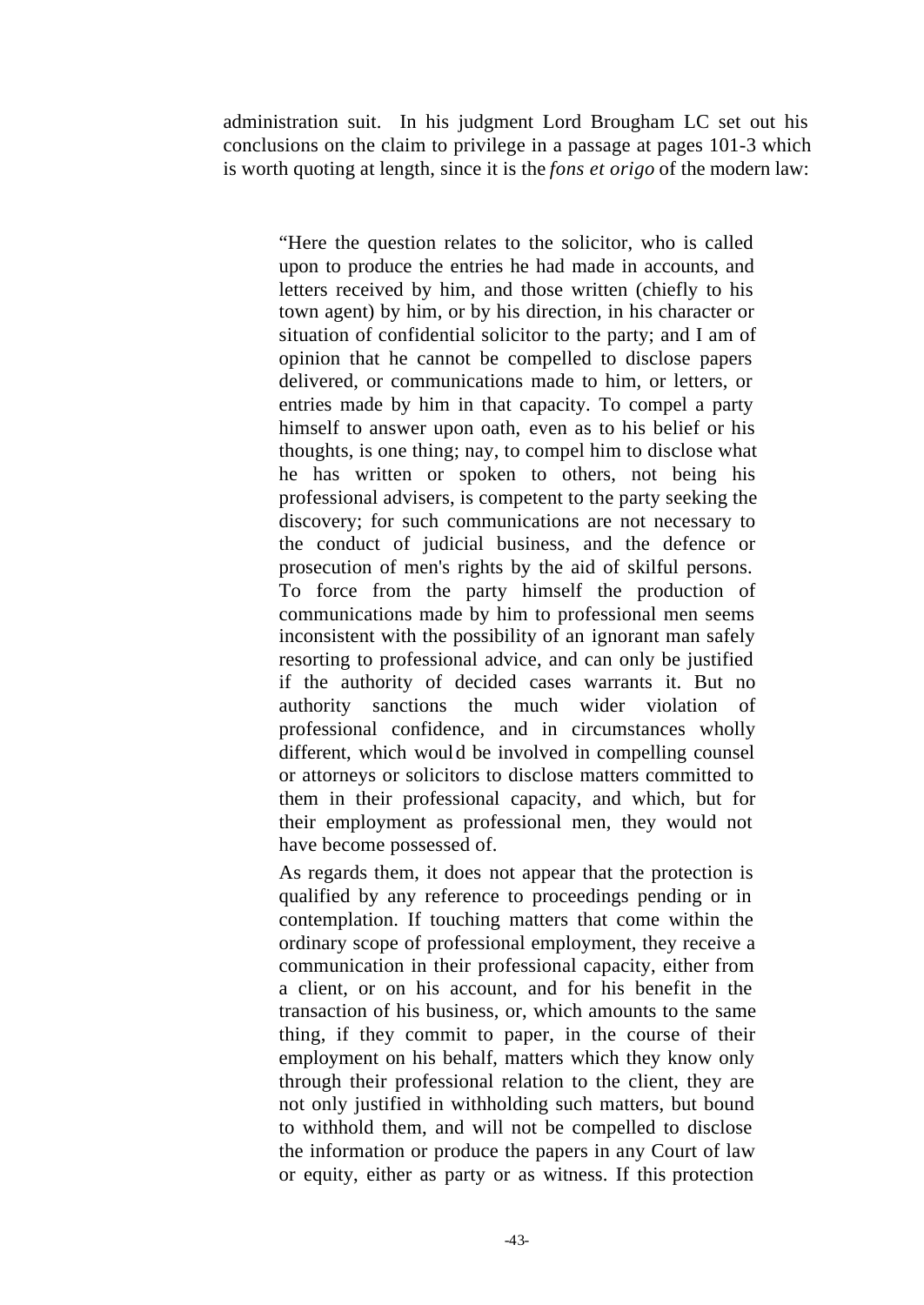administration suit. In his judgment Lord Brougham LC set out his conclusions on the claim to privilege in a passage at pages 101-3 which is worth quoting at length, since it is the *fons et origo* of the modern law:

> "Here the question relates to the solicitor, who is called upon to produce the entries he had made in accounts, and letters received by him, and those written (chiefly to his town agent) by him, or by his direction, in his character or situation of confidential solicitor to the party; and I am of opinion that he cannot be compelled to disclose papers delivered, or communications made to him, or letters, or entries made by him in that capacity. To compel a party himself to answer upon oath, even as to his belief or his thoughts, is one thing; nay, to compel him to disclose what he has written or spoken to others, not being his professional advisers, is competent to the party seeking the discovery; for such communications are not necessary to the conduct of judicial business, and the defence or prosecution of men's rights by the aid of skilful persons. To force from the party himself the production of communications made by him to professional men seems inconsistent with the possibility of an ignorant man safely resorting to professional advice, and can only be justified if the authority of decided cases warrants it. But no authority sanctions the much wider violation of professional confidence, and in circumstances wholly different, which would be involved in compelling counsel or attorneys or solicitors to disclose matters committed to them in their professional capacity, and which, but for their employment as professional men, they would not have become possessed of.
>
> As regards them, it does not appear that the protection is qualified by any reference to proceedings pending or in contemplation. If touching matters that come within the ordinary scope of professional employment, they receive a communication in their professional capacity, either from a client, or on his account, and for his benefit in the transaction of his business, or, which amounts to the same thing, if they commit to paper, in the course of their employment on his behalf, matters which they know only through their professional relation to the client, they are not only justified in withholding such matters, but bound to withhold them, and will not be compelled to disclose the information or produce the papers in any Court of law or equity, either as party or as witness. If this protection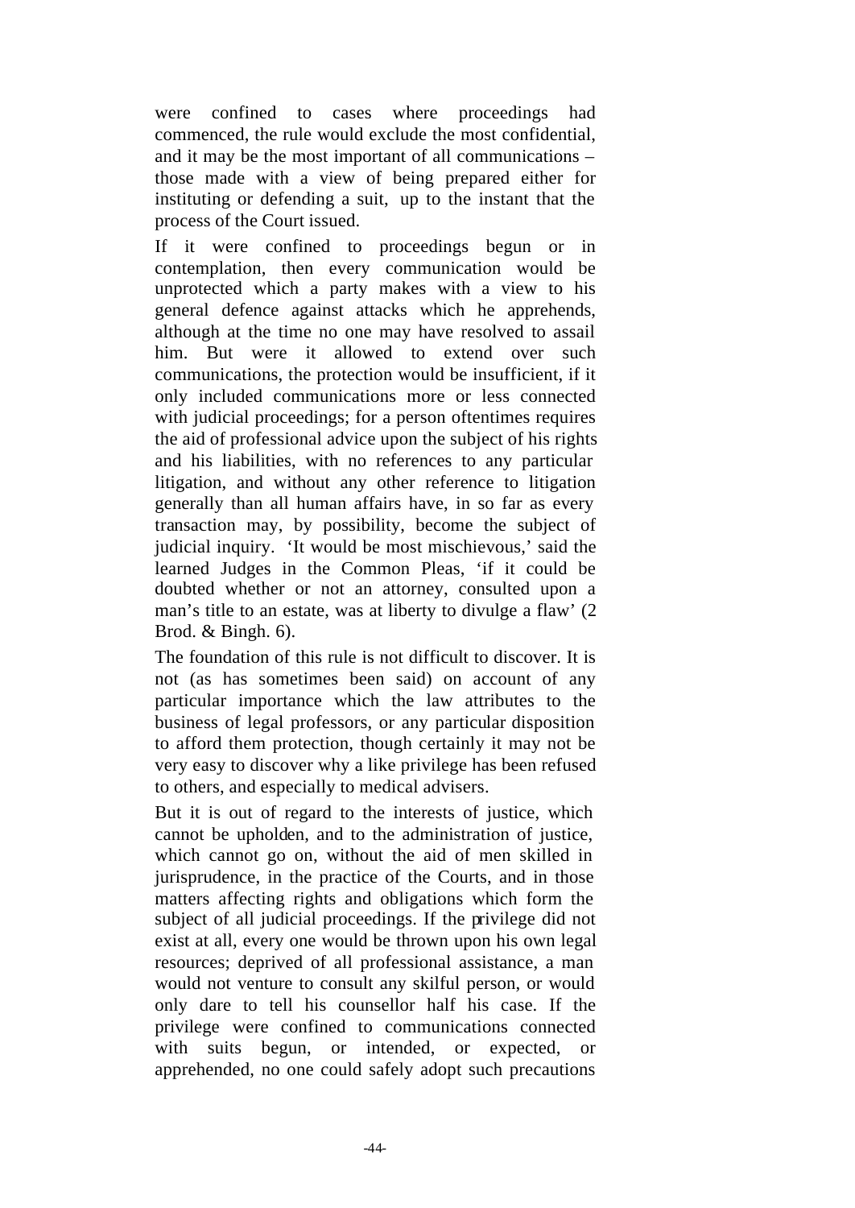were confined to cases where proceedings had commenced, the rule would exclude the most confidential, and it may be the most important of all communications – those made with a view of being prepared either for instituting or defending a suit, up to the instant that the process of the Court issued.

If it were confined to proceedings begun or in contemplation, then every communication would be unprotected which a party makes with a view to his general defence against attacks which he apprehends, although at the time no one may have resolved to assail him. But were it allowed to extend over such communications, the protection would be insufficient, if it only included communications more or less connected with judicial proceedings; for a person oftentimes requires the aid of professional advice upon the subject of his rights and his liabilities, with no references to any particular litigation, and without any other reference to litigation generally than all human affairs have, in so far as every transaction may, by possibility, become the subject of judicial inquiry. 'It would be most mischievous,' said the learned Judges in the Common Pleas, 'if it could be doubted whether or not an attorney, consulted upon a man's title to an estate, was at liberty to divulge a flaw' (2 Brod. & Bingh. 6).

The foundation of this rule is not difficult to discover. It is not (as has sometimes been said) on account of any particular importance which the law attributes to the business of legal professors, or any particular disposition to afford them protection, though certainly it may not be very easy to discover why a like privilege has been refused to others, and especially to medical advisers.

But it is out of regard to the interests of justice, which cannot be upholden, and to the administration of justice, which cannot go on, without the aid of men skilled in jurisprudence, in the practice of the Courts, and in those matters affecting rights and obligations which form the subject of all judicial proceedings. If the privilege did not exist at all, every one would be thrown upon his own legal resources; deprived of all professional assistance, a man would not venture to consult any skilful person, or would only dare to tell his counsellor half his case. If the privilege were confined to communications connected with suits begun, or intended, or expected, or apprehended, no one could safely adopt such precautions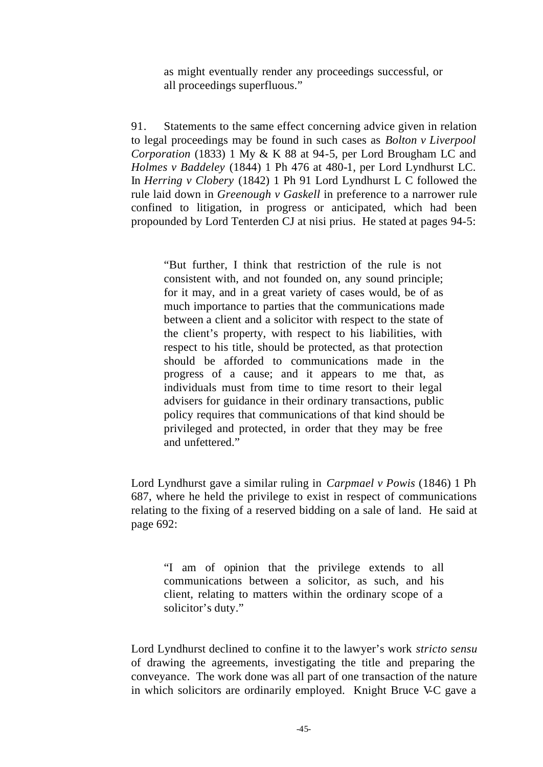> as might eventually render any proceedings successful, or all proceedings superfluous."

91. Statements to the same effect concerning advice given in relation to legal proceedings may be found in such cases as *Bolton v Liverpool Corporation* (1833) 1 My & K 88 at 94-5, per Lord Brougham LC and *Holmes v Baddeley* (1844) 1 Ph 476 at 480-1, per Lord Lyndhurst LC. In *Herring v Clobery* (1842) 1 Ph 91 Lord Lyndhurst L C followed the rule laid down in *Greenough v Gaskell* in preference to a narrower rule confined to litigation, in progress or anticipated, which had been propounded by Lord Tenterden CJ at nisi prius. He stated at pages 94-5:

> "But further, I think that restriction of the rule is not consistent with, and not founded on, any sound principle; for it may, and in a great variety of cases would, be of as much importance to parties that the communications made between a client and a solicitor with respect to the state of the client's property, with respect to his liabilities, with respect to his title, should be protected, as that protection should be afforded to communications made in the progress of a cause; and it appears to me that, as individuals must from time to time resort to their legal advisers for guidance in their ordinary transactions, public policy requires that communications of that kind should be privileged and protected, in order that they may be free and unfettered."

Lord Lyndhurst gave a similar ruling in *Carpmael v Powis* (1846) 1 Ph 687, where he held the privilege to exist in respect of communications relating to the fixing of a reserved bidding on a sale of land. He said at page 692:

> "I am of opinion that the privilege extends to all communications between a solicitor, as such, and his client, relating to matters within the ordinary scope of a solicitor's duty."

Lord Lyndhurst declined to confine it to the lawyer's work *stricto sensu* of drawing the agreements, investigating the title and preparing the conveyance. The work done was all part of one transaction of the nature in which solicitors are ordinarily employed. Knight Bruce V-C gave a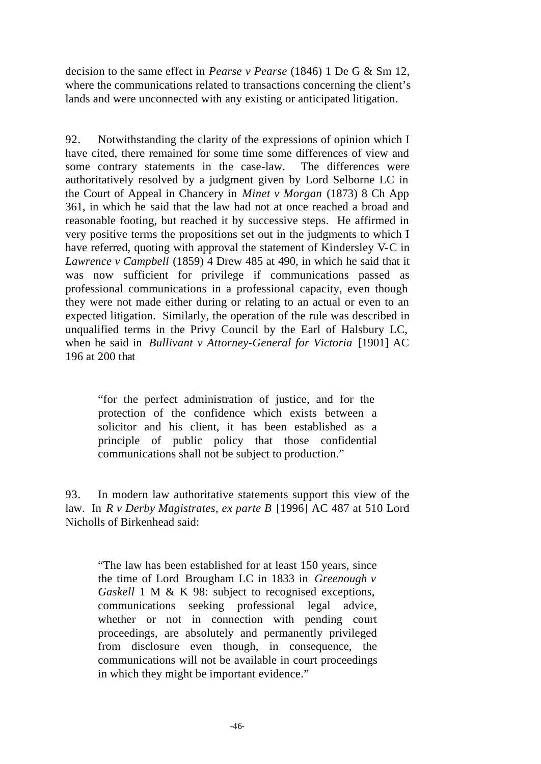decision to the same effect in *Pearse v Pearse* (1846) 1 De G & Sm 12, where the communications related to transactions concerning the client's lands and were unconnected with any existing or anticipated litigation.

92. Notwithstanding the clarity of the expressions of opinion which I have cited, there remained for some time some differences of view and some contrary statements in the case-law. The differences were authoritatively resolved by a judgment given by Lord Selborne LC in the Court of Appeal in Chancery in *Minet v Morgan* (1873) 8 Ch App 361, in which he said that the law had not at once reached a broad and reasonable footing, but reached it by successive steps. He affirmed in very positive terms the propositions set out in the judgments to which I have referred, quoting with approval the statement of Kindersley V-C in *Lawrence v Campbell* (1859) 4 Drew 485 at 490, in which he said that it was now sufficient for privilege if communications passed as professional communications in a professional capacity, even though they were not made either during or relating to an actual or even to an expected litigation. Similarly, the operation of the rule was described in unqualified terms in the Privy Council by the Earl of Halsbury LC, when he said in *Bullivant v Attorney-General for Victoria* [1901] AC 196 at 200 that

> "for the perfect administration of justice, and for the protection of the confidence which exists between a solicitor and his client, it has been established as a principle of public policy that those confidential communications shall not be subject to production."

93. In modern law authoritative statements support this view of the law. In *R v Derby Magistrates, ex parte B* [1996] AC 487 at 510 Lord Nicholls of Birkenhead said:

> "The law has been established for at least 150 years, since the time of Lord Brougham LC in 1833 in *Greenough v Gaskell* 1 M & K 98: subject to recognised exceptions, communications seeking professional legal advice, whether or not in connection with pending court proceedings, are absolutely and permanently privileged from disclosure even though, in consequence, the communications will not be available in court proceedings in which they might be important evidence."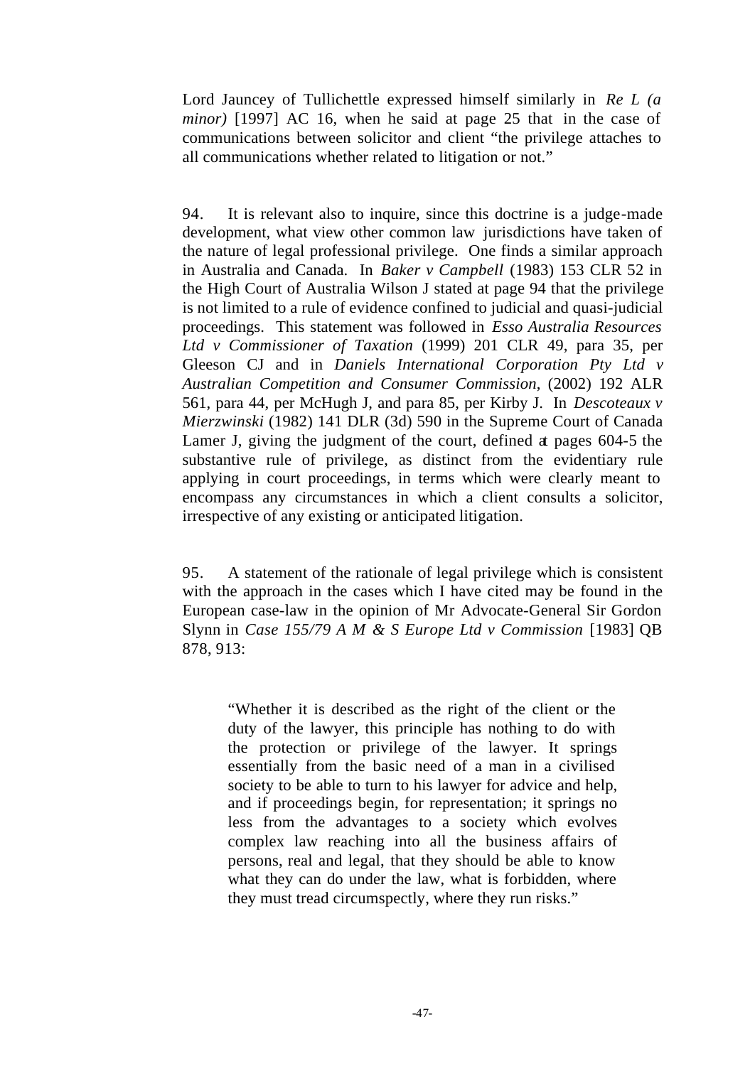Lord Jauncey of Tullichettle expressed himself similarly in *Re L (a minor)* [1997] AC 16, when he said at page 25 that in the case of communications between solicitor and client "the privilege attaches to all communications whether related to litigation or not."

94. It is relevant also to inquire, since this doctrine is a judge-made development, what view other common law jurisdictions have taken of the nature of legal professional privilege. One finds a similar approach in Australia and Canada. In *Baker v Campbell* (1983) 153 CLR 52 in the High Court of Australia Wilson J stated at page 94 that the privilege is not limited to a rule of evidence confined to judicial and quasi-judicial proceedings. This statement was followed in *Esso Australia Resources Ltd v Commissioner of Taxation* (1999) 201 CLR 49, para 35, per Gleeson CJ and in *Daniels International Corporation Pty Ltd v Australian Competition and Consumer Commission*, (2002) 192 ALR 561, para 44, per McHugh J, and para 85, per Kirby J. In *Descoteaux v Mierzwinski* (1982) 141 DLR (3d) 590 in the Supreme Court of Canada Lamer J, giving the judgment of the court, defined at pages 604-5 the substantive rule of privilege, as distinct from the evidentiary rule applying in court proceedings, in terms which were clearly meant to encompass any circumstances in which a client consults a solicitor, irrespective of any existing or anticipated litigation.

95. A statement of the rationale of legal privilege which is consistent with the approach in the cases which I have cited may be found in the European case-law in the opinion of Mr Advocate-General Sir Gordon Slynn in *Case 155/79 A M & S Europe Ltd v Commission* [1983] QB 878, 913:

> "Whether it is described as the right of the client or the duty of the lawyer, this principle has nothing to do with the protection or privilege of the lawyer. It springs essentially from the basic need of a man in a civilised society to be able to turn to his lawyer for advice and help, and if proceedings begin, for representation; it springs no less from the advantages to a society which evolves complex law reaching into all the business affairs of persons, real and legal, that they should be able to know what they can do under the law, what is forbidden, where they must tread circumspectly, where they run risks."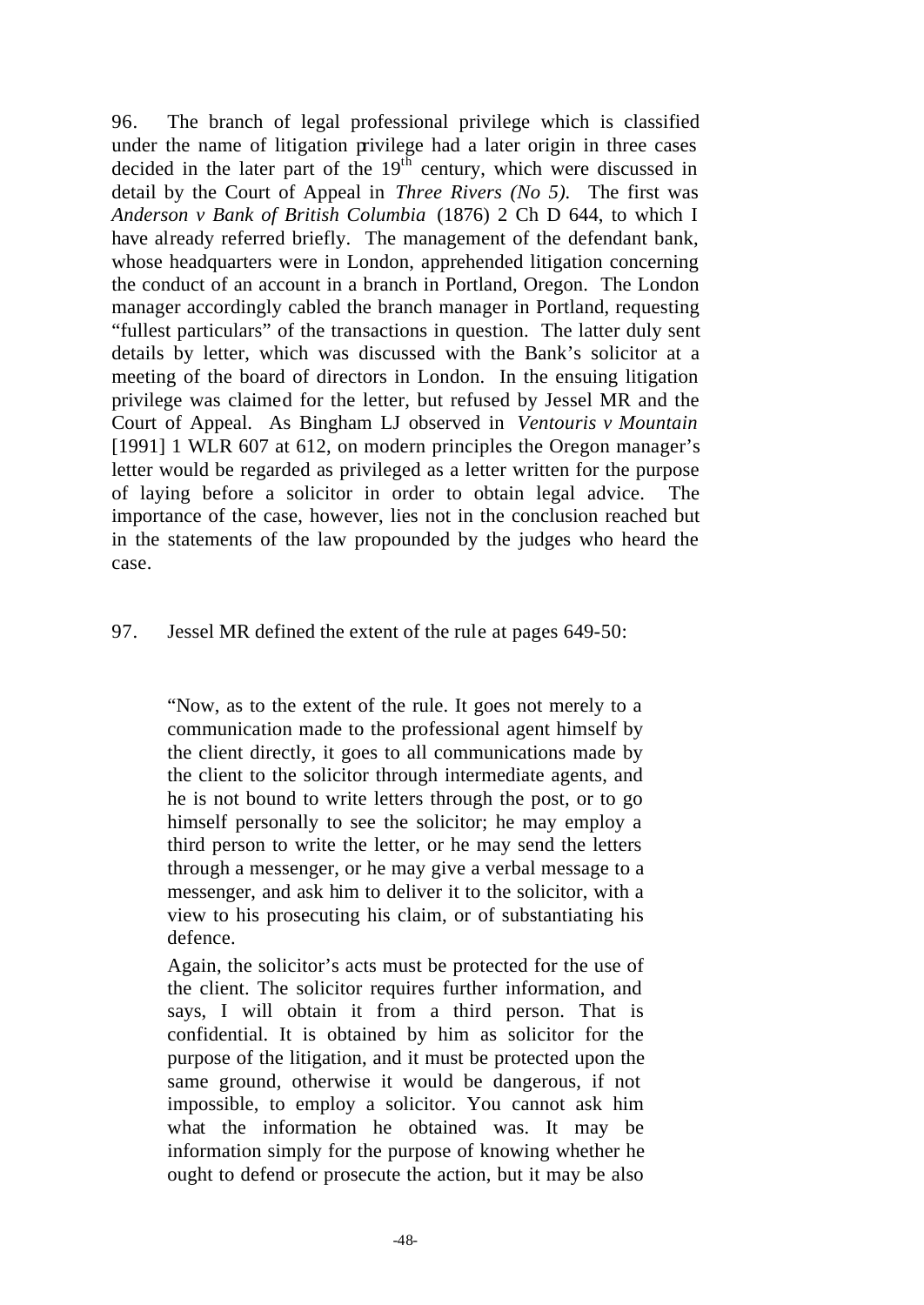96. The branch of legal professional privilege which is classified under the name of litigation privilege had a later origin in three cases decided in the later part of the 19th century, which were discussed in detail by the Court of Appeal in *Three Rivers (No 5)*. The first was *Anderson v Bank of British Columbia* (1876) 2 Ch D 644, to which I have already referred briefly. The management of the defendant bank, whose headquarters were in London, apprehended litigation concerning the conduct of an account in a branch in Portland, Oregon. The London manager accordingly cabled the branch manager in Portland, requesting "fullest particulars" of the transactions in question. The latter duly sent details by letter, which was discussed with the Bank's solicitor at a meeting of the board of directors in London. In the ensuing litigation privilege was claimed for the letter, but refused by Jessel MR and the Court of Appeal. As Bingham LJ observed in *Ventouris v Mountain* [1991] 1 WLR 607 at 612, on modern principles the Oregon manager's letter would be regarded as privileged as a letter written for the purpose of laying before a solicitor in order to obtain legal advice. The importance of the case, however, lies not in the conclusion reached but in the statements of the law propounded by the judges who heard the case.

97. Jessel MR defined the extent of the rule at pages 649-50:

> "Now, as to the extent of the rule. It goes not merely to a communication made to the professional agent himself by the client directly, it goes to all communications made by the client to the solicitor through intermediate agents, and he is not bound to write letters through the post, or to go himself personally to see the solicitor; he may employ a third person to write the letter, or he may send the letters through a messenger, or he may give a verbal message to a messenger, and ask him to deliver it to the solicitor, with a view to his prosecuting his claim, or of substantiating his defence.
>
> Again, the solicitor's acts must be protected for the use of the client. The solicitor requires further information, and says, I will obtain it from a third person. That is confidential. It is obtained by him as solicitor for the purpose of the litigation, and it must be protected upon the same ground, otherwise it would be dangerous, if not impossible, to employ a solicitor. You cannot ask him what the information he obtained was. It may be information simply for the purpose of knowing whether he ought to defend or prosecute the action, but it may be also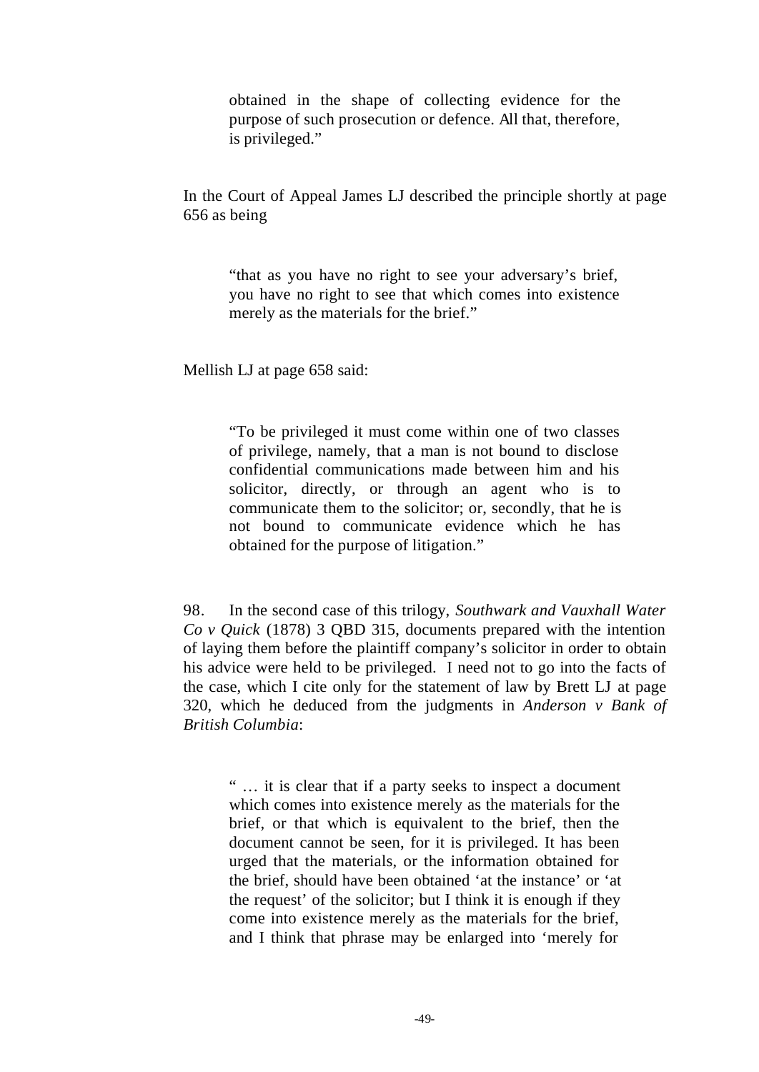> obtained in the shape of collecting evidence for the purpose of such prosecution or defence. All that, therefore, is privileged."

In the Court of Appeal James LJ described the principle shortly at page 656 as being

> "that as you have no right to see your adversary's brief, you have no right to see that which comes into existence merely as the materials for the brief."

Mellish LJ at page 658 said:

> "To be privileged it must come within one of two classes of privilege, namely, that a man is not bound to disclose confidential communications made between him and his solicitor, directly, or through an agent who is to communicate them to the solicitor; or, secondly, that he is not bound to communicate evidence which he has obtained for the purpose of litigation."

98. In the second case of this trilogy, *Southwark and Vauxhall Water Co v Quick* (1878) 3 QBD 315, documents prepared with the intention of laying them before the plaintiff company's solicitor in order to obtain his advice were held to be privileged. I need not to go into the facts of the case, which I cite only for the statement of law by Brett LJ at page 320, which he deduced from the judgments in *Anderson v Bank of British Columbia*:

> " … it is clear that if a party seeks to inspect a document which comes into existence merely as the materials for the brief, or that which is equivalent to the brief, then the document cannot be seen, for it is privileged. It has been urged that the materials, or the information obtained for the brief, should have been obtained 'at the instance' or 'at the request' of the solicitor; but I think it is enough if they come into existence merely as the materials for the brief, and I think that phrase may be enlarged into 'merely for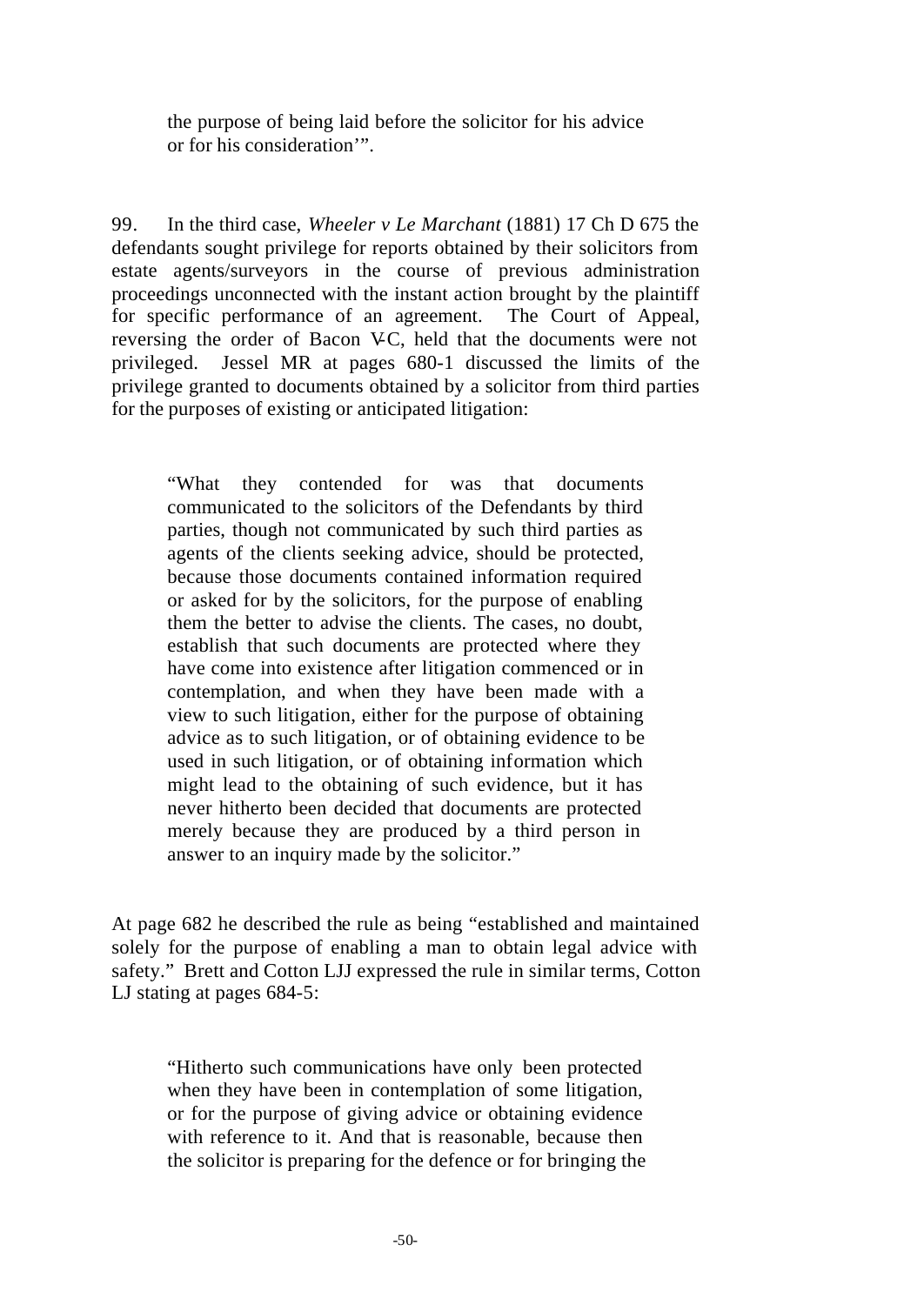> the purpose of being laid before the solicitor for his advice or for his consideration'".

99. In the third case, *Wheeler v Le Marchant* (1881) 17 Ch D 675 the defendants sought privilege for reports obtained by their solicitors from estate agents/surveyors in the course of previous administration proceedings unconnected with the instant action brought by the plaintiff for specific performance of an agreement. The Court of Appeal, reversing the order of Bacon V-C, held that the documents were not privileged. Jessel MR at pages 680-1 discussed the limits of the privilege granted to documents obtained by a solicitor from third parties for the purposes of existing or anticipated litigation:

> "What they contended for was that documents communicated to the solicitors of the Defendants by third parties, though not communicated by such third parties as agents of the clients seeking advice, should be protected, because those documents contained information required or asked for by the solicitors, for the purpose of enabling them the better to advise the clients. The cases, no doubt, establish that such documents are protected where they have come into existence after litigation commenced or in contemplation, and when they have been made with a view to such litigation, either for the purpose of obtaining advice as to such litigation, or of obtaining evidence to be used in such litigation, or of obtaining information which might lead to the obtaining of such evidence, but it has never hitherto been decided that documents are protected merely because they are produced by a third person in answer to an inquiry made by the solicitor."

At page 682 he described the rule as being "established and maintained solely for the purpose of enabling a man to obtain legal advice with safety." Brett and Cotton LJJ expressed the rule in similar terms, Cotton LJ stating at pages 684-5:

> "Hitherto such communications have only been protected when they have been in contemplation of some litigation, or for the purpose of giving advice or obtaining evidence with reference to it. And that is reasonable, because then the solicitor is preparing for the defence or for bringing the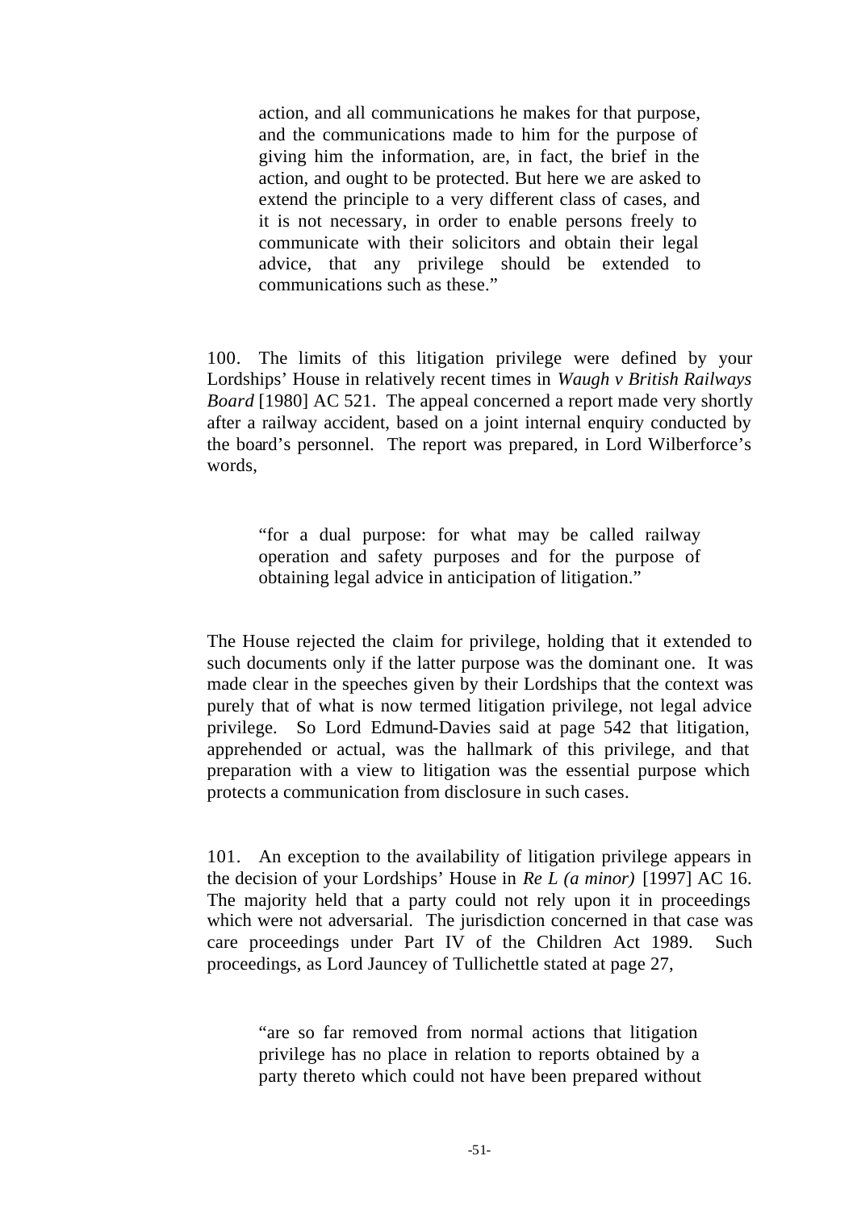> action, and all communications he makes for that purpose, and the communications made to him for the purpose of giving him the information, are, in fact, the brief in the action, and ought to be protected. But here we are asked to extend the principle to a very different class of cases, and it is not necessary, in order to enable persons freely to communicate with their solicitors and obtain their legal advice, that any privilege should be extended to communications such as these."

100. The limits of this litigation privilege were defined by your Lordships' House in relatively recent times in *Waugh v British Railways Board* [1980] AC 521. The appeal concerned a report made very shortly after a railway accident, based on a joint internal enquiry conducted by the board's personnel. The report was prepared, in Lord Wilberforce's words,

> "for a dual purpose: for what may be called railway operation and safety purposes and for the purpose of obtaining legal advice in anticipation of litigation."

The House rejected the claim for privilege, holding that it extended to such documents only if the latter purpose was the dominant one. It was made clear in the speeches given by their Lordships that the context was purely that of what is now termed litigation privilege, not legal advice privilege. So Lord Edmund-Davies said at page 542 that litigation, apprehended or actual, was the hallmark of this privilege, and that preparation with a view to litigation was the essential purpose which protects a communication from disclosure in such cases.

101. An exception to the availability of litigation privilege appears in the decision of your Lordships' House in *Re L (a minor)* [1997] AC 16. The majority held that a party could not rely upon it in proceedings which were not adversarial. The jurisdiction concerned in that case was care proceedings under Part IV of the Children Act 1989. Such proceedings, as Lord Jauncey of Tullichettle stated at page 27,

> "are so far removed from normal actions that litigation privilege has no place in relation to reports obtained by a party thereto which could not have been prepared without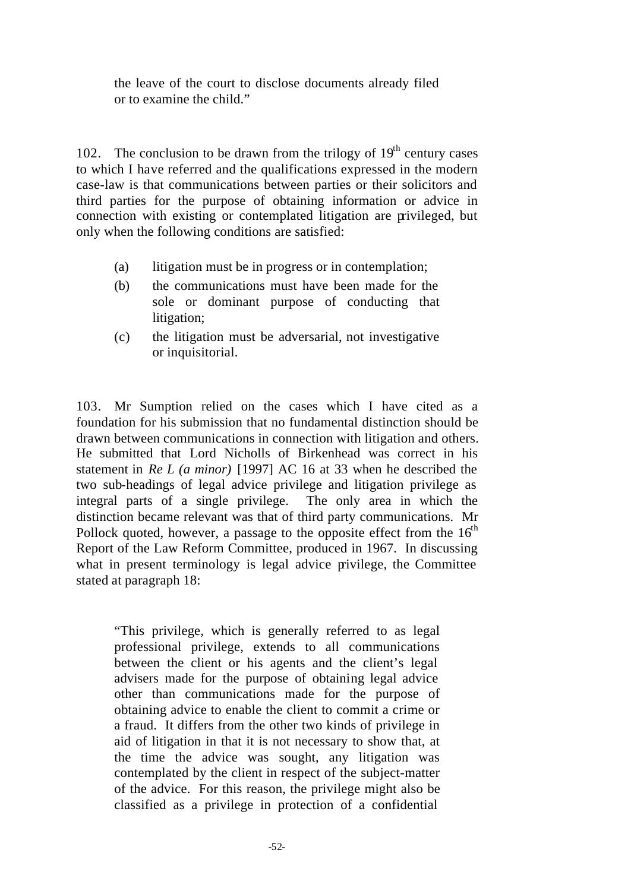> the leave of the court to disclose documents already filed or to examine the child."

102. The conclusion to be drawn from the trilogy of 19th century cases to which I have referred and the qualifications expressed in the modern case-law is that communications between parties or their solicitors and third parties for the purpose of obtaining information or advice in connection with existing or contemplated litigation are privileged, but only when the following conditions are satisfied:

> (a) litigation must be in progress or in contemplation;
>
> (b) the communications must have been made for the sole or dominant purpose of conducting that litigation;
>
> (c) the litigation must be adversarial, not investigative or inquisitorial.

103. Mr Sumption relied on the cases which I have cited as a foundation for his submission that no fundamental distinction should be drawn between communications in connection with litigation and others. He submitted that Lord Nicholls of Birkenhead was correct in his statement in *Re L (a minor)* [1997] AC 16 at 33 when he described the two sub-headings of legal advice privilege and litigation privilege as integral parts of a single privilege. The only area in which the distinction became relevant was that of third party communications. Mr Pollock quoted, however, a passage to the opposite effect from the 16th Report of the Law Reform Committee, produced in 1967. In discussing what in present terminology is legal advice privilege, the Committee stated at paragraph 18:

> "This privilege, which is generally referred to as legal professional privilege, extends to all communications between the client or his agents and the client's legal advisers made for the purpose of obtaining legal advice other than communications made for the purpose of obtaining advice to enable the client to commit a crime or a fraud. It differs from the other two kinds of privilege in aid of litigation in that it is not necessary to show that, at the time the advice was sought, any litigation was contemplated by the client in respect of the subject-matter of the advice. For this reason, the privilege might also be classified as a privilege in protection of a confidential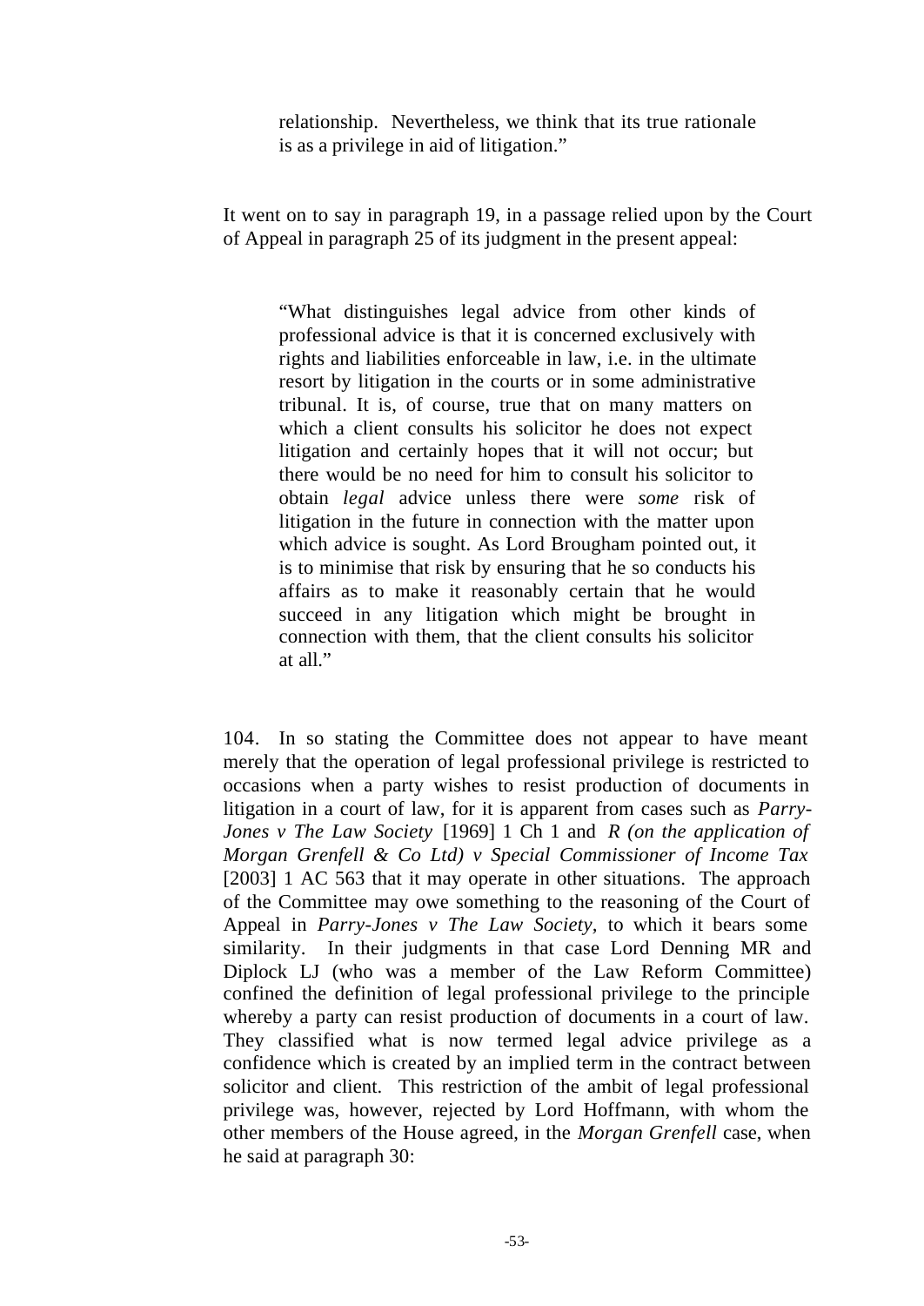> relationship. Nevertheless, we think that its true rationale is as a privilege in aid of litigation."

It went on to say in paragraph 19, in a passage relied upon by the Court of Appeal in paragraph 25 of its judgment in the present appeal:

> "What distinguishes legal advice from other kinds of professional advice is that it is concerned exclusively with rights and liabilities enforceable in law, i.e. in the ultimate resort by litigation in the courts or in some administrative tribunal. It is, of course, true that on many matters on which a client consults his solicitor he does not expect litigation and certainly hopes that it will not occur; but there would be no need for him to consult his solicitor to obtain *legal* advice unless there were *some* risk of litigation in the future in connection with the matter upon which advice is sought. As Lord Brougham pointed out, it is to minimise that risk by ensuring that he so conducts his affairs as to make it reasonably certain that he would succeed in any litigation which might be brought in connection with them, that the client consults his solicitor at all."

104. In so stating the Committee does not appear to have meant merely that the operation of legal professional privilege is restricted to occasions when a party wishes to resist production of documents in litigation in a court of law, for it is apparent from cases such as *Parry-Jones v The Law Society* [1969] 1 Ch 1 and *R (on the application of Morgan Grenfell & Co Ltd) v Special Commissioner of Income Tax* [2003] 1 AC 563 that it may operate in other situations. The approach of the Committee may owe something to the reasoning of the Court of Appeal in *Parry-Jones v The Law Society*, to which it bears some similarity. In their judgments in that case Lord Denning MR and Diplock LJ (who was a member of the Law Reform Committee) confined the definition of legal professional privilege to the principle whereby a party can resist production of documents in a court of law. They classified what is now termed legal advice privilege as a confidence which is created by an implied term in the contract between solicitor and client. This restriction of the ambit of legal professional privilege was, however, rejected by Lord Hoffmann, with whom the other members of the House agreed, in the *Morgan Grenfell* case, when he said at paragraph 30: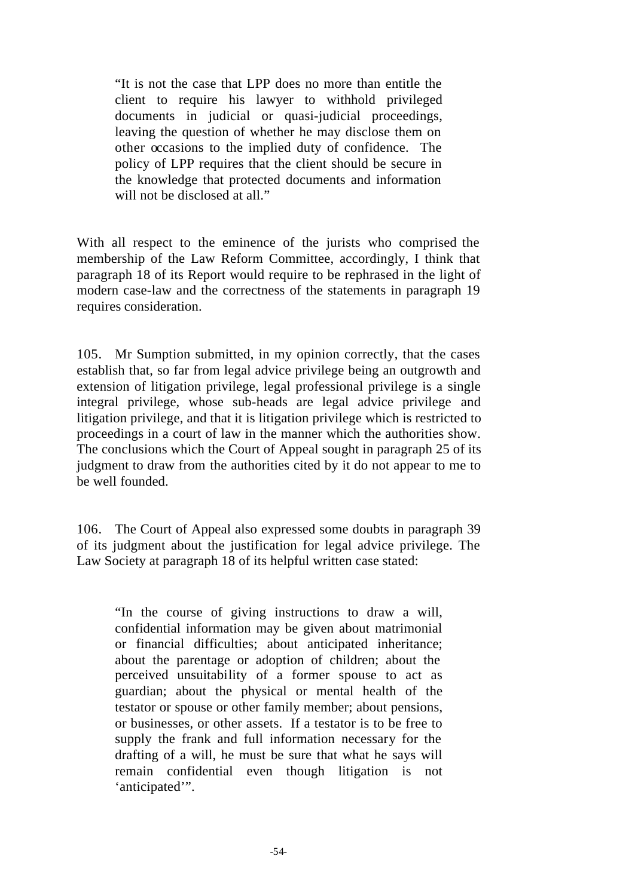> "It is not the case that LPP does no more than entitle the client to require his lawyer to withhold privileged documents in judicial or quasi-judicial proceedings, leaving the question of whether he may disclose them on other occasions to the implied duty of confidence. The policy of LPP requires that the client should be secure in the knowledge that protected documents and information will not be disclosed at all."

With all respect to the eminence of the jurists who comprised the membership of the Law Reform Committee, accordingly, I think that paragraph 18 of its Report would require to be rephrased in the light of modern case-law and the correctness of the statements in paragraph 19 requires consideration.

105. Mr Sumption submitted, in my opinion correctly, that the cases establish that, so far from legal advice privilege being an outgrowth and extension of litigation privilege, legal professional privilege is a single integral privilege, whose sub-heads are legal advice privilege and litigation privilege, and that it is litigation privilege which is restricted to proceedings in a court of law in the manner which the authorities show. The conclusions which the Court of Appeal sought in paragraph 25 of its judgment to draw from the authorities cited by it do not appear to me to be well founded.

106. The Court of Appeal also expressed some doubts in paragraph 39 of its judgment about the justification for legal advice privilege. The Law Society at paragraph 18 of its helpful written case stated:

> "In the course of giving instructions to draw a will, confidential information may be given about matrimonial or financial difficulties; about anticipated inheritance; about the parentage or adoption of children; about the perceived unsuitability of a former spouse to act as guardian; about the physical or mental health of the testator or spouse or other family member; about pensions, or businesses, or other assets. If a testator is to be free to supply the frank and full information necessary for the drafting of a will, he must be sure that what he says will remain confidential even though litigation is not 'anticipated'".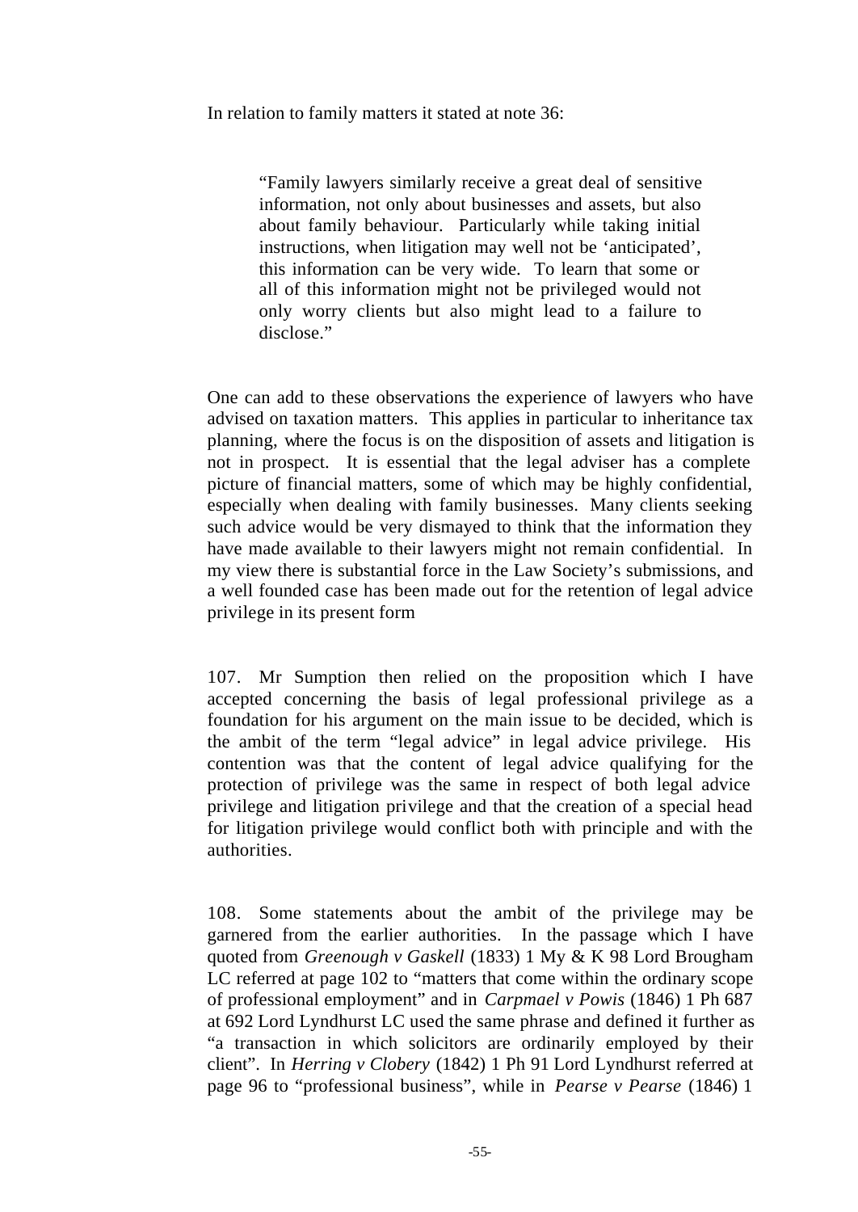In relation to family matters it stated at note 36:

> "Family lawyers similarly receive a great deal of sensitive information, not only about businesses and assets, but also about family behaviour. Particularly while taking initial instructions, when litigation may well not be 'anticipated', this information can be very wide. To learn that some or all of this information might not be privileged would not only worry clients but also might lead to a failure to disclose."

One can add to these observations the experience of lawyers who have advised on taxation matters. This applies in particular to inheritance tax planning, where the focus is on the disposition of assets and litigation is not in prospect. It is essential that the legal adviser has a complete picture of financial matters, some of which may be highly confidential, especially when dealing with family businesses. Many clients seeking such advice would be very dismayed to think that the information they have made available to their lawyers might not remain confidential. In my view there is substantial force in the Law Society's submissions, and a well founded case has been made out for the retention of legal advice privilege in its present form

107. Mr Sumption then relied on the proposition which I have accepted concerning the basis of legal professional privilege as a foundation for his argument on the main issue to be decided, which is the ambit of the term "legal advice" in legal advice privilege. His contention was that the content of legal advice qualifying for the protection of privilege was the same in respect of both legal advice privilege and litigation privilege and that the creation of a special head for litigation privilege would conflict both with principle and with the authorities.

108. Some statements about the ambit of the privilege may be garnered from the earlier authorities. In the passage which I have quoted from *Greenough v Gaskell* (1833) 1 My & K 98 Lord Brougham LC referred at page 102 to "matters that come within the ordinary scope of professional employment" and in *Carpmael v Powis* (1846) 1 Ph 687 at 692 Lord Lyndhurst LC used the same phrase and defined it further as "a transaction in which solicitors are ordinarily employed by their client". In *Herring v Clobery* (1842) 1 Ph 91 Lord Lyndhurst referred at page 96 to "professional business", while in *Pearse v Pearse* (1846) 1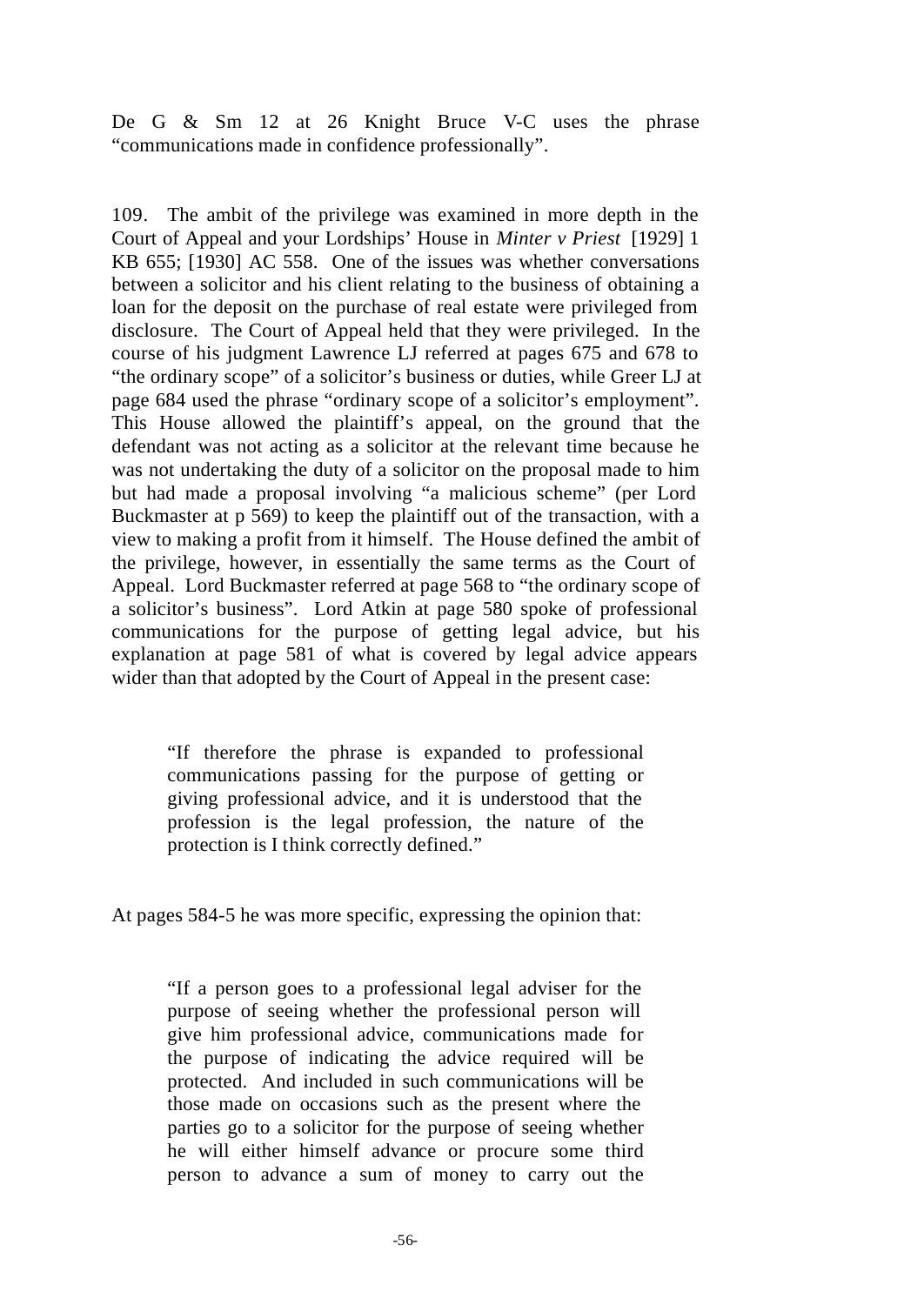De G & Sm 12 at 26 Knight Bruce V-C uses the phrase "communications made in confidence professionally".

109. The ambit of the privilege was examined in more depth in the Court of Appeal and your Lordships' House in *Minter v Priest* [1929] 1 KB 655; [1930] AC 558. One of the issues was whether conversations between a solicitor and his client relating to the business of obtaining a loan for the deposit on the purchase of real estate were privileged from disclosure. The Court of Appeal held that they were privileged. In the course of his judgment Lawrence LJ referred at pages 675 and 678 to "the ordinary scope" of a solicitor's business or duties, while Greer LJ at page 684 used the phrase "ordinary scope of a solicitor's employment". This House allowed the plaintiff's appeal, on the ground that the defendant was not acting as a solicitor at the relevant time because he was not undertaking the duty of a solicitor on the proposal made to him but had made a proposal involving "a malicious scheme" (per Lord Buckmaster at p 569) to keep the plaintiff out of the transaction, with a view to making a profit from it himself. The House defined the ambit of the privilege, however, in essentially the same terms as the Court of Appeal. Lord Buckmaster referred at page 568 to "the ordinary scope of a solicitor's business". Lord Atkin at page 580 spoke of professional communications for the purpose of getting legal advice, but his explanation at page 581 of what is covered by legal advice appears wider than that adopted by the Court of Appeal in the present case:

> "If therefore the phrase is expanded to professional communications passing for the purpose of getting or giving professional advice, and it is understood that the profession is the legal profession, the nature of the protection is I think correctly defined."

At pages 584-5 he was more specific, expressing the opinion that:

> "If a person goes to a professional legal adviser for the purpose of seeing whether the professional person will give him professional advice, communications made for the purpose of indicating the advice required will be protected. And included in such communications will be those made on occasions such as the present where the parties go to a solicitor for the purpose of seeing whether he will either himself advance or procure some third person to advance a sum of money to carry out the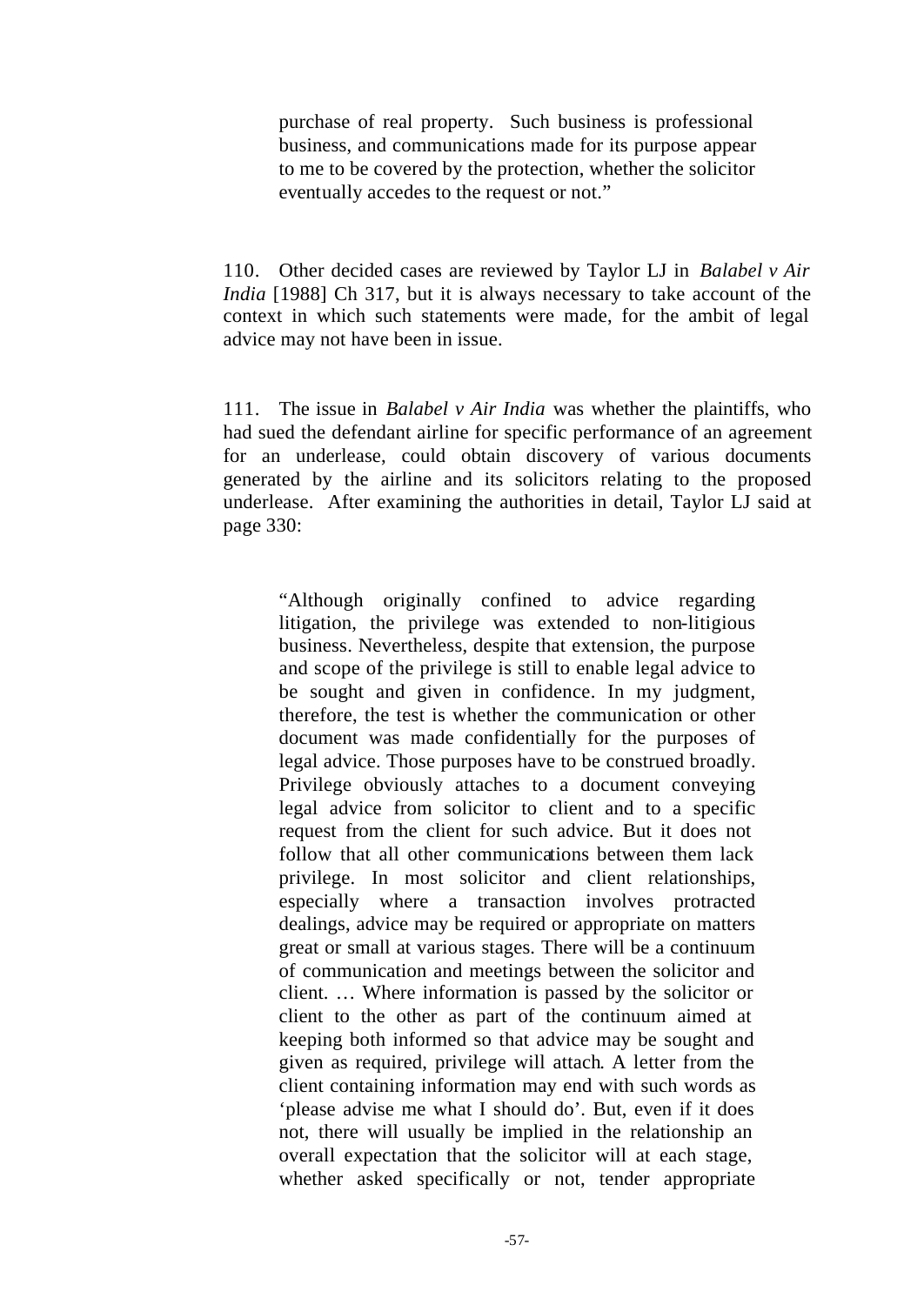> purchase of real property. Such business is professional business, and communications made for its purpose appear to me to be covered by the protection, whether the solicitor eventually accedes to the request or not."

110. Other decided cases are reviewed by Taylor LJ in *Balabel v Air India* [1988] Ch 317, but it is always necessary to take account of the context in which such statements were made, for the ambit of legal advice may not have been in issue.

111. The issue in *Balabel v Air India* was whether the plaintiffs, who had sued the defendant airline for specific performance of an agreement for an underlease, could obtain discovery of various documents generated by the airline and its solicitors relating to the proposed underlease. After examining the authorities in detail, Taylor LJ said at page 330:

> "Although originally confined to advice regarding litigation, the privilege was extended to non-litigious business. Nevertheless, despite that extension, the purpose and scope of the privilege is still to enable legal advice to be sought and given in confidence. In my judgment, therefore, the test is whether the communication or other document was made confidentially for the purposes of legal advice. Those purposes have to be construed broadly. Privilege obviously attaches to a document conveying legal advice from solicitor to client and to a specific request from the client for such advice. But it does not follow that all other communications between them lack privilege. In most solicitor and client relationships, especially where a transaction involves protracted dealings, advice may be required or appropriate on matters great or small at various stages. There will be a continuum of communication and meetings between the solicitor and client. … Where information is passed by the solicitor or client to the other as part of the continuum aimed at keeping both informed so that advice may be sought and given as required, privilege will attach. A letter from the client containing information may end with such words as 'please advise me what I should do'. But, even if it does not, there will usually be implied in the relationship an overall expectation that the solicitor will at each stage, whether asked specifically or not, tender appropriate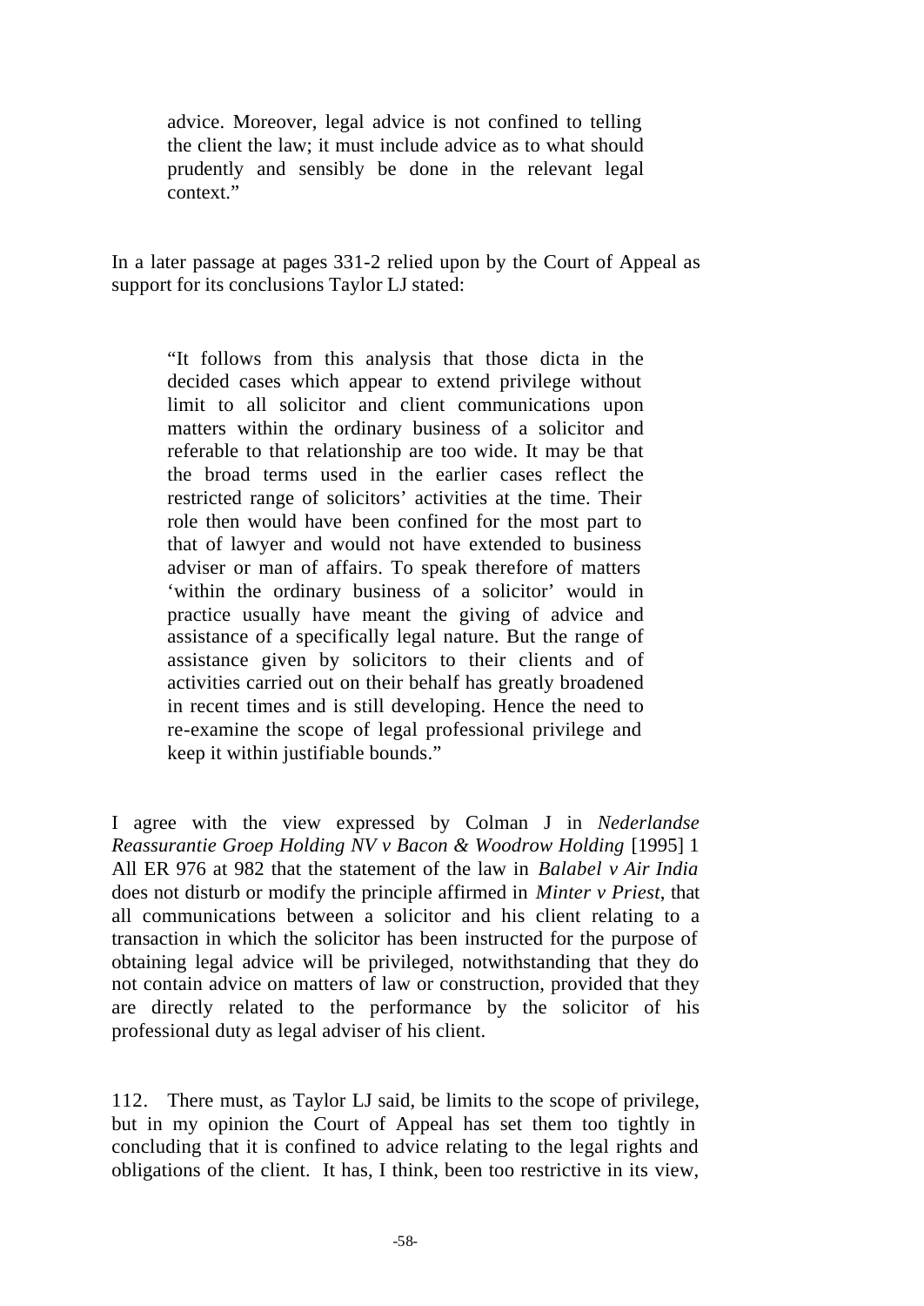> advice. Moreover, legal advice is not confined to telling the client the law; it must include advice as to what should prudently and sensibly be done in the relevant legal context."

In a later passage at pages 331-2 relied upon by the Court of Appeal as support for its conclusions Taylor LJ stated:

> "It follows from this analysis that those dicta in the decided cases which appear to extend privilege without limit to all solicitor and client communications upon matters within the ordinary business of a solicitor and referable to that relationship are too wide. It may be that the broad terms used in the earlier cases reflect the restricted range of solicitors' activities at the time. Their role then would have been confined for the most part to that of lawyer and would not have extended to business adviser or man of affairs. To speak therefore of matters 'within the ordinary business of a solicitor' would in practice usually have meant the giving of advice and assistance of a specifically legal nature. But the range of assistance given by solicitors to their clients and of activities carried out on their behalf has greatly broadened in recent times and is still developing. Hence the need to re-examine the scope of legal professional privilege and keep it within justifiable bounds."

I agree with the view expressed by Colman J in *Nederlandse Reassurantie Groep Holding NV v Bacon & Woodrow Holding* [1995] 1 All ER 976 at 982 that the statement of the law in *Balabel v Air India* does not disturb or modify the principle affirmed in *Minter v Priest*, that all communications between a solicitor and his client relating to a transaction in which the solicitor has been instructed for the purpose of obtaining legal advice will be privileged, notwithstanding that they do not contain advice on matters of law or construction, provided that they are directly related to the performance by the solicitor of his professional duty as legal adviser of his client.

112. There must, as Taylor LJ said, be limits to the scope of privilege, but in my opinion the Court of Appeal has set them too tightly in concluding that it is confined to advice relating to the legal rights and obligations of the client. It has, I think, been too restrictive in its view,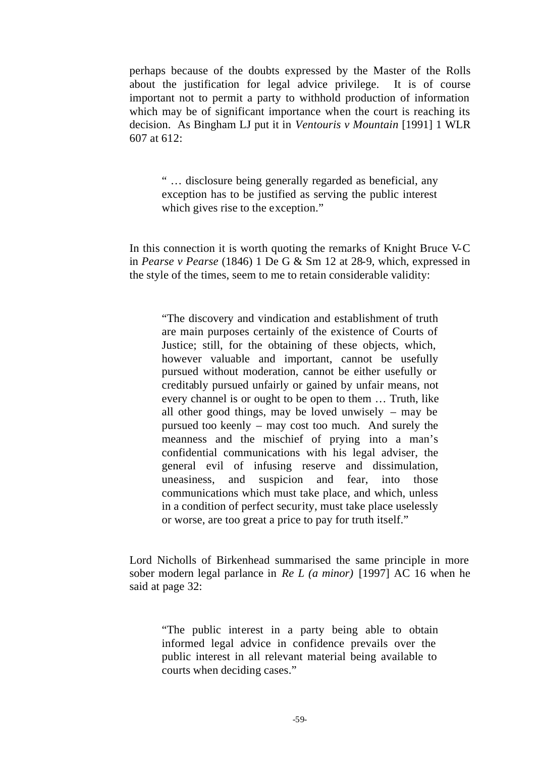perhaps because of the doubts expressed by the Master of the Rolls about the justification for legal advice privilege. It is of course important not to permit a party to withhold production of information which may be of significant importance when the court is reaching its decision. As Bingham LJ put it in *Ventouris v Mountain* [1991] 1 WLR 607 at 612:

> " … disclosure being generally regarded as beneficial, any exception has to be justified as serving the public interest which gives rise to the exception."

In this connection it is worth quoting the remarks of Knight Bruce V-C in *Pearse v Pearse* (1846) 1 De G & Sm 12 at 28-9, which, expressed in the style of the times, seem to me to retain considerable validity:

> "The discovery and vindication and establishment of truth are main purposes certainly of the existence of Courts of Justice; still, for the obtaining of these objects, which, however valuable and important, cannot be usefully pursued without moderation, cannot be either usefully or creditably pursued unfairly or gained by unfair means, not every channel is or ought to be open to them … Truth, like all other good things, may be loved unwisely – may be pursued too keenly – may cost too much. And surely the meanness and the mischief of prying into a man's confidential communications with his legal adviser, the general evil of infusing reserve and dissimulation, uneasiness, and suspicion and fear, into those communications which must take place, and which, unless in a condition of perfect security, must take place uselessly or worse, are too great a price to pay for truth itself."

Lord Nicholls of Birkenhead summarised the same principle in more sober modern legal parlance in *Re L (a minor)* [1997] AC 16 when he said at page 32:

> "The public interest in a party being able to obtain informed legal advice in confidence prevails over the public interest in all relevant material being available to courts when deciding cases."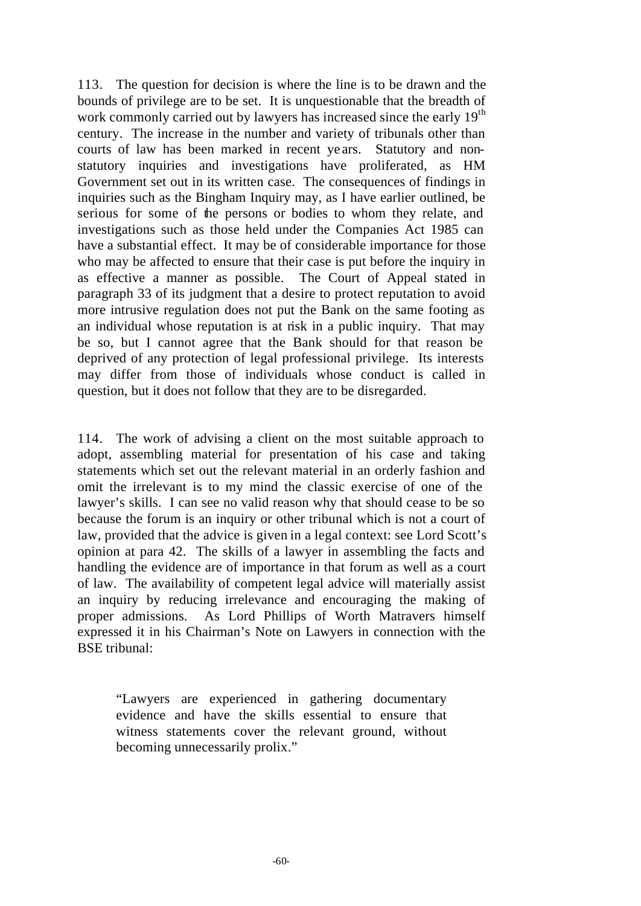113. The question for decision is where the line is to be drawn and the bounds of privilege are to be set. It is unquestionable that the breadth of work commonly carried out by lawyers has increased since the early 19th century. The increase in the number and variety of tribunals other than courts of law has been marked in recent years. Statutory and non-statutory inquiries and investigations have proliferated, as HM Government set out in its written case. The consequences of findings in inquiries such as the Bingham Inquiry may, as I have earlier outlined, be serious for some of the persons or bodies to whom they relate, and investigations such as those held under the Companies Act 1985 can have a substantial effect. It may be of considerable importance for those who may be affected to ensure that their case is put before the inquiry in as effective a manner as possible. The Court of Appeal stated in paragraph 33 of its judgment that a desire to protect reputation to avoid more intrusive regulation does not put the Bank on the same footing as an individual whose reputation is at risk in a public inquiry. That may be so, but I cannot agree that the Bank should for that reason be deprived of any protection of legal professional privilege. Its interests may differ from those of individuals whose conduct is called in question, but it does not follow that they are to be disregarded.

114. The work of advising a client on the most suitable approach to adopt, assembling material for presentation of his case and taking statements which set out the relevant material in an orderly fashion and omit the irrelevant is to my mind the classic exercise of one of the lawyer's skills. I can see no valid reason why that should cease to be so because the forum is an inquiry or other tribunal which is not a court of law, provided that the advice is given in a legal context: see Lord Scott's opinion at para 42. The skills of a lawyer in assembling the facts and handling the evidence are of importance in that forum as well as a court of law. The availability of competent legal advice will materially assist an inquiry by reducing irrelevance and encouraging the making of proper admissions. As Lord Phillips of Worth Matravers himself expressed it in his Chairman's Note on Lawyers in connection with the BSE tribunal:

> "Lawyers are experienced in gathering documentary evidence and have the skills essential to ensure that witness statements cover the relevant ground, without becoming unnecessarily prolix."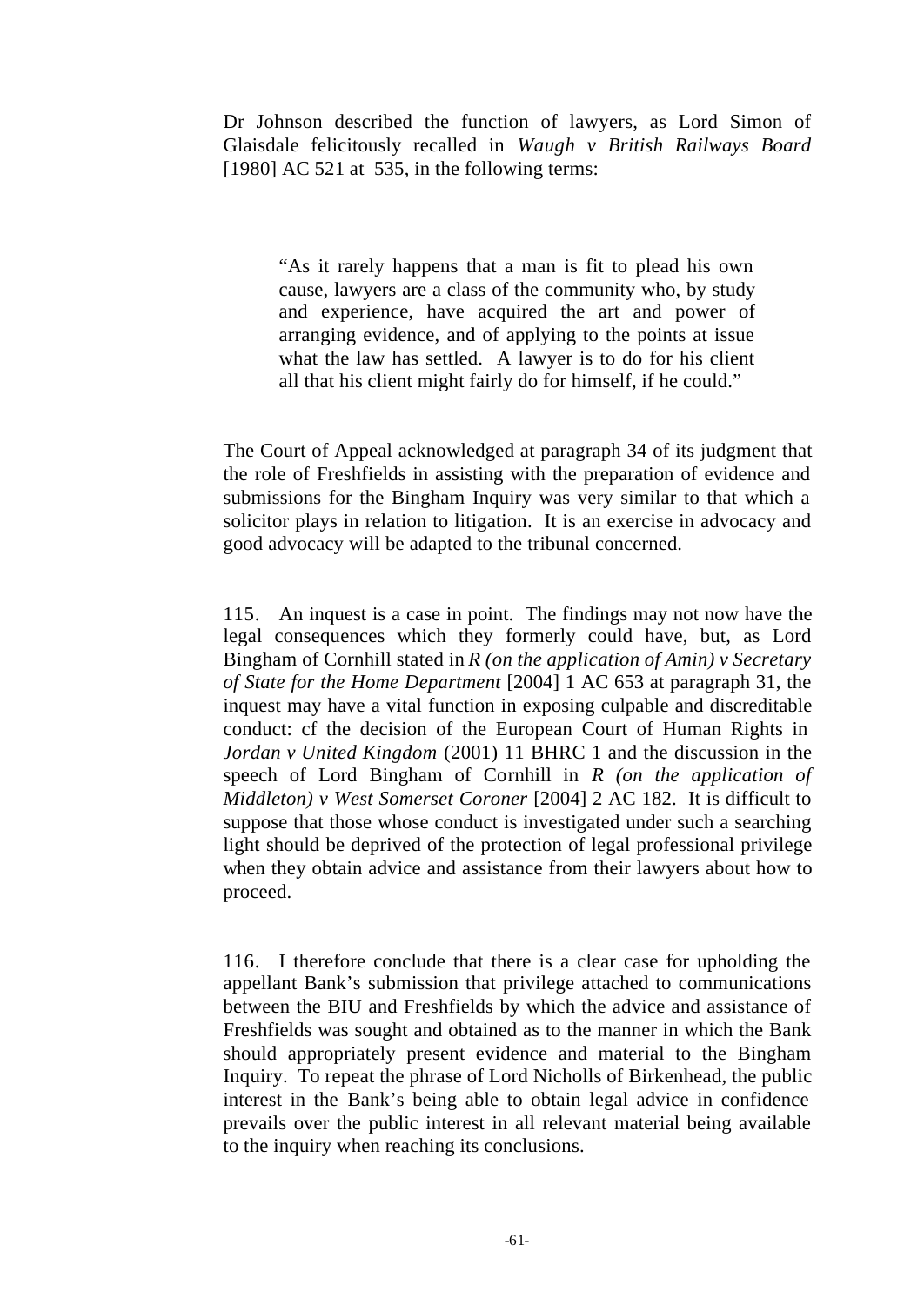Dr Johnson described the function of lawyers, as Lord Simon of Glaisdale felicitously recalled in *Waugh v British Railways Board* [1980] AC 521 at 535, in the following terms:

> "As it rarely happens that a man is fit to plead his own cause, lawyers are a class of the community who, by study and experience, have acquired the art and power of arranging evidence, and of applying to the points at issue what the law has settled. A lawyer is to do for his client all that his client might fairly do for himself, if he could."

The Court of Appeal acknowledged at paragraph 34 of its judgment that the role of Freshfields in assisting with the preparation of evidence and submissions for the Bingham Inquiry was very similar to that which a solicitor plays in relation to litigation. It is an exercise in advocacy and good advocacy will be adapted to the tribunal concerned.

115. An inquest is a case in point. The findings may not now have the legal consequences which they formerly could have, but, as Lord Bingham of Cornhill stated in *R (on the application of Amin) v Secretary of State for the Home Department* [2004] 1 AC 653 at paragraph 31, the inquest may have a vital function in exposing culpable and discreditable conduct: cf the decision of the European Court of Human Rights in *Jordan v United Kingdom* (2001) 11 BHRC 1 and the discussion in the speech of Lord Bingham of Cornhill in *R (on the application of Middleton) v West Somerset Coroner* [2004] 2 AC 182. It is difficult to suppose that those whose conduct is investigated under such a searching light should be deprived of the protection of legal professional privilege when they obtain advice and assistance from their lawyers about how to proceed.

116. I therefore conclude that there is a clear case for upholding the appellant Bank's submission that privilege attached to communications between the BIU and Freshfields by which the advice and assistance of Freshfields was sought and obtained as to the manner in which the Bank should appropriately present evidence and material to the Bingham Inquiry. To repeat the phrase of Lord Nicholls of Birkenhead, the public interest in the Bank's being able to obtain legal advice in confidence prevails over the public interest in all relevant material being available to the inquiry when reaching its conclusions.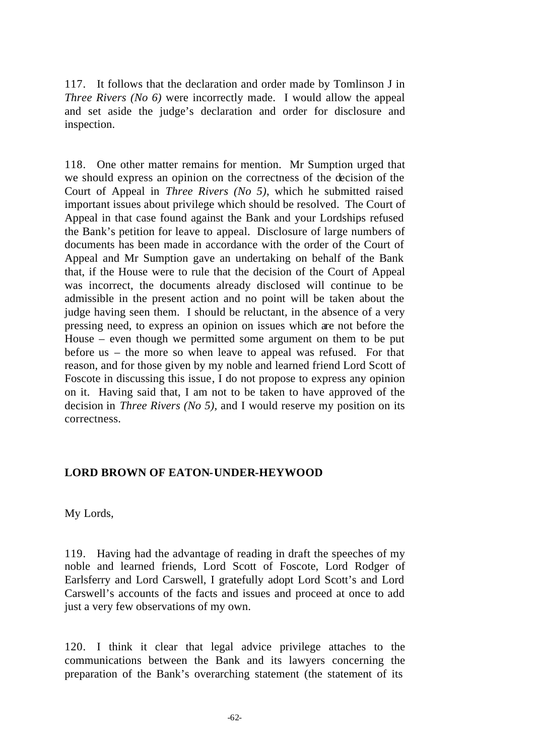117. It follows that the declaration and order made by Tomlinson J in *Three Rivers (No 6)* were incorrectly made. I would allow the appeal and set aside the judge's declaration and order for disclosure and inspection.

118. One other matter remains for mention. Mr Sumption urged that we should express an opinion on the correctness of the decision of the Court of Appeal in *Three Rivers (No 5)*, which he submitted raised important issues about privilege which should be resolved. The Court of Appeal in that case found against the Bank and your Lordships refused the Bank's petition for leave to appeal. Disclosure of large numbers of documents has been made in accordance with the order of the Court of Appeal and Mr Sumption gave an undertaking on behalf of the Bank that, if the House were to rule that the decision of the Court of Appeal was incorrect, the documents already disclosed will continue to be admissible in the present action and no point will be taken about the judge having seen them. I should be reluctant, in the absence of a very pressing need, to express an opinion on issues which are not before the House – even though we permitted some argument on them to be put before us – the more so when leave to appeal was refused. For that reason, and for those given by my noble and learned friend Lord Scott of Foscote in discussing this issue, I do not propose to express any opinion on it. Having said that, I am not to be taken to have approved of the decision in *Three Rivers (No 5)*, and I would reserve my position on its correctness.

**LORD BROWN OF EATON-UNDER-HEYWOOD**

My Lords,

119. Having had the advantage of reading in draft the speeches of my noble and learned friends, Lord Scott of Foscote, Lord Rodger of Earlsferry and Lord Carswell, I gratefully adopt Lord Scott's and Lord Carswell's accounts of the facts and issues and proceed at once to add just a very few observations of my own.

120. I think it clear that legal advice privilege attaches to the communications between the Bank and its lawyers concerning the preparation of the Bank's overarching statement (the statement of its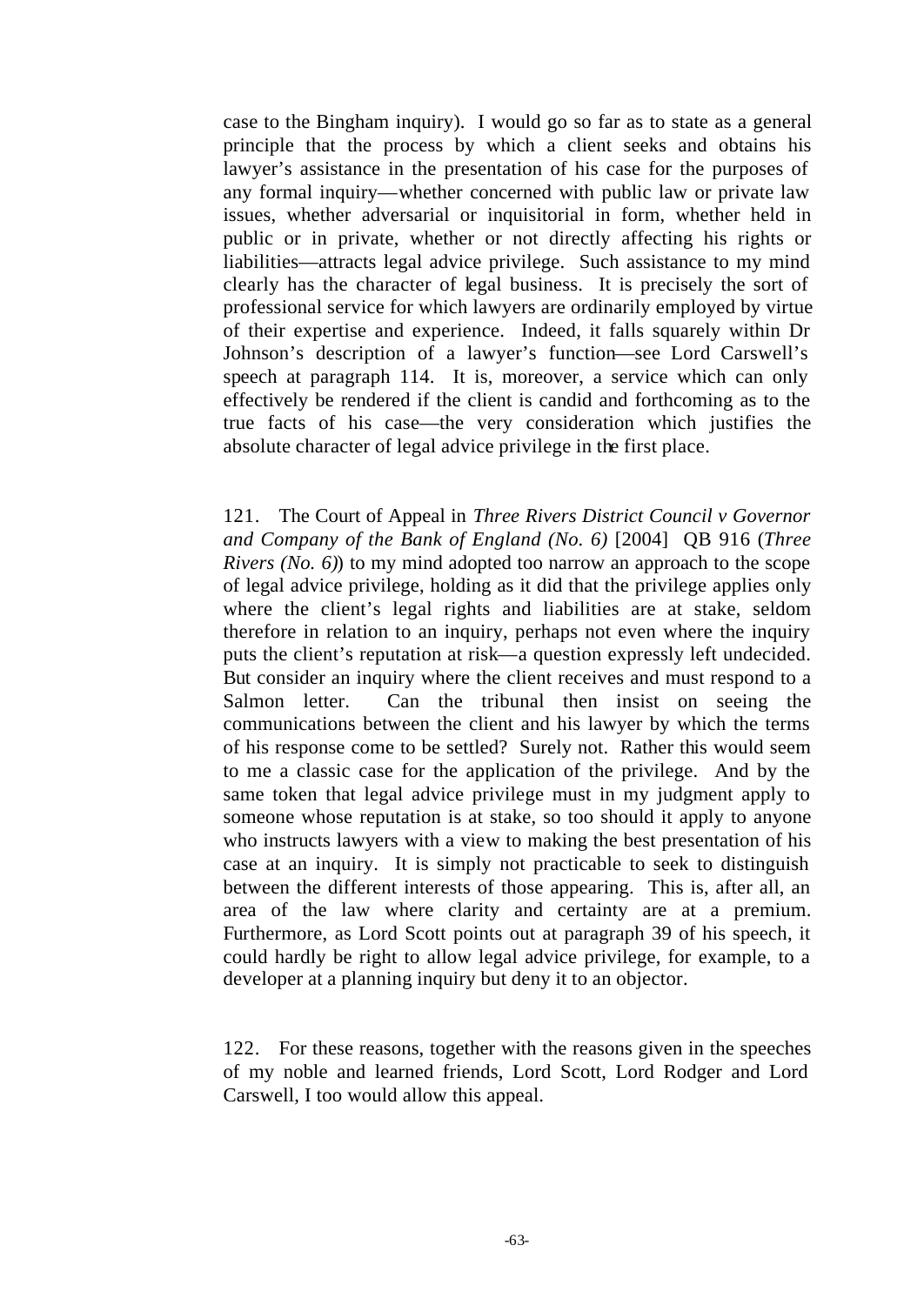case to the Bingham inquiry). I would go so far as to state as a general principle that the process by which a client seeks and obtains his lawyer's assistance in the presentation of his case for the purposes of any formal inquiry—whether concerned with public law or private law issues, whether adversarial or inquisitorial in form, whether held in public or in private, whether or not directly affecting his rights or liabilities—attracts legal advice privilege. Such assistance to my mind clearly has the character of legal business. It is precisely the sort of professional service for which lawyers are ordinarily employed by virtue of their expertise and experience. Indeed, it falls squarely within Dr Johnson's description of a lawyer's function—see Lord Carswell's speech at paragraph 114. It is, moreover, a service which can only effectively be rendered if the client is candid and forthcoming as to the true facts of his case—the very consideration which justifies the absolute character of legal advice privilege in the first place.

121. The Court of Appeal in *Three Rivers District Council v Governor and Company of the Bank of England (No. 6)* [2004] QB 916 (*Three Rivers (No. 6)*) to my mind adopted too narrow an approach to the scope of legal advice privilege, holding as it did that the privilege applies only where the client's legal rights and liabilities are at stake, seldom therefore in relation to an inquiry, perhaps not even where the inquiry puts the client's reputation at risk—a question expressly left undecided. But consider an inquiry where the client receives and must respond to a Salmon letter. Can the tribunal then insist on seeing the communications between the client and his lawyer by which the terms of his response come to be settled? Surely not. Rather this would seem to me a classic case for the application of the privilege. And by the same token that legal advice privilege must in my judgment apply to someone whose reputation is at stake, so too should it apply to anyone who instructs lawyers with a view to making the best presentation of his case at an inquiry. It is simply not practicable to seek to distinguish between the different interests of those appearing. This is, after all, an area of the law where clarity and certainty are at a premium. Furthermore, as Lord Scott points out at paragraph 39 of his speech, it could hardly be right to allow legal advice privilege, for example, to a developer at a planning inquiry but deny it to an objector.

122. For these reasons, together with the reasons given in the speeches of my noble and learned friends, Lord Scott, Lord Rodger and Lord Carswell, I too would allow this appeal.